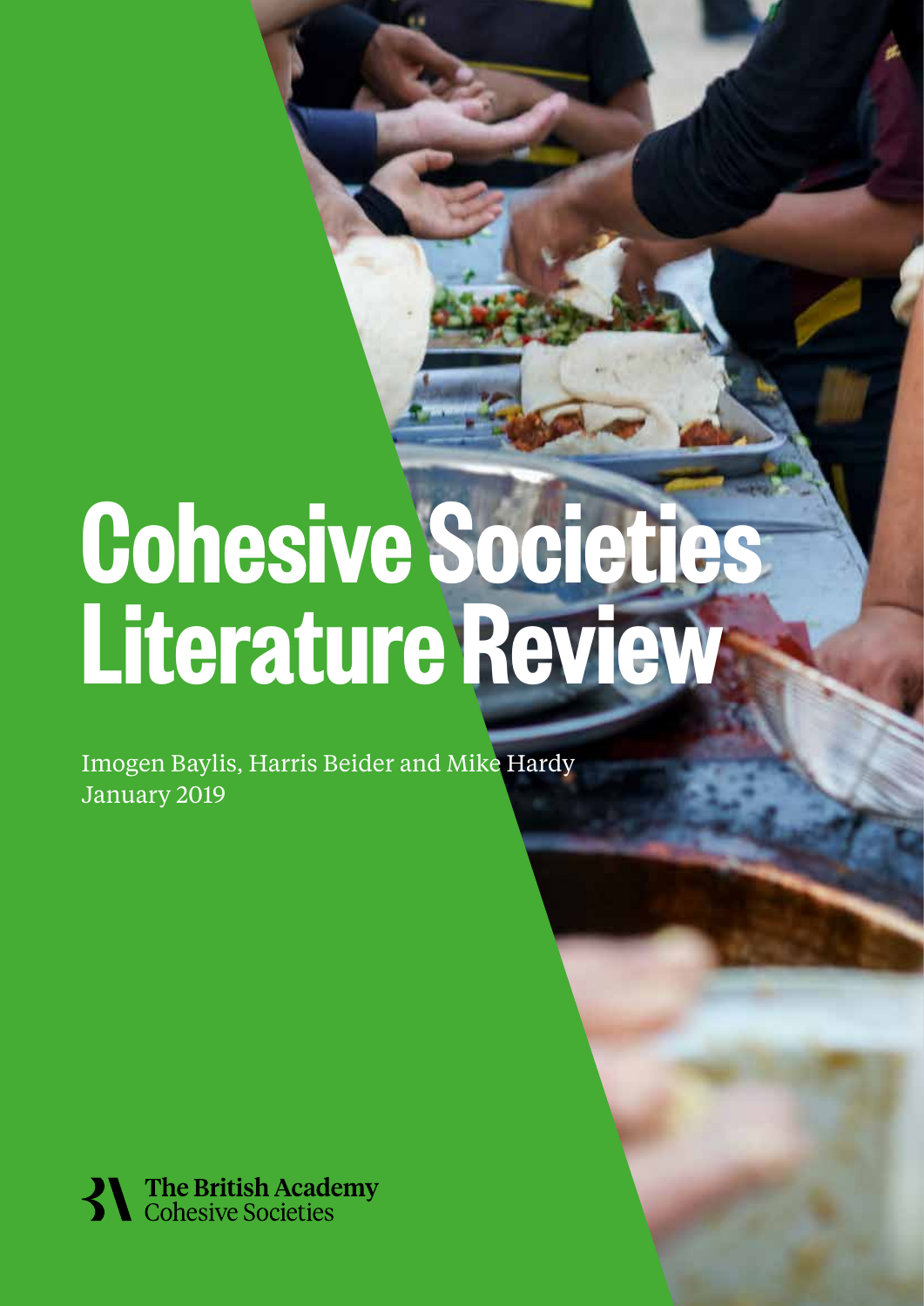# Cohesive Societies Literature Review

Imogen Baylis, Harris Beider and Mike Hardy
January 2019

The British Academy
Cohesive Societies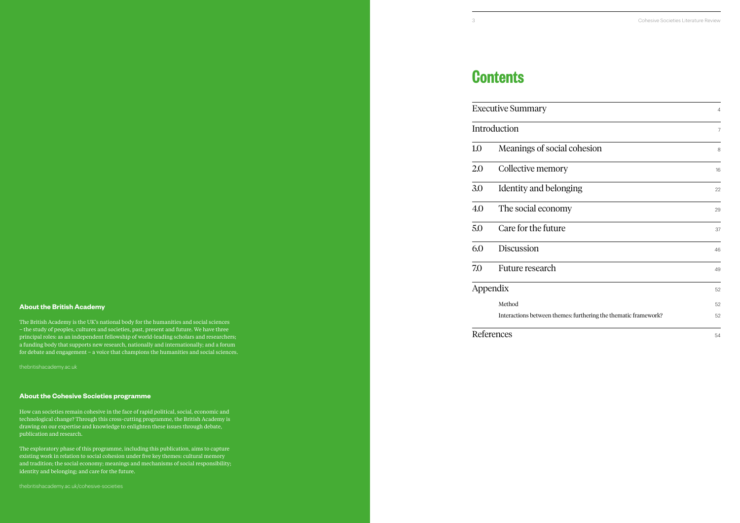**About the British Academy**

The British Academy is the UK's national body for the humanities and social sciences – the study of peoples, cultures and societies, past, present and future. We have three principal roles: as an independent fellowship of world-leading scholars and researchers; a funding body that supports new research, nationally and internationally; and a forum for debate and engagement – a voice that champions the humanities and social sciences.

thebritishacademy.ac.uk

**About the Cohesive Societies programme**

How can societies remain cohesive in the face of rapid political, social, economic and technological change? Through this cross-cutting programme, the British Academy is drawing on our expertise and knowledge to enlighten these issues through debate, publication and research.

The exploratory phase of this programme, including this publication, aims to capture existing work in relation to social cohesion under five key themes: cultural memory and tradition; the social economy; meanings and mechanisms of social responsibility; identity and belonging; and care for the future.

thebritishacademy.ac.uk/cohesive-societies

# Contents

| | | |
|---|---|---|
| Executive Summary | | 4 |
| Introduction | | 7 |
| 1.0 | Meanings of social cohesion | 8 |
| 2.0 | Collective memory | 16 |
| 3.0 | Identity and belonging | 22 |
| 4.0 | The social economy | 29 |
| 5.0 | Care for the future | 37 |
| 6.0 | Discussion | 46 |
| 7.0 | Future research | 49 |
| Appendix | | 52 |
| | Method | 52 |
| | Interactions between themes: furthering the thematic framework? | 52 |
| References | | 54 |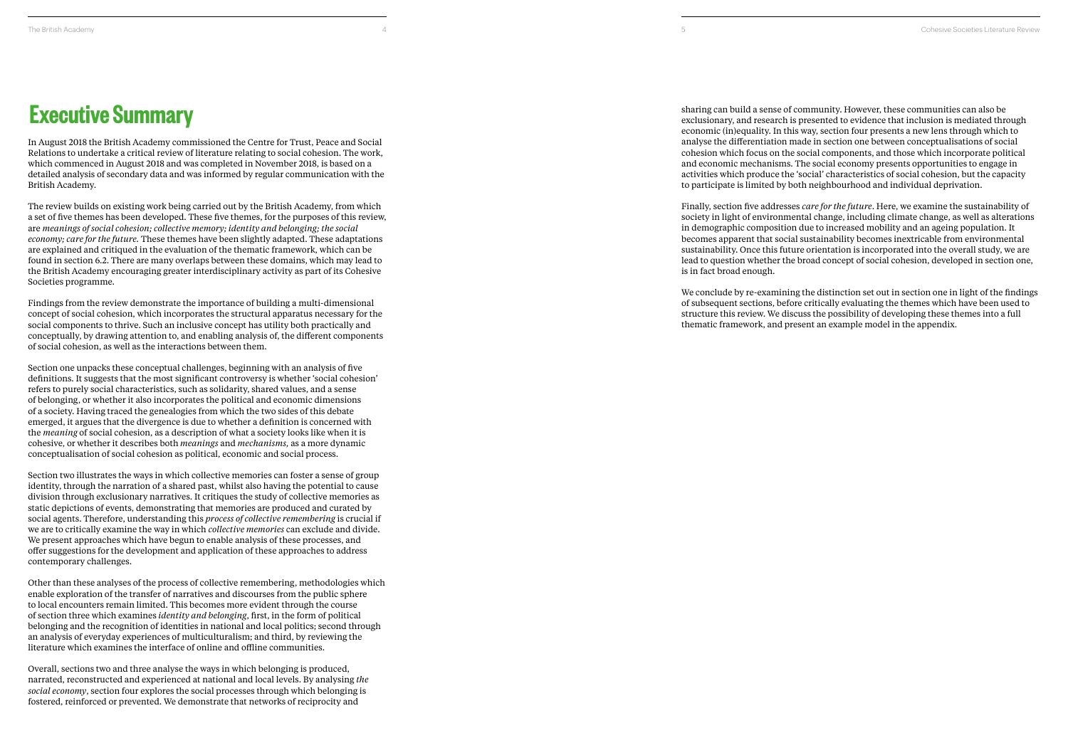# Executive Summary

In August 2018 the British Academy commissioned the Centre for Trust, Peace and Social Relations to undertake a critical review of literature relating to social cohesion. The work, which commenced in August 2018 and was completed in November 2018, is based on a detailed analysis of secondary data and was informed by regular communication with the British Academy.

The review builds on existing work being carried out by the British Academy, from which a set of five themes has been developed. These five themes, for the purposes of this review, are *meanings of social cohesion; collective memory; identity and belonging; the social economy; care for the future.* These themes have been slightly adapted. These adaptations are explained and critiqued in the evaluation of the thematic framework, which can be found in section 6.2. There are many overlaps between these domains, which may lead to the British Academy encouraging greater interdisciplinary activity as part of its Cohesive Societies programme.

Findings from the review demonstrate the importance of building a multi-dimensional concept of social cohesion, which incorporates the structural apparatus necessary for the social components to thrive. Such an inclusive concept has utility both practically and conceptually, by drawing attention to, and enabling analysis of, the different components of social cohesion, as well as the interactions between them.

Section one unpacks these conceptual challenges, beginning with an analysis of five definitions. It suggests that the most significant controversy is whether 'social cohesion' refers to purely social characteristics, such as solidarity, shared values, and a sense of belonging, or whether it also incorporates the political and economic dimensions of a society. Having traced the genealogies from which the two sides of this debate emerged, it argues that the divergence is due to whether a definition is concerned with the *meaning* of social cohesion, as a description of what a society looks like when it is cohesive, or whether it describes both *meanings* and *mechanisms,* as a more dynamic conceptualisation of social cohesion as political, economic and social process.

Section two illustrates the ways in which collective memories can foster a sense of group identity, through the narration of a shared past, whilst also having the potential to cause division through exclusionary narratives. It critiques the study of collective memories as static depictions of events, demonstrating that memories are produced and curated by social agents. Therefore, understanding this *process of collective remembering* is crucial if we are to critically examine the way in which *collective memories* can exclude and divide. We present approaches which have begun to enable analysis of these processes, and offer suggestions for the development and application of these approaches to address contemporary challenges.

Other than these analyses of the process of collective remembering, methodologies which enable exploration of the transfer of narratives and discourses from the public sphere to local encounters remain limited. This becomes more evident through the course of section three which examines *identity and belonging*, first, in the form of political belonging and the recognition of identities in national and local politics; second through an analysis of everyday experiences of multiculturalism; and third, by reviewing the literature which examines the interface of online and offline communities.

Overall, sections two and three analyse the ways in which belonging is produced, narrated, reconstructed and experienced at national and local levels. By analysing *the social economy*, section four explores the social processes through which belonging is fostered, reinforced or prevented. We demonstrate that networks of reciprocity and sharing can build a sense of community. However, these communities can also be exclusionary, and research is presented to evidence that inclusion is mediated through economic (in)equality. In this way, section four presents a new lens through which to analyse the differentiation made in section one between conceptualisations of social cohesion which focus on the social components, and those which incorporate political and economic mechanisms. The social economy presents opportunities to engage in activities which produce the 'social' characteristics of social cohesion, but the capacity to participate is limited by both neighbourhood and individual deprivation.

Finally, section five addresses *care for the future*. Here, we examine the sustainability of society in light of environmental change, including climate change, as well as alterations in demographic composition due to increased mobility and an ageing population. It becomes apparent that social sustainability becomes inextricable from environmental sustainability. Once this future orientation is incorporated into the overall study, we are lead to question whether the broad concept of social cohesion, developed in section one, is in fact broad enough.

We conclude by re-examining the distinction set out in section one in light of the findings of subsequent sections, before critically evaluating the themes which have been used to structure this review. We discuss the possibility of developing these themes into a full thematic framework, and present an example model in the appendix.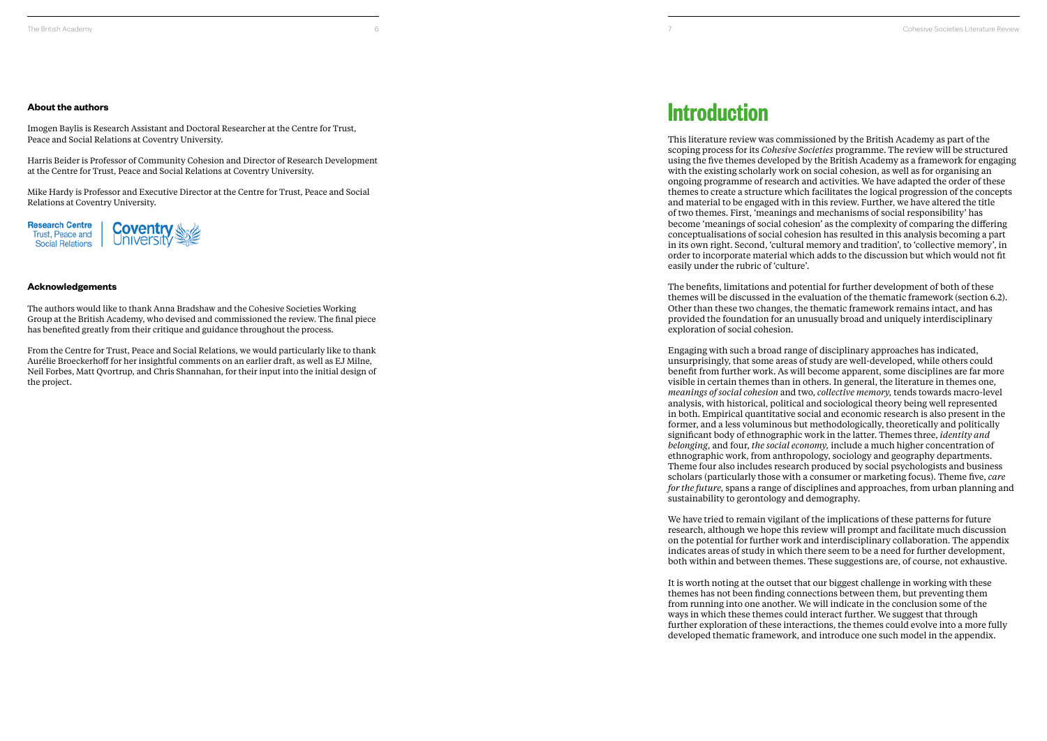**About the authors**

Imogen Baylis is Research Assistant and Doctoral Researcher at the Centre for Trust, Peace and Social Relations at Coventry University.

Harris Beider is Professor of Community Cohesion and Director of Research Development at the Centre for Trust, Peace and Social Relations at Coventry University.

Mike Hardy is Professor and Executive Director at the Centre for Trust, Peace and Social Relations at Coventry University.

Research Centre Trust, Peace and Social Relations | Coventry University

**Acknowledgements**

The authors would like to thank Anna Bradshaw and the Cohesive Societies Working Group at the British Academy, who devised and commissioned the review. The final piece has benefited greatly from their critique and guidance throughout the process.

From the Centre for Trust, Peace and Social Relations, we would particularly like to thank Aurélie Broeckerhoff for her insightful comments on an earlier draft, as well as EJ Milne, Neil Forbes, Matt Qvortrup, and Chris Shannahan, for their input into the initial design of the project.

# Introduction

This literature review was commissioned by the British Academy as part of the scoping process for its *Cohesive Societies* programme. The review will be structured using the five themes developed by the British Academy as a framework for engaging with the existing scholarly work on social cohesion, as well as for organising an ongoing programme of research and activities. We have adapted the order of these themes to create a structure which facilitates the logical progression of the concepts and material to be engaged with in this review. Further, we have altered the title of two themes. First, 'meanings and mechanisms of social responsibility' has become 'meanings of social cohesion' as the complexity of comparing the differing conceptualisations of social cohesion has resulted in this analysis becoming a part in its own right. Second, 'cultural memory and tradition', to 'collective memory', in order to incorporate material which adds to the discussion but which would not fit easily under the rubric of 'culture'.

The benefits, limitations and potential for further development of both of these themes will be discussed in the evaluation of the thematic framework (section 6.2). Other than these two changes, the thematic framework remains intact, and has provided the foundation for an unusually broad and uniquely interdisciplinary exploration of social cohesion.

Engaging with such a broad range of disciplinary approaches has indicated, unsurprisingly, that some areas of study are well-developed, while others could benefit from further work. As will become apparent, some disciplines are far more visible in certain themes than in others. In general, the literature in themes one, *meanings of social cohesion* and two, *collective memory,* tends towards macro-level analysis, with historical, political and sociological theory being well represented in both. Empirical quantitative social and economic research is also present in the former, and a less voluminous but methodologically, theoretically and politically significant body of ethnographic work in the latter. Themes three, *identity and belonging,* and four, *the social economy,* include a much higher concentration of ethnographic work, from anthropology, sociology and geography departments. Theme four also includes research produced by social psychologists and business scholars (particularly those with a consumer or marketing focus). Theme five, *care for the future,* spans a range of disciplines and approaches, from urban planning and sustainability to gerontology and demography.

We have tried to remain vigilant of the implications of these patterns for future research, although we hope this review will prompt and facilitate much discussion on the potential for further work and interdisciplinary collaboration. The appendix indicates areas of study in which there seem to be a need for further development, both within and between themes. These suggestions are, of course, not exhaustive.

It is worth noting at the outset that our biggest challenge in working with these themes has not been finding connections between them, but preventing them from running into one another. We will indicate in the conclusion some of the ways in which these themes could interact further. We suggest that through further exploration of these interactions, the themes could evolve into a more fully developed thematic framework, and introduce one such model in the appendix.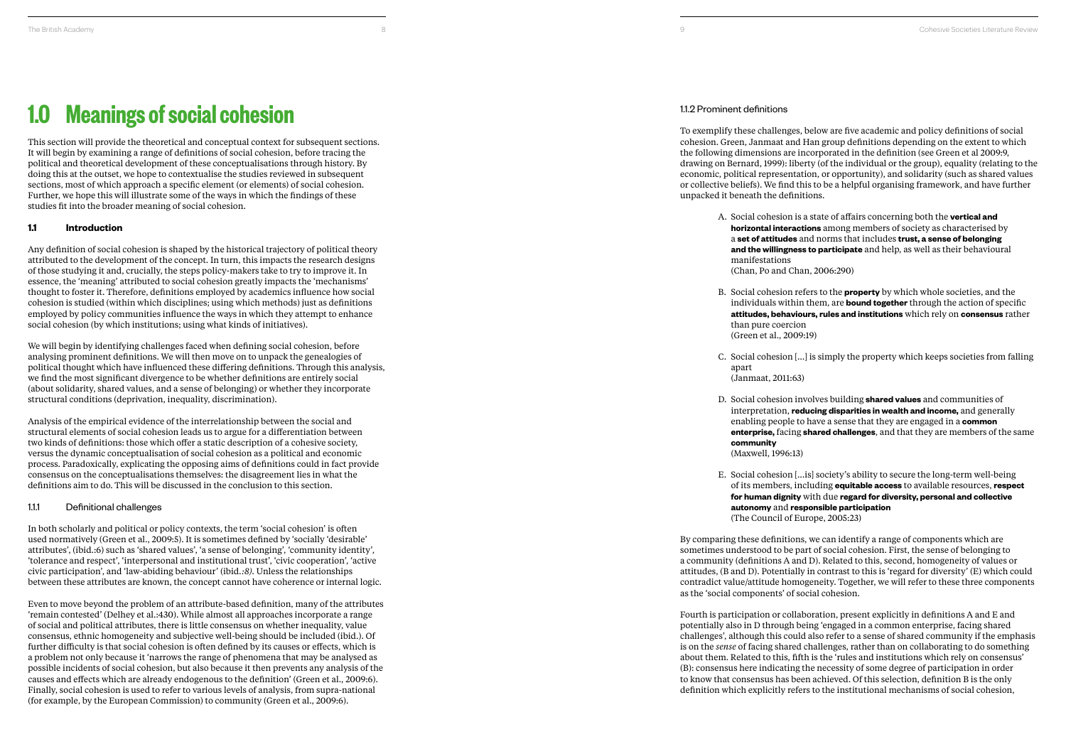# 1.0 Meanings of social cohesion

This section will provide the theoretical and conceptual context for subsequent sections. It will begin by examining a range of definitions of social cohesion, before tracing the political and theoretical development of these conceptualisations through history. By doing this at the outset, we hope to contextualise the studies reviewed in subsequent sections, most of which approach a specific element (or elements) of social cohesion. Further, we hope this will illustrate some of the ways in which the findings of these studies fit into the broader meaning of social cohesion.

## 1.1 Introduction

Any definition of social cohesion is shaped by the historical trajectory of political theory attributed to the development of the concept. In turn, this impacts the research designs of those studying it and, crucially, the steps policy-makers take to try to improve it. In essence, the 'meaning' attributed to social cohesion greatly impacts the 'mechanisms' thought to foster it. Therefore, definitions employed by academics influence how social cohesion is studied (within which disciplines; using which methods) just as definitions employed by policy communities influence the ways in which they attempt to enhance social cohesion (by which institutions; using what kinds of initiatives).

We will begin by identifying challenges faced when defining social cohesion, before analysing prominent definitions. We will then move on to unpack the genealogies of political thought which have influenced these differing definitions. Through this analysis, we find the most significant divergence to be whether definitions are entirely social (about solidarity, shared values, and a sense of belonging) or whether they incorporate structural conditions (deprivation, inequality, discrimination).

Analysis of the empirical evidence of the interrelationship between the social and structural elements of social cohesion leads us to argue for a differentiation between two kinds of definitions: those which offer a static description of a cohesive society, versus the dynamic conceptualisation of social cohesion as a political and economic process. Paradoxically, explicating the opposing aims of definitions could in fact provide consensus on the conceptualisations themselves: the disagreement lies in what the definitions aim to do. This will be discussed in the conclusion to this section.

### 1.1.1 Definitional challenges

In both scholarly and political or policy contexts, the term 'social cohesion' is often used normatively (Green et al., 2009:5). It is sometimes defined by 'socially 'desirable' attributes', (ibid.:6) such as 'shared values', 'a sense of belonging', 'community identity', 'tolerance and respect', 'interpersonal and institutional trust', 'civic cooperation', 'active civic participation', and 'law-abiding behaviour' (ibid.*:8)*. Unless the relationships between these attributes are known, the concept cannot have coherence or internal logic.

Even to move beyond the problem of an attribute-based definition, many of the attributes 'remain contested' (Delhey et al.:430). While almost all approaches incorporate a range of social and political attributes, there is little consensus on whether inequality, value consensus, ethnic homogeneity and subjective well-being should be included (ibid.). Of further difficulty is that social cohesion is often defined by its causes or effects, which is a problem not only because it 'narrows the range of phenomena that may be analysed as possible incidents of social cohesion, but also because it then prevents any analysis of the causes and effects which are already endogenous to the definition' (Green et al., 2009:6). Finally, social cohesion is used to refer to various levels of analysis, from supra-national (for example, by the European Commission) to community (Green et al., 2009:6).

### 1.1.2 Prominent definitions

To exemplify these challenges, below are five academic and policy definitions of social cohesion. Green, Janmaat and Han group definitions depending on the extent to which the following dimensions are incorporated in the definition (see Green et al 2009:9, drawing on Bernard, 1999): liberty (of the individual or the group), equality (relating to the economic, political representation, or opportunity), and solidarity (such as shared values or collective beliefs). We find this to be a helpful organising framework, and have further unpacked it beneath the definitions.

A. Social cohesion is a state of affairs concerning both the **vertical and horizontal interactions** among members of society as characterised by a **set of attitudes** and norms that includes **trust, a sense of belonging and the willingness to participate** and help, as well as their behavioural manifestations
(Chan, Po and Chan, 2006:290)

B. Social cohesion refers to the **property** by which whole societies, and the individuals within them, are **bound together** through the action of specific **attitudes, behaviours, rules and institutions** which rely on **consensus** rather than pure coercion
(Green et al., 2009:19)

C. Social cohesion [...] is simply the property which keeps societies from falling apart
(Janmaat, 2011:63)

D. Social cohesion involves building **shared values** and communities of interpretation, **reducing disparities in wealth and income,** and generally enabling people to have a sense that they are engaged in a **common enterprise,** facing **shared challenges**, and that they are members of the same **community**
(Maxwell, 1996:13)

E. Social cohesion [...is] society's ability to secure the long-term well-being of its members, including **equitable access** to available resources, **respect for human dignity** with due **regard for diversity, personal and collective autonomy** and **responsible participation**
(The Council of Europe, 2005:23)

By comparing these definitions, we can identify a range of components which are sometimes understood to be part of social cohesion. First, the sense of belonging to a community (definitions A and D). Related to this, second, homogeneity of values or attitudes, (B and D). Potentially in contrast to this is 'regard for diversity' (E) which could contradict value/attitude homogeneity. Together, we will refer to these three components as the 'social components' of social cohesion.

Fourth is participation or collaboration, present explicitly in definitions A and E and potentially also in D through being 'engaged in a common enterprise, facing shared challenges', although this could also refer to a sense of shared community if the emphasis is on the *sense* of facing shared challenges, rather than on collaborating to do something about them. Related to this, fifth is the 'rules and institutions which rely on consensus' (B): consensus here indicating the necessity of some degree of participation in order to know that consensus has been achieved. Of this selection, definition B is the only definition which explicitly refers to the institutional mechanisms of social cohesion,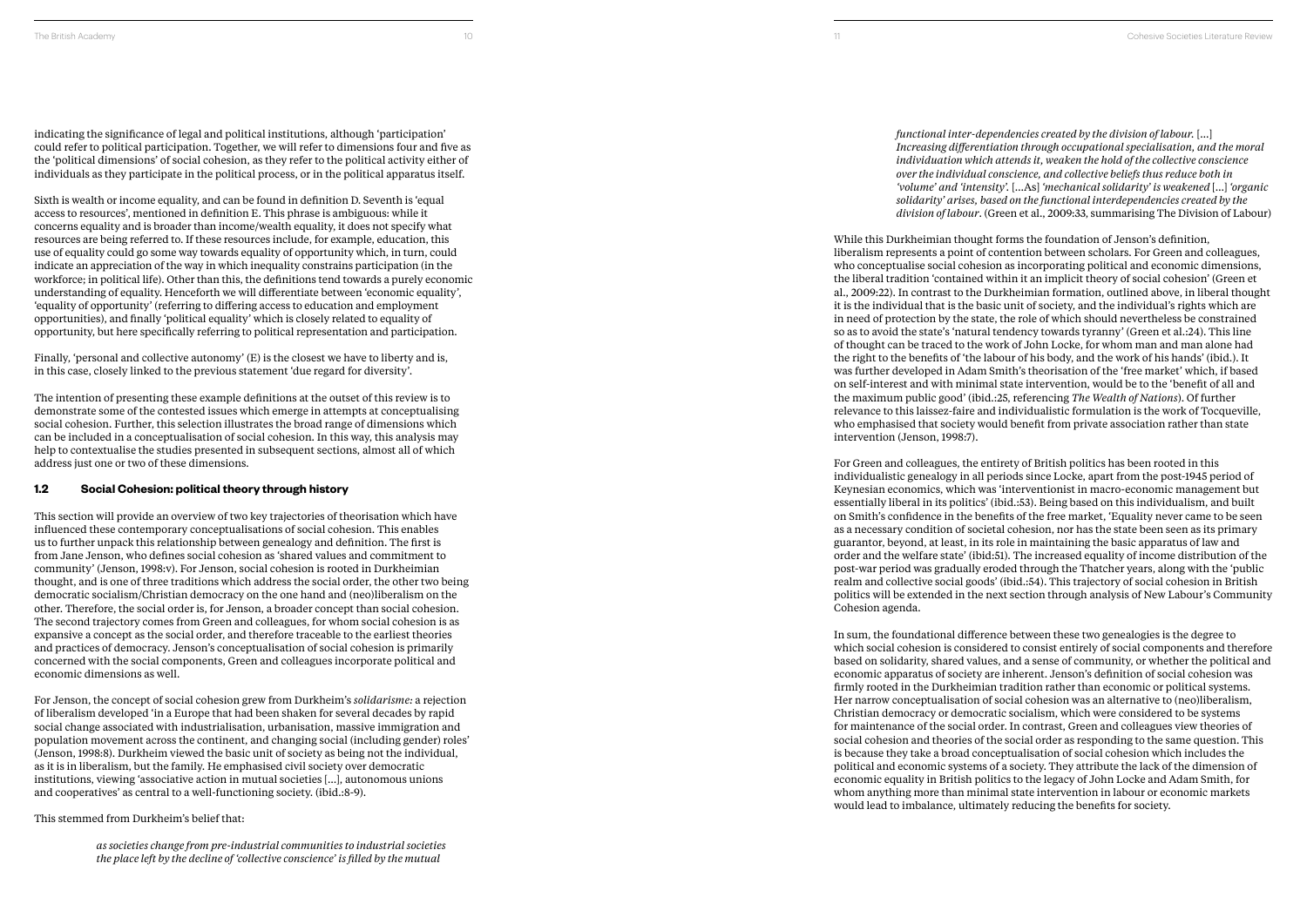indicating the significance of legal and political institutions, although 'participation' could refer to political participation. Together, we will refer to dimensions four and five as the 'political dimensions' of social cohesion, as they refer to the political activity either of individuals as they participate in the political process, or in the political apparatus itself.

Sixth is wealth or income equality, and can be found in definition D. Seventh is 'equal access to resources', mentioned in definition E. This phrase is ambiguous: while it concerns equality and is broader than income/wealth equality, it does not specify what resources are being referred to. If these resources include, for example, education, this use of equality could go some way towards equality of opportunity which, in turn, could indicate an appreciation of the way in which inequality constrains participation (in the workforce; in political life). Other than this, the definitions tend towards a purely economic understanding of equality. Henceforth we will differentiate between 'economic equality', 'equality of opportunity' (referring to differing access to education and employment opportunities), and finally 'political equality' which is closely related to equality of opportunity, but here specifically referring to political representation and participation.

Finally, 'personal and collective autonomy' (E) is the closest we have to liberty and is, in this case, closely linked to the previous statement 'due regard for diversity'.

The intention of presenting these example definitions at the outset of this review is to demonstrate some of the contested issues which emerge in attempts at conceptualising social cohesion. Further, this selection illustrates the broad range of dimensions which can be included in a conceptualisation of social cohesion. In this way, this analysis may help to contextualise the studies presented in subsequent sections, almost all of which address just one or two of these dimensions.

## 1.2 Social Cohesion: political theory through history

This section will provide an overview of two key trajectories of theorisation which have influenced these contemporary conceptualisations of social cohesion. This enables us to further unpack this relationship between genealogy and definition. The first is from Jane Jenson, who defines social cohesion as 'shared values and commitment to community' (Jenson, 1998:v). For Jenson, social cohesion is rooted in Durkheimian thought, and is one of three traditions which address the social order, the other two being democratic socialism/Christian democracy on the one hand and (neo)liberalism on the other. Therefore, the social order is, for Jenson, a broader concept than social cohesion. The second trajectory comes from Green and colleagues, for whom social cohesion is as expansive a concept as the social order, and therefore traceable to the earliest theories and practices of democracy. Jenson's conceptualisation of social cohesion is primarily concerned with the social components, Green and colleagues incorporate political and economic dimensions as well.

For Jenson, the concept of social cohesion grew from Durkheim's *solidarisme:* a rejection of liberalism developed 'in a Europe that had been shaken for several decades by rapid social change associated with industrialisation, urbanisation, massive immigration and population movement across the continent, and changing social (including gender) roles' (Jenson, 1998:8). Durkheim viewed the basic unit of society as being not the individual, as it is in liberalism, but the family. He emphasised civil society over democratic institutions, viewing 'associative action in mutual societies […], autonomous unions and cooperatives' as central to a well-functioning society. (ibid.:8-9).

This stemmed from Durkheim's belief that:

> *as societies change from pre-industrial communities to industrial societies the place left by the decline of 'collective conscience' is filled by the mutual functional inter-dependencies created by the division of labour.* […] *Increasing differentiation through occupational specialisation, and the moral individuation which attends it, weaken the hold of the collective conscience over the individual conscience, and collective beliefs thus reduce both in 'volume' and 'intensity'.* […As] *'mechanical solidarity' is weakened* […] *'organic solidarity' arises, based on the functional interdependencies created by the division of labour.* (Green et al., 2009:33, summarising The Division of Labour)

While this Durkheimian thought forms the foundation of Jenson's definition, liberalism represents a point of contention between scholars. For Green and colleagues, who conceptualise social cohesion as incorporating political and economic dimensions, the liberal tradition 'contained within it an implicit theory of social cohesion' (Green et al., 2009:22). In contrast to the Durkheimian formation, outlined above, in liberal thought it is the individual that is the basic unit of society, and the individual's rights which are in need of protection by the state, the role of which should nevertheless be constrained so as to avoid the state's 'natural tendency towards tyranny' (Green et al.:24). This line of thought can be traced to the work of John Locke, for whom man and man alone had the right to the benefits of 'the labour of his body, and the work of his hands' (ibid.). It was further developed in Adam Smith's theorisation of the 'free market' which, if based on self-interest and with minimal state intervention, would be to the 'benefit of all and the maximum public good' (ibid.:25, referencing *The Wealth of Nations*). Of further relevance to this laissez-faire and individualistic formulation is the work of Tocqueville, who emphasised that society would benefit from private association rather than state intervention (Jenson, 1998:7).

For Green and colleagues, the entirety of British politics has been rooted in this individualistic genealogy in all periods since Locke, apart from the post-1945 period of Keynesian economics, which was 'interventionist in macro-economic management but essentially liberal in its politics' (ibid.:53). Being based on this individualism, and built on Smith's confidence in the benefits of the free market, 'Equality never came to be seen as a necessary condition of societal cohesion, nor has the state been seen as its primary guarantor, beyond, at least, in its role in maintaining the basic apparatus of law and order and the welfare state' (ibid:51). The increased equality of income distribution of the post-war period was gradually eroded through the Thatcher years, along with the 'public realm and collective social goods' (ibid.:54). This trajectory of social cohesion in British politics will be extended in the next section through analysis of New Labour's Community Cohesion agenda.

In sum, the foundational difference between these two genealogies is the degree to which social cohesion is considered to consist entirely of social components and therefore based on solidarity, shared values, and a sense of community, or whether the political and economic apparatus of society are inherent. Jenson's definition of social cohesion was firmly rooted in the Durkheimian tradition rather than economic or political systems. Her narrow conceptualisation of social cohesion was an alternative to (neo)liberalism, Christian democracy or democratic socialism, which were considered to be systems for maintenance of the social order. In contrast, Green and colleagues view theories of social cohesion and theories of the social order as responding to the same question. This is because they take a broad conceptualisation of social cohesion which includes the political and economic systems of a society. They attribute the lack of the dimension of economic equality in British politics to the legacy of John Locke and Adam Smith, for whom anything more than minimal state intervention in labour or economic markets would lead to imbalance, ultimately reducing the benefits for society.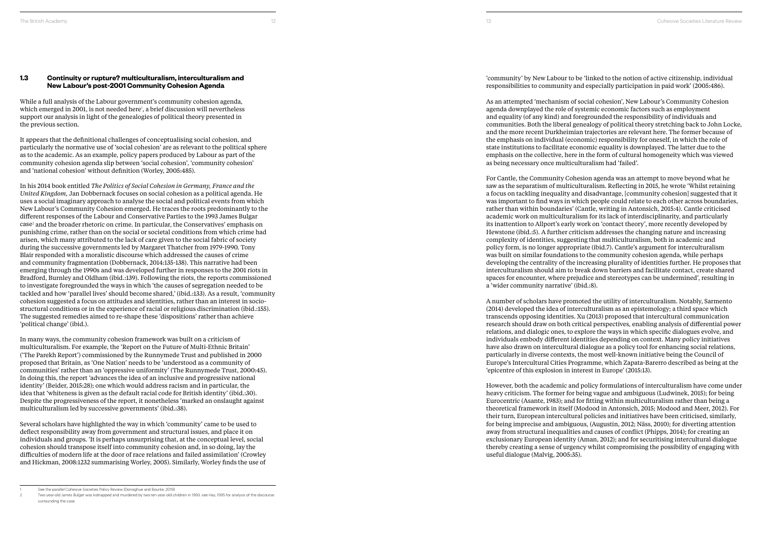### 1.3 Continuity or rupture? multiculturalism, interculturalism and New Labour's post-2001 Community Cohesion Agenda

While a full analysis of the Labour government's community cohesion agenda, which emerged in 2001, is not needed here[1], a brief discussion will nevertheless support our analysis in light of the genealogies of political theory presented in the previous section.

It appears that the definitional challenges of conceptualising social cohesion, and particularly the normative use of 'social cohesion' are as relevant to the political sphere as to the academic. As an example, policy papers produced by Labour as part of the community cohesion agenda slip between 'social cohesion', 'community cohesion' and 'national cohesion' without definition (Worley, 2005:485).

In his 2014 book entitled *The Politics of Social Cohesion in Germany, France and the United Kingdom*, Jan Dobbernack focuses on social cohesion as a political agenda. He uses a social imaginary approach to analyse the social and political events from which New Labour's Community Cohesion emerged. He traces the roots predominantly to the different responses of the Labour and Conservative Parties to the 1993 James Bulgar case[2] and the broader rhetoric on crime. In particular, the Conservatives' emphasis on punishing crime, rather than on the social or societal conditions from which crime had arisen, which many attributed to the lack of care given to the social fabric of society during the successive governments led by Margaret Thatcher from 1979-1990. Tony Blair responded with a moralistic discourse which addressed the causes of crime and community fragmentation (Dobbernack, 2014:135-138). This narrative had been emerging through the 1990s and was developed further in responses to the 2001 riots in Bradford, Burnley and Oldham (ibid.:139). Following the riots, the reports commissioned to investigate foregrounded the ways in which 'the causes of segregation needed to be tackled and how 'parallel lives' should become shared,' (ibid.:133). As a result, 'community cohesion suggested a focus on attitudes and identities, rather than an interest in socio-structural conditions or in the experience of racial or religious discrimination (ibid.:155). The suggested remedies aimed to re-shape these 'dispositions' rather than achieve 'political change' (ibid.).

In many ways, the community cohesion framework was built on a criticism of multiculturalism. For example, the 'Report on the Future of Multi-Ethnic Britain' ('The Parekh Report') commissioned by the Runnymede Trust and published in 2000 proposed that Britain, as 'One Nation' needs to be 'understood as a community of communities' rather than an 'oppressive uniformity' (The Runnymede Trust, 2000:45). In doing this, the report 'advances the idea of an inclusive and progressive national identity' (Beider, 2015:28); one which would address racism and in particular, the idea that 'whiteness is given as the default racial code for British identity' (ibid.:30). Despite the progressiveness of the report, it nonetheless 'marked an onslaught against multiculturalism led by successive governments' (ibid.:38).

Several scholars have highlighted the way in which 'community' came to be used to deflect responsibility away from government and structural issues, and place it on individuals and groups. 'It is perhaps unsurprising that, at the conceptual level, social cohesion should transpose itself into community cohesion and, in so doing, lay the difficulties of modern life at the door of race relations and failed assimilation' (Crowley and Hickman, 2008:1232 summarising Worley, 2005). Similarly, Worley finds the use of 'community' by New Labour to be 'linked to the notion of active citizenship, individual responsibilities to community and especially participation in paid work' (2005:486).

As an attempted 'mechanism of social cohesion', New Labour's Community Cohesion agenda downplayed the role of systemic economic factors such as employment and equality (of any kind) and foregrounded the responsibility of individuals and communities. Both the liberal genealogy of political theory stretching back to John Locke, and the more recent Durkheimian trajectories are relevant here. The former because of the emphasis on individual (economic) responsibility for oneself, in which the role of state institutions to facilitate economic equality is downplayed. The latter due to the emphasis on the collective, here in the form of cultural homogeneity which was viewed as being necessary once multiculturalism had 'failed'.

For Cantle, the Community Cohesion agenda was an attempt to move beyond what he saw as the separatism of multiculturalism. Reflecting in 2015, he wrote 'Whilst retaining a focus on tackling inequality and disadvantage, [community cohesion] suggested that it was important to find ways in which people could relate to each other across boundaries, rather than within boundaries' (Cantle, writing in Antonsich, 2015:4). Cantle criticised academic work on multiculturalism for its lack of interdisciplinarity, and particularly its inattention to Allport's early work on 'contact theory', more recently developed by Hewstone (ibid.:5). A further criticism addresses the changing nature and increasing complexity of identities, suggesting that multiculturalism, both in academic and policy form, is no longer appropriate (ibid.7). Cantle's argument for interculturalism was built on similar foundations to the community cohesion agenda, while perhaps developing the centrality of the increasing plurality of identities further. He proposes that interculturalism should aim to break down barriers and facilitate contact, create shared spaces for encounter, where prejudice and stereotypes can be undermined', resulting in a 'wider community narrative' (ibid.:8).

A number of scholars have promoted the utility of interculturalism. Notably, Sarmento (2014) developed the idea of interculturalism as an epistemology; a third space which transcends opposing identities. Xu (2013) proposed that intercultural communication research should draw on both critical perspectives, enabling analysis of differential power relations, and dialogic ones, to explore the ways in which specific dialogues evolve, and individuals embody different identities depending on context. Many policy initiatives have also drawn on intercultural dialogue as a policy tool for enhancing social relations, particularly in diverse contexts, the most well-known initiative being the Council of Europe's Intercultural Cities Programme, which Zapata-Barerro described as being at the 'epicentre of this explosion in interest in Europe' (2015:13).

However, both the academic and policy formulations of interculturalism have come under heavy criticism. The former for being vague and ambiguous (Ludwinek, 2015); for being Eurocentric (Asante, 1983); and for fitting within multiculturalism rather than being a theoretical framework in itself (Modood in Antonsich, 2015; Modood and Meer, 2012). For their turn, European intercultural policies and initiatives have been criticised, similarly, for being imprecise and ambiguous, (Augustin, 2012; Näss, 2010); for diverting attention away from structural inequalities and causes of conflict (Phipps, 2014); for creating an exclusionary European identity (Aman, 2012); and for securitising intercultural dialogue thereby creating a sense of urgency whilst compromising the possibility of engaging with useful dialogue (Malvig, 2005:35).

---

[1] See the parallel Cohesive Societies Policy Review (Donoghue and Bourke, 2019)

[2] Two-year-old James Bulger was kidnapped and murdered by two ten-year-old children in 1993: see Hay, 1995 for analysis of the discourse surrounding the case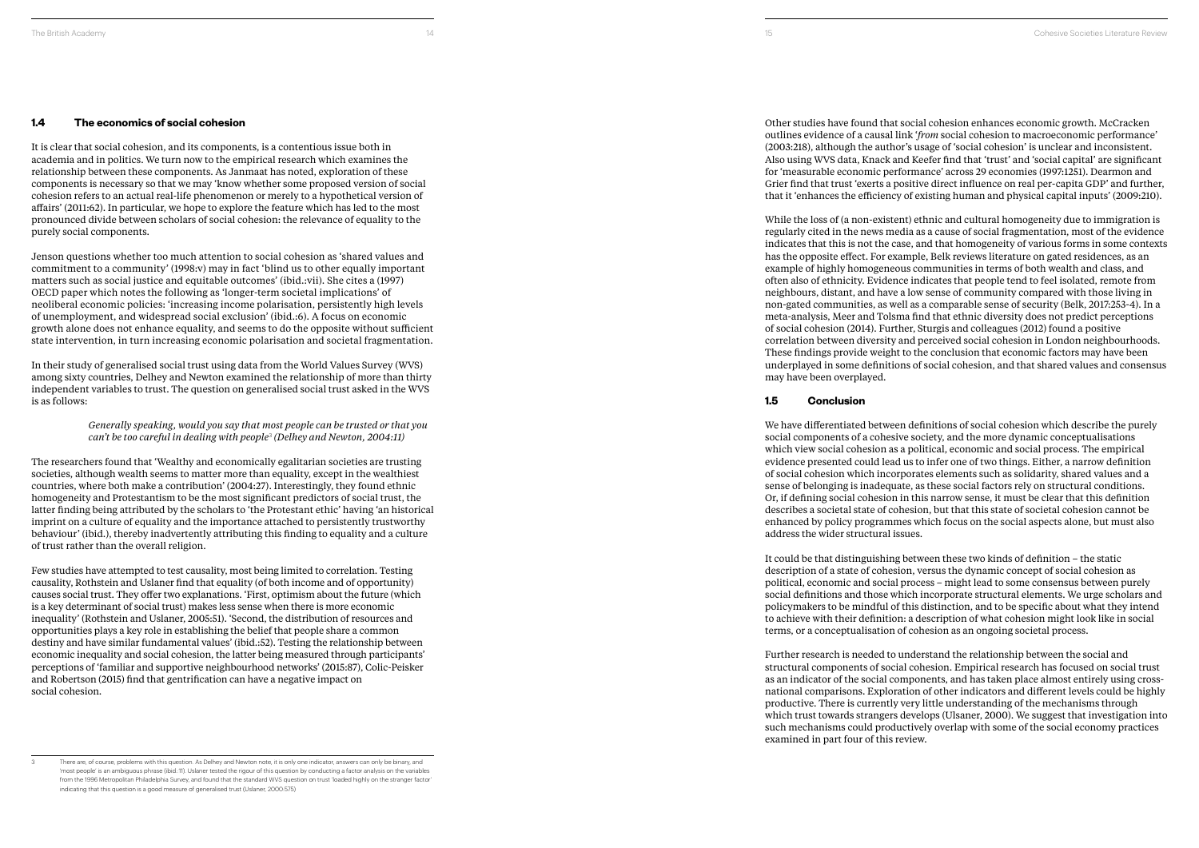## 1.4 The economics of social cohesion

It is clear that social cohesion, and its components, is a contentious issue both in academia and in politics. We turn now to the empirical research which examines the relationship between these components. As Janmaat has noted, exploration of these components is necessary so that we may 'know whether some proposed version of social cohesion refers to an actual real-life phenomenon or merely to a hypothetical version of affairs' (2011:62). In particular, we hope to explore the feature which has led to the most pronounced divide between scholars of social cohesion: the relevance of equality to the purely social components.

Jenson questions whether too much attention to social cohesion as 'shared values and commitment to a community' (1998:v) may in fact 'blind us to other equally important matters such as social justice and equitable outcomes' (ibid.:vii). She cites a (1997) OECD paper which notes the following as 'longer-term societal implications' of neoliberal economic policies: 'increasing income polarisation, persistently high levels of unemployment, and widespread social exclusion' (ibid.:6). A focus on economic growth alone does not enhance equality, and seems to do the opposite without sufficient state intervention, in turn increasing economic polarisation and societal fragmentation.

In their study of generalised social trust using data from the World Values Survey (WVS) among sixty countries, Delhey and Newton examined the relationship of more than thirty independent variables to trust. The question on generalised social trust asked in the WVS is as follows:

> *Generally speaking, would you say that most people can be trusted or that you can't be too careful in dealing with people*[3] *(Delhey and Newton, 2004:11)*

The researchers found that 'Wealthy and economically egalitarian societies are trusting societies, although wealth seems to matter more than equality, except in the wealthiest countries, where both make a contribution' (2004:27). Interestingly, they found ethnic homogeneity and Protestantism to be the most significant predictors of social trust, the latter finding being attributed by the scholars to 'the Protestant ethic' having 'an historical imprint on a culture of equality and the importance attached to persistently trustworthy behaviour' (ibid.), thereby inadvertently attributing this finding to equality and a culture of trust rather than the overall religion.

Few studies have attempted to test causality, most being limited to correlation. Testing causality, Rothstein and Uslaner find that equality (of both income and of opportunity) causes social trust. They offer two explanations. 'First, optimism about the future (which is a key determinant of social trust) makes less sense when there is more economic inequality' (Rothstein and Uslaner, 2005:51). 'Second, the distribution of resources and opportunities plays a key role in establishing the belief that people share a common destiny and have similar fundamental values' (ibid.:52). Testing the relationship between economic inequality and social cohesion, the latter being measured through participants' perceptions of 'familiar and supportive neighbourhood networks' (2015:87), Colic-Peisker and Robertson (2015) find that gentrification can have a negative impact on social cohesion.

Other studies have found that social cohesion enhances economic growth. McCracken outlines evidence of a causal link '*from* social cohesion to macroeconomic performance' (2003:218), although the author's usage of 'social cohesion' is unclear and inconsistent. Also using WVS data, Knack and Keefer find that 'trust' and 'social capital' are significant for 'measurable economic performance' across 29 economies (1997:1251). Dearmon and Grier find that trust 'exerts a positive direct influence on real per-capita GDP' and further, that it 'enhances the efficiency of existing human and physical capital inputs' (2009:210).

While the loss of (a non-existent) ethnic and cultural homogeneity due to immigration is regularly cited in the news media as a cause of social fragmentation, most of the evidence indicates that this is not the case, and that homogeneity of various forms in some contexts has the opposite effect. For example, Belk reviews literature on gated residences, as an example of highly homogeneous communities in terms of both wealth and class, and often also of ethnicity. Evidence indicates that people tend to feel isolated, remote from neighbours, distant, and have a low sense of community compared with those living in non-gated communities, as well as a comparable sense of security (Belk, 2017:253-4). In a meta-analysis, Meer and Tolsma find that ethnic diversity does not predict perceptions of social cohesion (2014). Further, Sturgis and colleagues (2012) found a positive correlation between diversity and perceived social cohesion in London neighbourhoods. These findings provide weight to the conclusion that economic factors may have been underplayed in some definitions of social cohesion, and that shared values and consensus may have been overplayed.

## 1.5 Conclusion

We have differentiated between definitions of social cohesion which describe the purely social components of a cohesive society, and the more dynamic conceptualisations which view social cohesion as a political, economic and social process. The empirical evidence presented could lead us to infer one of two things. Either, a narrow definition of social cohesion which incorporates elements such as solidarity, shared values and a sense of belonging is inadequate, as these social factors rely on structural conditions. Or, if defining social cohesion in this narrow sense, it must be clear that this definition describes a societal state of cohesion, but that this state of societal cohesion cannot be enhanced by policy programmes which focus on the social aspects alone, but must also address the wider structural issues.

It could be that distinguishing between these two kinds of definition – the static description of a state of cohesion, versus the dynamic concept of social cohesion as political, economic and social process – might lead to some consensus between purely social definitions and those which incorporate structural elements. We urge scholars and policymakers to be mindful of this distinction, and to be specific about what they intend to achieve with their definition: a description of what cohesion might look like in social terms, or a conceptualisation of cohesion as an ongoing societal process.

Further research is needed to understand the relationship between the social and structural components of social cohesion. Empirical research has focused on social trust as an indicator of the social components, and has taken place almost entirely using cross-national comparisons. Exploration of other indicators and different levels could be highly productive. There is currently very little understanding of the mechanisms through which trust towards strangers develops (Uslaner, 2000). We suggest that investigation into such mechanisms could productively overlap with some of the social economy practices examined in part four of this review.

---

[3] There are, of course, problems with this question. As Delhey and Newton note, it is only one indicator, answers can only be binary, and 'most people' is an ambiguous phrase (ibid. 11). Uslaner tested the rigour of this question by conducting a factor analysis on the variables from the 1996 Metropolitan Philadelphia Survey, and found that the standard WVS question on trust 'loaded highly on the stranger factor' indicating that this question is a good measure of generalised trust (Uslaner, 2000:575)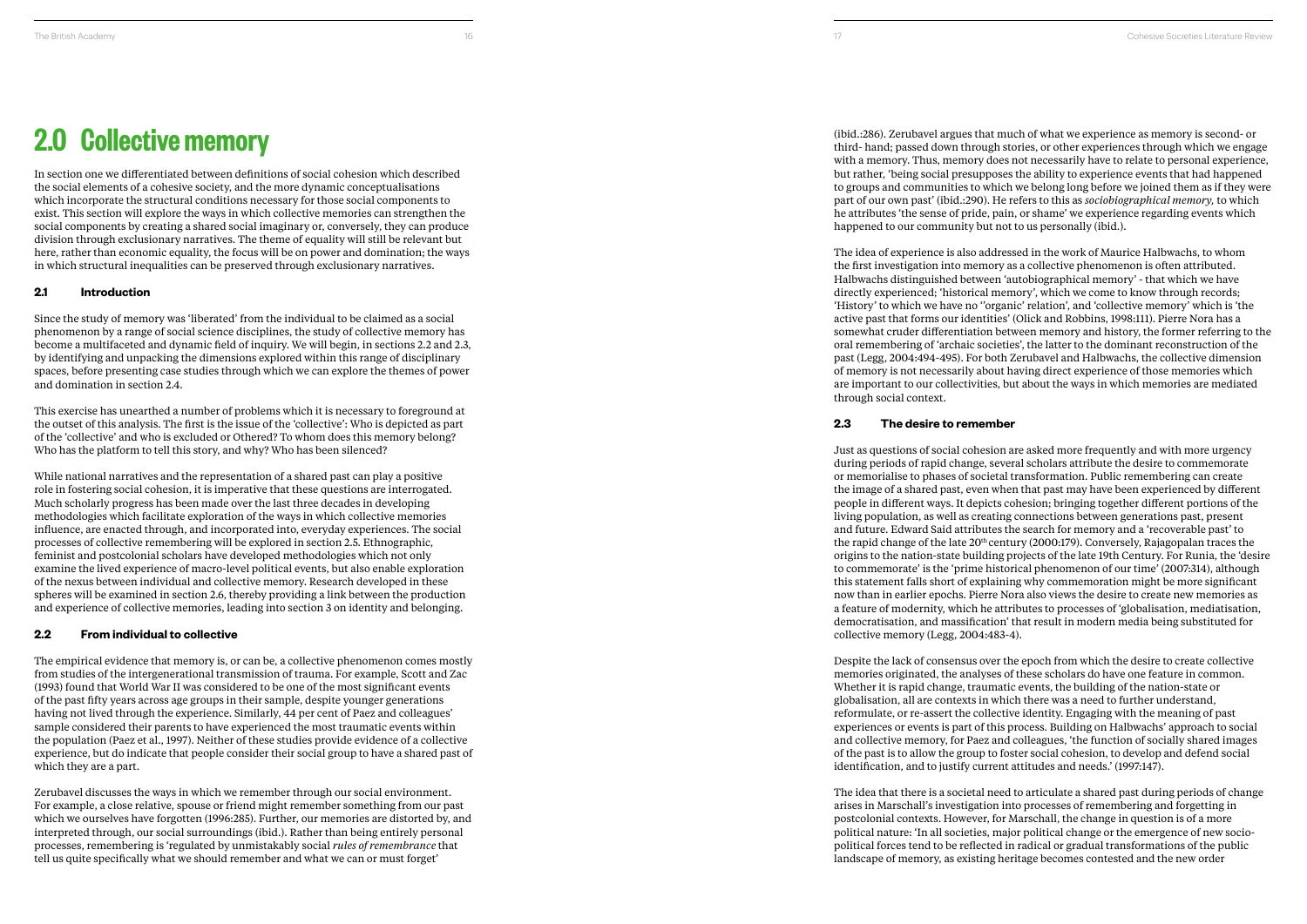# 2.0 Collective memory

In section one we differentiated between definitions of social cohesion which described the social elements of a cohesive society, and the more dynamic conceptualisations which incorporate the structural conditions necessary for those social components to exist. This section will explore the ways in which collective memories can strengthen the social components by creating a shared social imaginary or, conversely, they can produce division through exclusionary narratives. The theme of equality will still be relevant but here, rather than economic equality, the focus will be on power and domination; the ways in which structural inequalities can be preserved through exclusionary narratives.

## 2.1 Introduction

Since the study of memory was 'liberated' from the individual to be claimed as a social phenomenon by a range of social science disciplines, the study of collective memory has become a multifaceted and dynamic field of inquiry. We will begin, in sections 2.2 and 2.3, by identifying and unpacking the dimensions explored within this range of disciplinary spaces, before presenting case studies through which we can explore the themes of power and domination in section 2.4.

This exercise has unearthed a number of problems which it is necessary to foreground at the outset of this analysis. The first is the issue of the 'collective': Who is depicted as part of the 'collective' and who is excluded or Othered? To whom does this memory belong? Who has the platform to tell this story, and why? Who has been silenced?

While national narratives and the representation of a shared past can play a positive role in fostering social cohesion, it is imperative that these questions are interrogated. Much scholarly progress has been made over the last three decades in developing methodologies which facilitate exploration of the ways in which collective memories influence, are enacted through, and incorporated into, everyday experiences. The social processes of collective remembering will be explored in section 2.5. Ethnographic, feminist and postcolonial scholars have developed methodologies which not only examine the lived experience of macro-level political events, but also enable exploration of the nexus between individual and collective memory. Research developed in these spheres will be examined in section 2.6, thereby providing a link between the production and experience of collective memories, leading into section 3 on identity and belonging.

## 2.2 From individual to collective

The empirical evidence that memory is, or can be, a collective phenomenon comes mostly from studies of the intergenerational transmission of trauma. For example, Scott and Zac (1993) found that World War II was considered to be one of the most significant events of the past fifty years across age groups in their sample, despite younger generations having not lived through the experience. Similarly, 44 per cent of Paez and colleagues' sample considered their parents to have experienced the most traumatic events within the population (Paez et al., 1997). Neither of these studies provide evidence of a collective experience, but do indicate that people consider their social group to have a shared past of which they are a part.

Zerubavel discusses the ways in which we remember through our social environment. For example, a close relative, spouse or friend might remember something from our past which we ourselves have forgotten (1996:285). Further, our memories are distorted by, and interpreted through, our social surroundings (ibid.). Rather than being entirely personal processes, remembering is 'regulated by unmistakably social *rules of remembrance* that tell us quite specifically what we should remember and what we can or must forget' (ibid.:286). Zerubavel argues that much of what we experience as memory is second- or third- hand; passed down through stories, or other experiences through which we engage with a memory. Thus, memory does not necessarily have to relate to personal experience, but rather, 'being social presupposes the ability to experience events that had happened to groups and communities to which we belong long before we joined them as if they were part of our own past' (ibid.:290). He refers to this as *sociobiographical memory,* to which he attributes 'the sense of pride, pain, or shame' we experience regarding events which happened to our community but not to us personally (ibid.).

The idea of experience is also addressed in the work of Maurice Halbwachs, to whom the first investigation into memory as a collective phenomenon is often attributed. Halbwachs distinguished between 'autobiographical memory' - that which we have directly experienced; 'historical memory', which we come to know through records; 'History' to which we have no '"organic' relation', and 'collective memory' which is 'the active past that forms our identities' (Olick and Robbins, 1998:111). Pierre Nora has a somewhat cruder differentiation between memory and history, the former referring to the oral remembering of 'archaic societies', the latter to the dominant reconstruction of the past (Legg, 2004:494-495). For both Zerubavel and Halbwachs, the collective dimension of memory is not necessarily about having direct experience of those memories which are important to our collectivities, but about the ways in which memories are mediated through social context.

## 2.3 The desire to remember

Just as questions of social cohesion are asked more frequently and with more urgency during periods of rapid change, several scholars attribute the desire to commemorate or memorialise to phases of societal transformation. Public remembering can create the image of a shared past, even when that past may have been experienced by different people in different ways. It depicts cohesion; bringing together different portions of the living population, as well as creating connections between generations past, present and future. Edward Said attributes the search for memory and a 'recoverable past' to the rapid change of the late 20th century (2000:179). Conversely, Rajagopalan traces the origins to the nation-state building projects of the late 19th Century. For Runia, the 'desire to commemorate' is the 'prime historical phenomenon of our time' (2007:314), although this statement falls short of explaining why commemoration might be more significant now than in earlier epochs. Pierre Nora also views the desire to create new memories as a feature of modernity, which he attributes to processes of 'globalisation, mediatisation, democratisation, and massification' that result in modern media being substituted for collective memory (Legg, 2004:483-4).

Despite the lack of consensus over the epoch from which the desire to create collective memories originated, the analyses of these scholars do have one feature in common. Whether it is rapid change, traumatic events, the building of the nation-state or globalisation, all are contexts in which there was a need to further understand, reformulate, or re-assert the collective identity. Engaging with the meaning of past experiences or events is part of this process. Building on Halbwachs' approach to social and collective memory, for Paez and colleagues, 'the function of socially shared images of the past is to allow the group to foster social cohesion, to develop and defend social identification, and to justify current attitudes and needs.' (1997:147).

The idea that there is a societal need to articulate a shared past during periods of change arises in Marschall's investigation into processes of remembering and forgetting in postcolonial contexts. However, for Marschall, the change in question is of a more political nature: 'In all societies, major political change or the emergence of new socio-political forces tend to be reflected in radical or gradual transformations of the public landscape of memory, as existing heritage becomes contested and the new order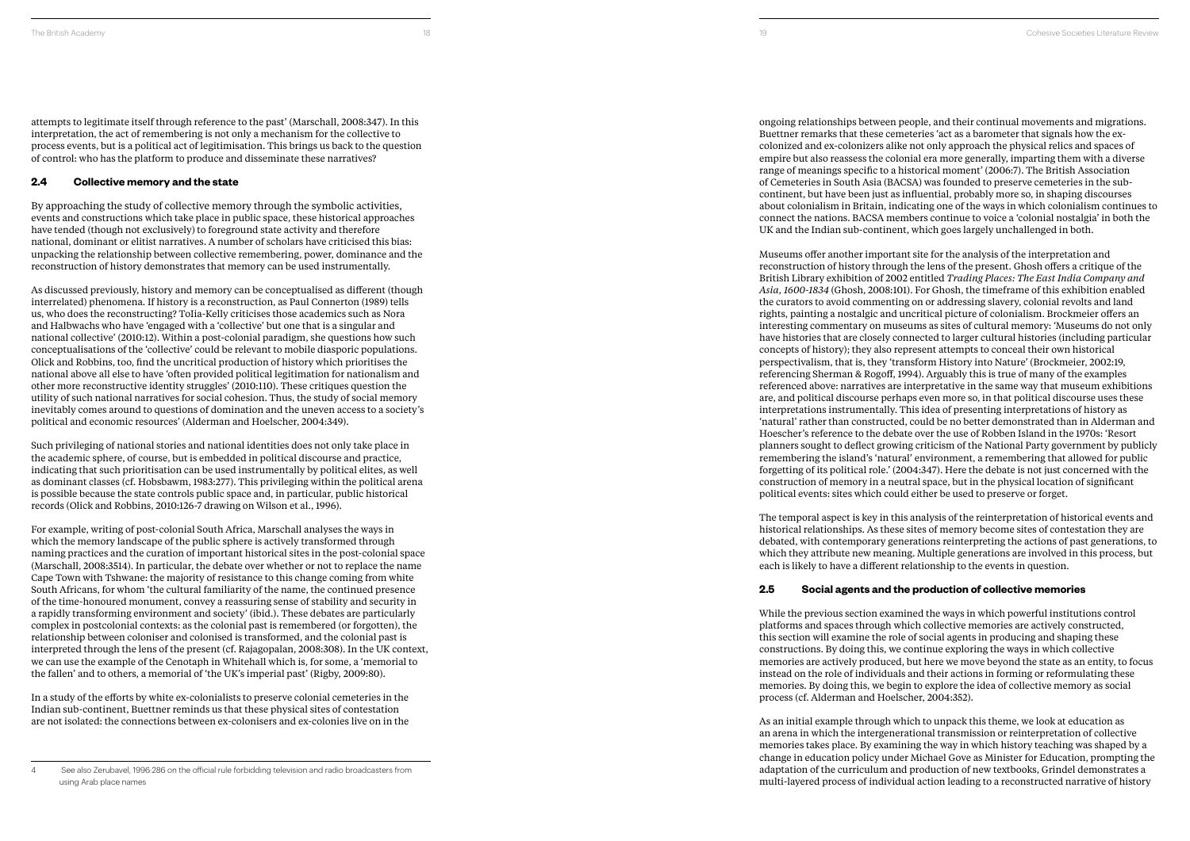attempts to legitimate itself through reference to the past' (Marschall, 2008:347). In this interpretation, the act of remembering is not only a mechanism for the collective to process events, but is a political act of legitimisation. This brings us back to the question of control: who has the platform to produce and disseminate these narratives?

## 2.4 Collective memory and the state

By approaching the study of collective memory through the symbolic activities, events and constructions which take place in public space, these historical approaches have tended (though not exclusively) to foreground state activity and therefore national, dominant or elitist narratives. A number of scholars have criticised this bias: unpacking the relationship between collective remembering, power, dominance and the reconstruction of history demonstrates that memory can be used instrumentally.

As discussed previously, history and memory can be conceptualised as different (though interrelated) phenomena. If history is a reconstruction, as Paul Connerton (1989) tells us, who does the reconstructing? Tolia-Kelly criticises those academics such as Nora and Halbwachs who have 'engaged with a 'collective' but one that is a singular and national collective' (2010:12). Within a post-colonial paradigm, she questions how such conceptualisations of the 'collective' could be relevant to mobile diasporic populations. Olick and Robbins, too, find the uncritical production of history which prioritises the national above all else to have 'often provided political legitimation for nationalism and other more reconstructive identity struggles' (2010:110). These critiques question the utility of such national narratives for social cohesion. Thus, the study of social memory inevitably comes around to questions of domination and the uneven access to a society's political and economic resources' (Alderman and Hoelscher, 2004:349).

Such privileging of national stories and national identities does not only take place in the academic sphere, of course, but is embedded in political discourse and practice, indicating that such prioritisation can be used instrumentally by political elites, as well as dominant classes (cf. Hobsbawm, 1983:277). This privileging within the political arena is possible because the state controls public space and, in particular, public historical records (Olick and Robbins, 2010:126-7 drawing on Wilson et al., 1996).

For example, writing of post-colonial South Africa, Marschall analyses the ways in which the memory landscape of the public sphere is actively transformed through naming practices and the curation of important historical sites in the post-colonial space (Marschall, 2008:351[4]). In particular, the debate over whether or not to replace the name Cape Town with Tshwane: the majority of resistance to this change coming from white South Africans, for whom 'the cultural familiarity of the name, the continued presence of the time-honoured monument, convey a reassuring sense of stability and security in a rapidly transforming environment and society' (ibid.). These debates are particularly complex in postcolonial contexts: as the colonial past is remembered (or forgotten), the relationship between coloniser and colonised is transformed, and the colonial past is interpreted through the lens of the present (cf. Rajagopalan, 2008:308). In the UK context, we can use the example of the Cenotaph in Whitehall which is, for some, a 'memorial to the fallen' and to others, a memorial of 'the UK's imperial past' (Rigby, 2009:80).

In a study of the efforts by white ex-colonialists to preserve colonial cemeteries in the Indian sub-continent, Buettner reminds us that these physical sites of contestation are not isolated: the connections between ex-colonisers and ex-colonies live on in the ongoing relationships between people, and their continual movements and migrations. Buettner remarks that these cemeteries 'act as a barometer that signals how the ex-colonized and ex-colonizers alike not only approach the physical relics and spaces of empire but also reassess the colonial era more generally, imparting them with a diverse range of meanings specific to a historical moment' (2006:7). The British Association of Cemeteries in South Asia (BACSA) was founded to preserve cemeteries in the sub-continent, but have been just as influential, probably more so, in shaping discourses about colonialism in Britain, indicating one of the ways in which colonialism continues to connect the nations. BACSA members continue to voice a 'colonial nostalgia' in both the UK and the Indian sub-continent, which goes largely unchallenged in both.

Museums offer another important site for the analysis of the interpretation and reconstruction of history through the lens of the present. Ghosh offers a critique of the British Library exhibition of 2002 entitled *Trading Places: The East India Company and Asia, 1600-1834* (Ghosh, 2008:101). For Ghosh, the timeframe of this exhibition enabled the curators to avoid commenting on or addressing slavery, colonial revolts and land rights, painting a nostalgic and uncritical picture of colonialism. Brockmeier offers an interesting commentary on museums as sites of cultural memory: 'Museums do not only have histories that are closely connected to larger cultural histories (including particular concepts of history); they also represent attempts to conceal their own historical perspectivalism, that is, they 'transform History into Nature' (Brockmeier, 2002:19, referencing Sherman & Rogoff, 1994). Arguably this is true of many of the examples referenced above: narratives are interpretative in the same way that museum exhibitions are, and political discourse perhaps even more so, in that political discourse uses these interpretations instrumentally. This idea of presenting interpretations of history as 'natural' rather than constructed, could be no better demonstrated than in Alderman and Hoescher's reference to the debate over the use of Robben Island in the 1970s: 'Resort planners sought to deflect growing criticism of the National Party government by publicly remembering the island's 'natural' environment, a remembering that allowed for public forgetting of its political role.' (2004:347). Here the debate is not just concerned with the construction of memory in a neutral space, but in the physical location of significant political events: sites which could either be used to preserve or forget.

The temporal aspect is key in this analysis of the reinterpretation of historical events and historical relationships. As these sites of memory become sites of contestation they are debated, with contemporary generations reinterpreting the actions of past generations, to which they attribute new meaning. Multiple generations are involved in this process, but each is likely to have a different relationship to the events in question.

## 2.5 Social agents and the production of collective memories

While the previous section examined the ways in which powerful institutions control platforms and spaces through which collective memories are actively constructed, this section will examine the role of social agents in producing and shaping these constructions. By doing this, we continue exploring the ways in which collective memories are actively produced, but here we move beyond the state as an entity, to focus instead on the role of individuals and their actions in forming or reformulating these memories. By doing this, we begin to explore the idea of collective memory as social process (cf. Alderman and Hoelscher, 2004:352).

As an initial example through which to unpack this theme, we look at education as an arena in which the intergenerational transmission or reinterpretation of collective memories takes place. By examining the way in which history teaching was shaped by a change in education policy under Michael Gove as Minister for Education, prompting the adaptation of the curriculum and production of new textbooks, Grindel demonstrates a multi-layered process of individual action leading to a reconstructed narrative of history

[4] See also Zerubavel, 1996:286 on the official rule forbidding television and radio broadcasters from using Arab place names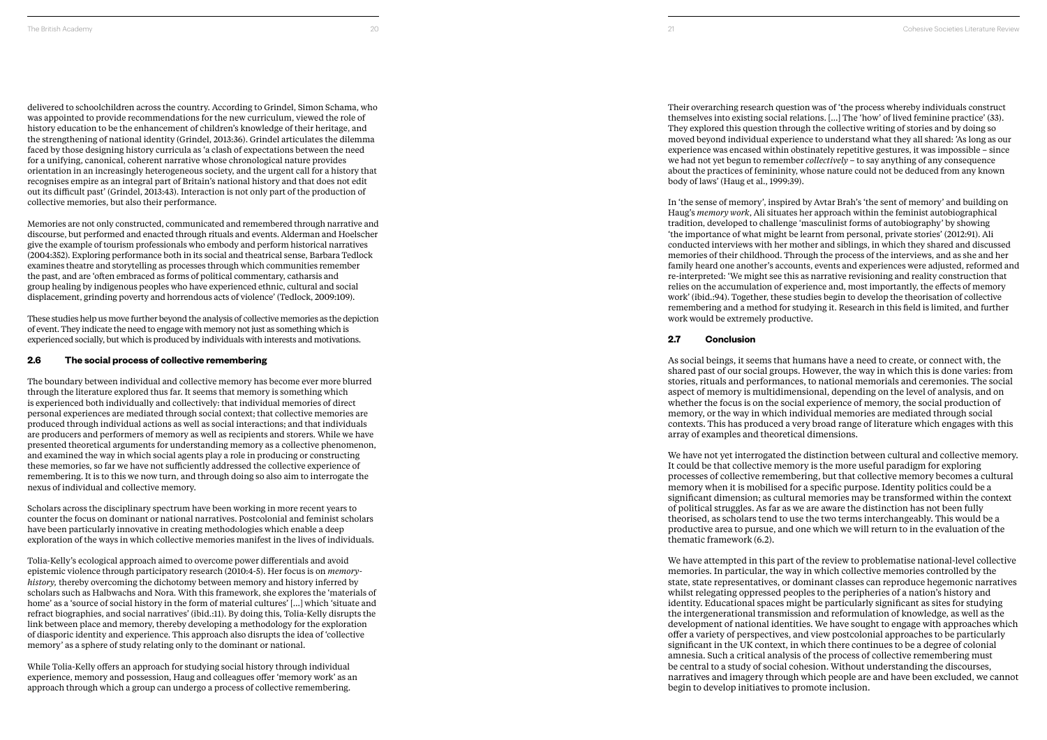delivered to schoolchildren across the country. According to Grindel, Simon Schama, who was appointed to provide recommendations for the new curriculum, viewed the role of history education to be the enhancement of children's knowledge of their heritage, and the strengthening of national identity (Grindel, 2013:36). Grindel articulates the dilemma faced by those designing history curricula as 'a clash of expectations between the need for a unifying, canonical, coherent narrative whose chronological nature provides orientation in an increasingly heterogeneous society, and the urgent call for a history that recognises empire as an integral part of Britain's national history and that does not edit out its difficult past' (Grindel, 2013:43). Interaction is not only part of the production of collective memories, but also their performance.

Memories are not only constructed, communicated and remembered through narrative and discourse, but performed and enacted through rituals and events. Alderman and Hoelscher give the example of tourism professionals who embody and perform historical narratives (2004:352). Exploring performance both in its social and theatrical sense, Barbara Tedlock examines theatre and storytelling as processes through which communities remember the past, and are 'often embraced as forms of political commentary, catharsis and group healing by indigenous peoples who have experienced ethnic, cultural and social displacement, grinding poverty and horrendous acts of violence' (Tedlock, 2009:109).

These studies help us move further beyond the analysis of collective memories as the depiction of event. They indicate the need to engage with memory not just as something which is experienced socially, but which is produced by individuals with interests and motivations.

## 2.6 The social process of collective remembering

The boundary between individual and collective memory has become ever more blurred through the literature explored thus far. It seems that memory is something which is experienced both individually and collectively: that individual memories of direct personal experiences are mediated through social context; that collective memories are produced through individual actions as well as social interactions; and that individuals are producers and performers of memory as well as recipients and storers. While we have presented theoretical arguments for understanding memory as a collective phenomenon, and examined the way in which social agents play a role in producing or constructing these memories, so far we have not sufficiently addressed the collective experience of remembering. It is to this we now turn, and through doing so also aim to interrogate the nexus of individual and collective memory.

Scholars across the disciplinary spectrum have been working in more recent years to counter the focus on dominant or national narratives. Postcolonial and feminist scholars have been particularly innovative in creating methodologies which enable a deep exploration of the ways in which collective memories manifest in the lives of individuals.

Tolia-Kelly's ecological approach aimed to overcome power differentials and avoid epistemic violence through participatory research (2010:4-5). Her focus is on *memory-history,* thereby overcoming the dichotomy between memory and history inferred by scholars such as Halbwachs and Nora. With this framework, she explores the 'materials of home' as a 'source of social history in the form of material cultures' [...] which 'situate and refract biographies, and social narratives' (ibid.:11). By doing this, Tolia-Kelly disrupts the link between place and memory, thereby developing a methodology for the exploration of diasporic identity and experience. This approach also disrupts the idea of 'collective memory' as a sphere of study relating only to the dominant or national.

While Tolia-Kelly offers an approach for studying social history through individual experience, memory and possession, Haug and colleagues offer 'memory work' as an approach through which a group can undergo a process of collective remembering.

Their overarching research question was of 'the process whereby individuals construct themselves into existing social relations. [...] The 'how' of lived feminine practice' (33). They explored this question through the collective writing of stories and by doing so moved beyond individual experience to understand what they all shared: 'As long as our experience was encased within obstinately repetitive gestures, it was impossible – since we had not yet begun to remember *collectively* – to say anything of any consequence about the practices of femininity, whose nature could not be deduced from any known body of laws' (Haug et al., 1999:39).

In 'the sense of memory', inspired by Avtar Brah's 'the sent of memory' and building on Haug's *memory work*, Ali situates her approach within the feminist autobiographical tradition, developed to challenge 'masculinist forms of autobiography' by showing 'the importance of what might be learnt from personal, private stories' (2012:91). Ali conducted interviews with her mother and siblings, in which they shared and discussed memories of their childhood. Through the process of the interviews, and as she and her family heard one another's accounts, events and experiences were adjusted, reformed and re-interpreted: 'We might see this as narrative revisioning and reality construction that relies on the accumulation of experience and, most importantly, the effects of memory work' (ibid.:94). Together, these studies begin to develop the theorisation of collective remembering and a method for studying it. Research in this field is limited, and further work would be extremely productive.

## 2.7 Conclusion

As social beings, it seems that humans have a need to create, or connect with, the shared past of our social groups. However, the way in which this is done varies: from stories, rituals and performances, to national memorials and ceremonies. The social aspect of memory is multidimensional, depending on the level of analysis, and on whether the focus is on the social experience of memory, the social production of memory, or the way in which individual memories are mediated through social contexts. This has produced a very broad range of literature which engages with this array of examples and theoretical dimensions.

We have not yet interrogated the distinction between cultural and collective memory. It could be that collective memory is the more useful paradigm for exploring processes of collective remembering, but that collective memory becomes a cultural memory when it is mobilised for a specific purpose. Identity politics could be a significant dimension; as cultural memories may be transformed within the context of political struggles. As far as we are aware the distinction has not been fully theorised, as scholars tend to use the two terms interchangeably. This would be a productive area to pursue, and one which we will return to in the evaluation of the thematic framework (6.2).

We have attempted in this part of the review to problematise national-level collective memories. In particular, the way in which collective memories controlled by the state, state representatives, or dominant classes can reproduce hegemonic narratives whilst relegating oppressed peoples to the peripheries of a nation's history and identity. Educational spaces might be particularly significant as sites for studying the intergenerational transmission and reformulation of knowledge, as well as the development of national identities. We have sought to engage with approaches which offer a variety of perspectives, and view postcolonial approaches to be particularly significant in the UK context, in which there continues to be a degree of colonial amnesia. Such a critical analysis of the process of collective remembering must be central to a study of social cohesion. Without understanding the discourses, narratives and imagery through which people are and have been excluded, we cannot begin to develop initiatives to promote inclusion.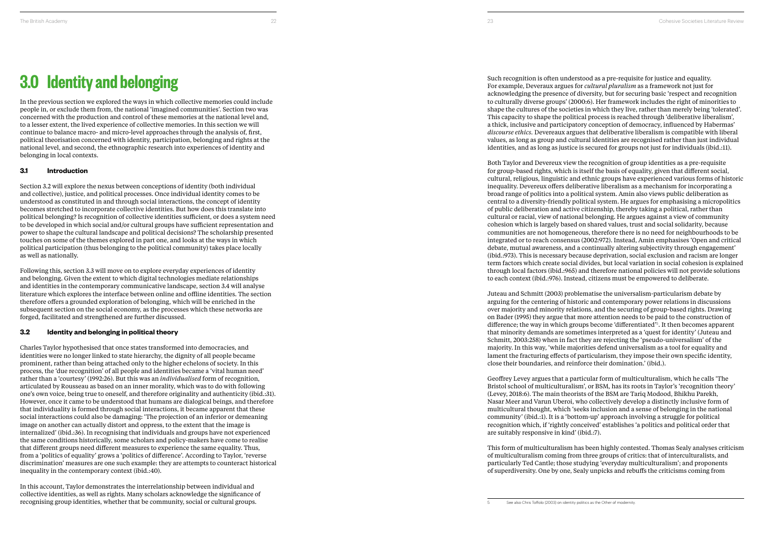# 3.0 Identity and belonging

In the previous section we explored the ways in which collective memories could include people in, or exclude them from, the national 'imagined communities'. Section two was concerned with the production and control of these memories at the national level and, to a lesser extent, the lived experience of collective memories. In this section we will continue to balance macro- and micro-level approaches through the analysis of, first, political theorisation concerned with identity, participation, belonging and rights at the national level, and second, the ethnographic research into experiences of identity and belonging in local contexts.

## 3.1 Introduction

Section 3.2 will explore the nexus between conceptions of identity (both individual and collective), justice, and political processes. Once individual identity comes to be understood as constituted in and through social interactions, the concept of identity becomes stretched to incorporate collective identities. But how does this translate into political belonging? Is recognition of collective identities sufficient, or does a system need to be developed in which social and/or cultural groups have sufficient representation and power to shape the cultural landscape and political decisions? The scholarship presented touches on some of the themes explored in part one, and looks at the ways in which political participation (thus belonging to the political community) takes place locally as well as nationally.

Following this, section 3.3 will move on to explore everyday experiences of identity and belonging. Given the extent to which digital technologies mediate relationships and identities in the contemporary communicative landscape, section 3.4 will analyse literature which explores the interface between online and offline identities. The section therefore offers a grounded exploration of belonging, which will be enriched in the subsequent section on the social economy, as the processes which these networks are forged, facilitated and strengthened are further discussed.

## 3.2 Identity and belonging in political theory

Charles Taylor hypothesised that once states transformed into democracies, and identities were no longer linked to state hierarchy, the dignity of all people became prominent, rather than being attached only to the higher echelons of society. In this process, the 'due recognition' of all people and identities became a 'vital human need' rather than a 'courtesy' (1992:26). But this was an *individualised* form of recognition, articulated by Rousseau as based on an inner morality, which was to do with following one's own voice, being true to oneself, and therefore originality and authenticity (ibid.:31). However, once it came to be understood that humans are dialogical beings, and therefore that individuality is formed through social interactions, it became apparent that these social interactions could also be damaging: 'The projection of an inferior or demeaning image on another can actually distort and oppress, to the extent that the image is internalized' (ibid.:36). In recognising that individuals and groups have not experienced the same conditions historically, some scholars and policy-makers have come to realise that different groups need different measures to experience the same equality. Thus, from a 'politics of equality' grows a 'politics of difference'. According to Taylor, 'reverse discrimination' measures are one such example: they are attempts to counteract historical inequality in the contemporary context (ibid.:40).

In this account, Taylor demonstrates the interrelationship between individual and collective identities, as well as rights. Many scholars acknowledge the significance of recognising group identities, whether that be community, social or cultural groups.

Such recognition is often understood as a pre-requisite for justice and equality. For example, Deveraux argues for *cultural pluralism* as a framework not just for acknowledging the presence of diversity, but for securing basic 'respect and recognition to culturally diverse groups' (2000:6). Her framework includes the right of minorities to shape the cultures of the societies in which they live, rather than merely being 'tolerated'. This capacity to shape the political process is reached through 'deliberative liberalism', a thick, inclusive and participatory conception of democracy, influenced by Habermas' *discourse ethics*. Devereaux argues that deliberative liberalism is compatible with liberal values, as long as group and cultural identities are recognised rather than just individual identities, and as long as justice is secured for groups not just for individuals (ibid.:11).

Both Taylor and Devereux view the recognition of group identities as a pre-requisite for group-based rights, which is itself the basis of equality, given that different social, cultural, religious, linguistic and ethnic groups have experienced various forms of historic inequality. Devereux offers deliberative liberalism as a mechanism for incorporating a broad range of politics into a political system. Amin also views public deliberation as central to a diversity-friendly political system. He argues for emphasising a micropolitics of public deliberation and active citizenship, thereby taking a political, rather than cultural or racial, view of national belonging. He argues against a view of community cohesion which is largely based on shared values, trust and social solidarity, because communities are not homogeneous, therefore there is no need for neighbourhoods to be integrated or to reach consensus (2002:972). Instead, Amin emphasises 'Open and critical debate, mutual awareness, and a continually altering subjectivity through engagement' (ibid.:973). This is necessary because deprivation, social exclusion and racism are longer term factors which create social divides, but local variation in social cohesion is explained through local factors (ibid.:965) and therefore national policies will not provide solutions to each context (ibid.:976). Instead, citizens must be empowered to deliberate.

Juteau and Schmitt (2003) problematise the universalism-particularism debate by arguing for the centering of historic and contemporary power relations in discussions over majority and minority relations, and the securing of group-based rights. Drawing on Bader (1995) they argue that more attention needs to be paid to the construction of difference; the way in which groups become 'differentiated'[5]. It then becomes apparent that minority demands are sometimes interpreted as a 'quest for identity' (Juteau and Schmitt, 2003:258) when in fact they are rejecting the 'pseudo-universalism' of the majority. In this way, 'while majorities defend universalism as a tool for equality and lament the fracturing effects of particularism, they impose their own specific identity, close their boundaries, and reinforce their domination.' (ibid.).

Geoffrey Levey argues that a particular form of multiculturalism, which he calls 'The Bristol school of multiculturalism', or BSM, has its roots in Taylor's 'recognition theory' (Levey, 2018:6). The main theorists of the BSM are Tariq Modood, Bhikhu Parekh, Nasar Meer and Varun Uberoi, who collectively develop a distinctly inclusive form of multicultural thought, which 'seeks inclusion and a sense of belonging in the national community' (ibid.:1). It is a 'bottom-up' approach involving a struggle for political recognition which, if 'rightly conceived' establishes 'a politics and political order that are suitably responsive in kind' (ibid.:7).

This form of multiculturalism has been highly contested. Thomas Sealy analyses criticism of multiculturalism coming from three groups of critics: that of interculturalists, and particularly Ted Cantle; those studying 'everyday multiculturalism'; and proponents of superdiversity. One by one, Sealy unpicks and rebuffs the criticisms coming from

5 See also Chris Toffolo (2003) on identity politics as the Other of modernity.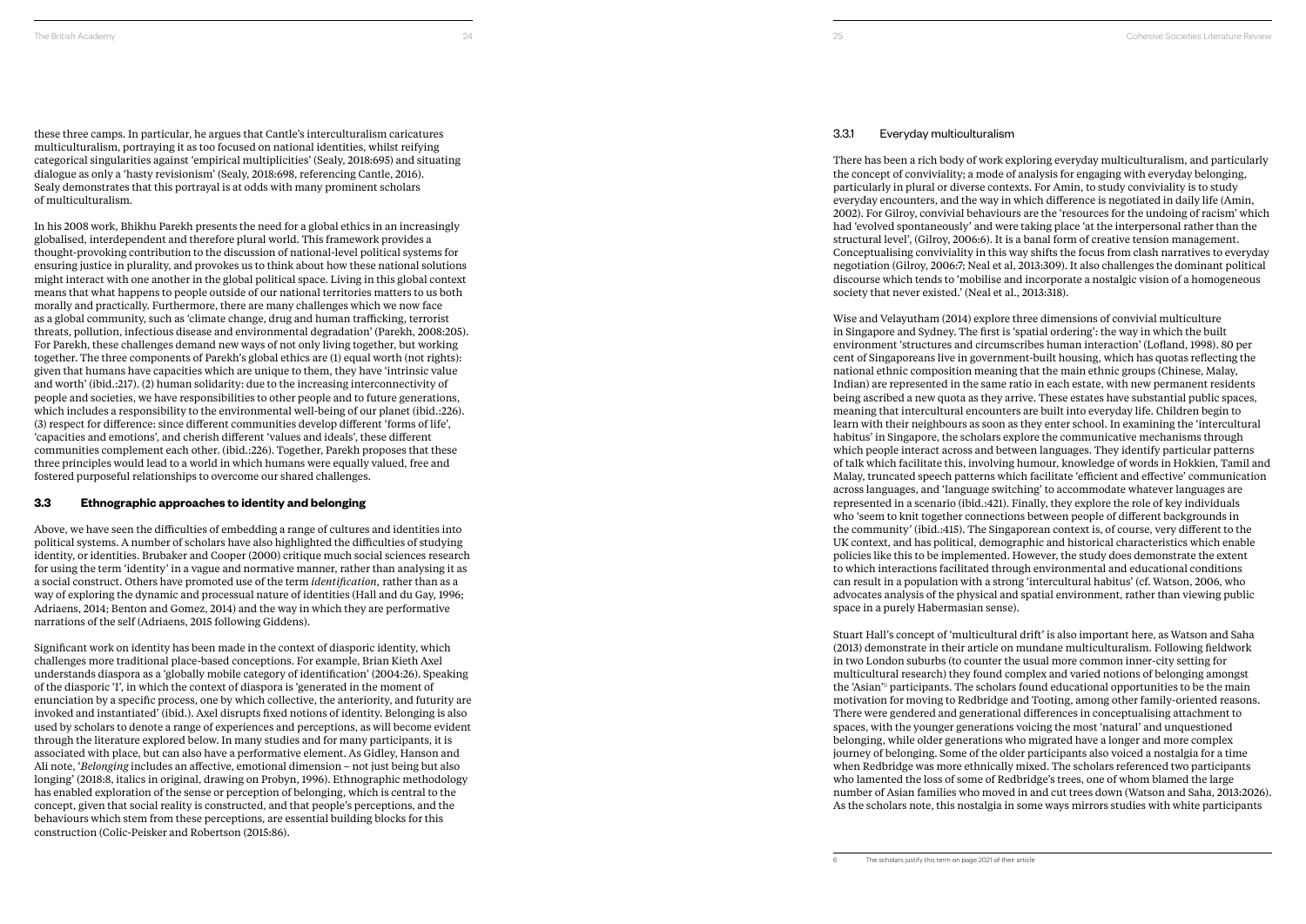these three camps. In particular, he argues that Cantle's interculturalism caricatures multiculturalism, portraying it as too focused on national identities, whilst reifying categorical singularities against 'empirical multiplicities' (Sealy, 2018:695) and situating dialogue as only a 'hasty revisionism' (Sealy, 2018:698, referencing Cantle, 2016). Sealy demonstrates that this portrayal is at odds with many prominent scholars of multiculturalism.

In his 2008 work, Bhikhu Parekh presents the need for a global ethics in an increasingly globalised, interdependent and therefore plural world. This framework provides a thought-provoking contribution to the discussion of national-level political systems for ensuring justice in plurality, and provokes us to think about how these national solutions might interact with one another in the global political space. Living in this global context means that what happens to people outside of our national territories matters to us both morally and practically. Furthermore, there are many challenges which we now face as a global community, such as 'climate change, drug and human trafficking, terrorist threats, pollution, infectious disease and environmental degradation' (Parekh, 2008:205). For Parekh, these challenges demand new ways of not only living together, but working together. The three components of Parekh's global ethics are (1) equal worth (not rights): given that humans have capacities which are unique to them, they have 'intrinsic value and worth' (ibid.:217). (2) human solidarity: due to the increasing interconnectivity of people and societies, we have responsibilities to other people and to future generations, which includes a responsibility to the environmental well-being of our planet (ibid.:226). (3) respect for difference: since different communities develop different 'forms of life', 'capacities and emotions', and cherish different 'values and ideals', these different communities complement each other. (ibid.:226). Together, Parekh proposes that these three principles would lead to a world in which humans were equally valued, free and fostered purposeful relationships to overcome our shared challenges.

## 3.3 Ethnographic approaches to identity and belonging

Above, we have seen the difficulties of embedding a range of cultures and identities into political systems. A number of scholars have also highlighted the difficulties of studying identity, or identities. Brubaker and Cooper (2000) critique much social sciences research for using the term 'identity' in a vague and normative manner, rather than analysing it as a social construct. Others have promoted use of the term *identification*, rather than as a way of exploring the dynamic and processual nature of identities (Hall and du Gay, 1996; Adriaens, 2014; Benton and Gomez, 2014) and the way in which they are performative narrations of the self (Adriaens, 2015 following Giddens).

Significant work on identity has been made in the context of diasporic identity, which challenges more traditional place-based conceptions. For example, Brian Kieth Axel understands diaspora as a 'globally mobile category of identification' (2004:26). Speaking of the diasporic 'I', in which the context of diaspora is 'generated in the moment of enunciation by a specific process, one by which collective, the anteriority, and futurity are invoked and instantiated' (ibid.). Axel disrupts fixed notions of identity. Belonging is also used by scholars to denote a range of experiences and perceptions, as will become evident through the literature explored below. In many studies and for many participants, it is associated with place, but can also have a performative element. As Gidley, Hanson and Ali note, '*Belonging* includes an affective, emotional dimension – not just being but also longing' (2018:8, italics in original, drawing on Probyn, 1996). Ethnographic methodology has enabled exploration of the sense or perception of belonging, which is central to the concept, given that social reality is constructed, and that people's perceptions, and the behaviours which stem from these perceptions, are essential building blocks for this construction (Colic-Peisker and Robertson (2015:86).

### 3.3.1 Everyday multiculturalism

There has been a rich body of work exploring everyday multiculturalism, and particularly the concept of conviviality; a mode of analysis for engaging with everyday belonging, particularly in plural or diverse contexts. For Amin, to study conviviality is to study everyday encounters, and the way in which difference is negotiated in daily life (Amin, 2002). For Gilroy, convivial behaviours are the 'resources for the undoing of racism' which had 'evolved spontaneously' and were taking place 'at the interpersonal rather than the structural level', (Gilroy, 2006:6). It is a banal form of creative tension management. Conceptualising conviviality in this way shifts the focus from clash narratives to everyday negotiation (Gilroy, 2006:7; Neal et al, 2013:309). It also challenges the dominant political discourse which tends to 'mobilise and incorporate a nostalgic vision of a homogeneous society that never existed.' (Neal et al., 2013:318).

Wise and Velayutham (2014) explore three dimensions of convivial multiculture in Singapore and Sydney. The first is 'spatial ordering': the way in which the built environment 'structures and circumscribes human interaction' (Lofland, 1998). 80 per cent of Singaporeans live in government-built housing, which has quotas reflecting the national ethnic composition meaning that the main ethnic groups (Chinese, Malay, Indian) are represented in the same ratio in each estate, with new permanent residents being ascribed a new quota as they arrive. These estates have substantial public spaces, meaning that intercultural encounters are built into everyday life. Children begin to learn with their neighbours as soon as they enter school. In examining the 'intercultural habitus' in Singapore, the scholars explore the communicative mechanisms through which people interact across and between languages. They identify particular patterns of talk which facilitate this, involving humour, knowledge of words in Hokkien, Tamil and Malay, truncated speech patterns which facilitate 'efficient and effective' communication across languages, and 'language switching' to accommodate whatever languages are represented in a scenario (ibid.:421). Finally, they explore the role of key individuals who 'seem to knit together connections between people of different backgrounds in the community' (ibid.:415). The Singaporean context is, of course, very different to the UK context, and has political, demographic and historical characteristics which enable policies like this to be implemented. However, the study does demonstrate the extent to which interactions facilitated through environmental and educational conditions can result in a population with a strong 'intercultural habitus' (cf. Watson, 2006, who advocates analysis of the physical and spatial environment, rather than viewing public space in a purely Habermasian sense).

Stuart Hall's concept of 'multicultural drift' is also important here, as Watson and Saha (2013) demonstrate in their article on mundane multiculturalism. Following fieldwork in two London suburbs (to counter the usual more common inner-city setting for multicultural research) they found complex and varied notions of belonging amongst the 'Asian'[6] participants. The scholars found educational opportunities to be the main motivation for moving to Redbridge and Tooting, among other family-oriented reasons. There were gendered and generational differences in conceptualising attachment to spaces, with the younger generations voicing the most 'natural' and unquestioned belonging, while older generations who migrated have a longer and more complex journey of belonging. Some of the older participants also voiced a nostalgia for a time when Redbridge was more ethnically mixed. The scholars referenced two participants who lamented the loss of some of Redbridge's trees, one of whom blamed the large number of Asian families who moved in and cut trees down (Watson and Saha, 2013:2026). As the scholars note, this nostalgia in some ways mirrors studies with white participants

6 The scholars justify this term on page 2021 of their article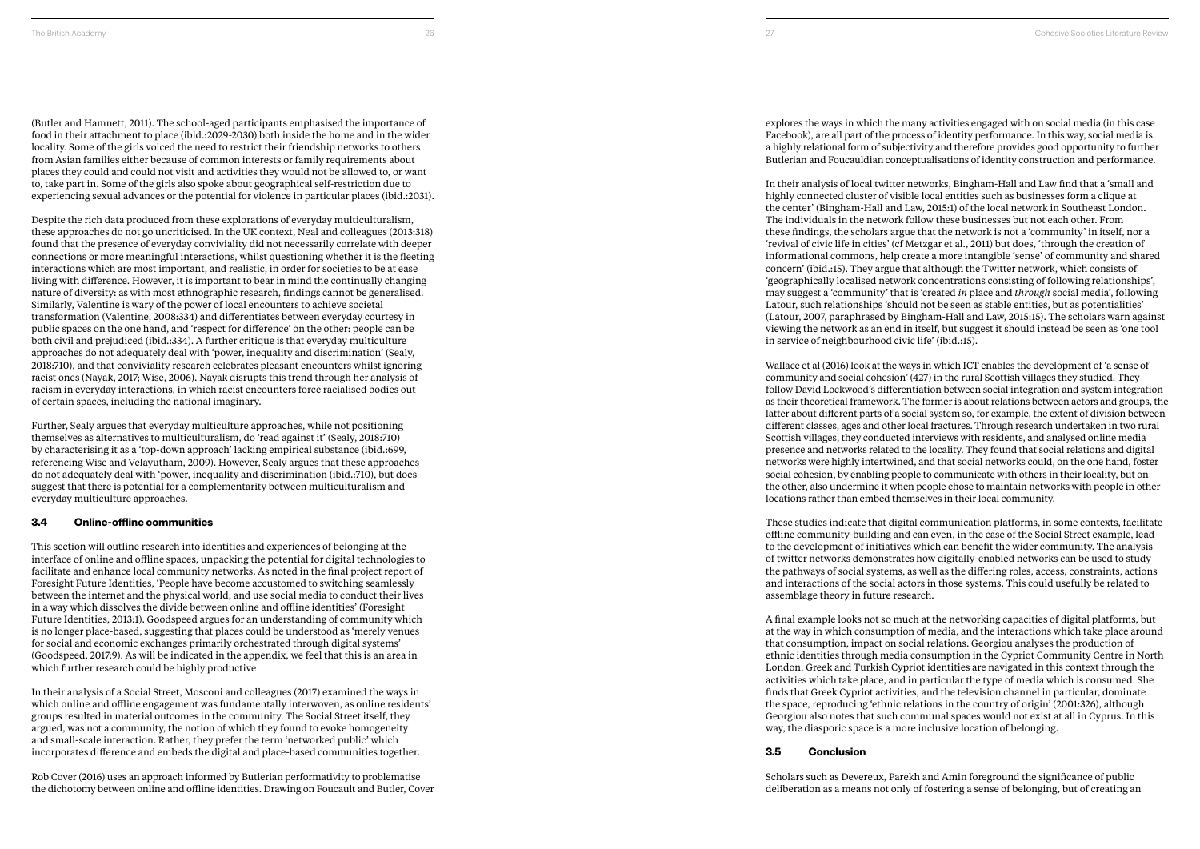(Butler and Hamnett, 2011). The school-aged participants emphasised the importance of food in their attachment to place (ibid.:2029-2030) both inside the home and in the wider locality. Some of the girls voiced the need to restrict their friendship networks to others from Asian families either because of common interests or family requirements about places they could and could not visit and activities they would not be allowed to, or want to, take part in. Some of the girls also spoke about geographical self-restriction due to experiencing sexual advances or the potential for violence in particular places (ibid.:2031).

Despite the rich data produced from these explorations of everyday multiculturalism, these approaches do not go uncriticised. In the UK context, Neal and colleagues (2013:318) found that the presence of everyday conviviality did not necessarily correlate with deeper connections or more meaningful interactions, whilst questioning whether it is the fleeting interactions which are most important, and realistic, in order for societies to be at ease living with difference. However, it is important to bear in mind the continually changing nature of diversity: as with most ethnographic research, findings cannot be generalised. Similarly, Valentine is wary of the power of local encounters to achieve societal transformation (Valentine, 2008:334) and differentiates between everyday courtesy in public spaces on the one hand, and 'respect for difference' on the other: people can be both civil and prejudiced (ibid.:334). A further critique is that everyday multiculture approaches do not adequately deal with 'power, inequality and discrimination' (Sealy, 2018:710), and that conviviality research celebrates pleasant encounters whilst ignoring racist ones (Nayak, 2017; Wise, 2006). Nayak disrupts this trend through her analysis of racism in everyday interactions, in which racist encounters force racialised bodies out of certain spaces, including the national imaginary.

Further, Sealy argues that everyday multiculture approaches, while not positioning themselves as alternatives to multiculturalism, do 'read against it' (Sealy, 2018:710) by characterising it as a 'top-down approach' lacking empirical substance (ibid.:699, referencing Wise and Velayutham, 2009). However, Sealy argues that these approaches do not adequately deal with 'power, inequality and discrimination (ibid.:710), but does suggest that there is potential for a complementarity between multiculturalism and everyday multiculture approaches.

### 3.4 Online-offline communities

This section will outline research into identities and experiences of belonging at the interface of online and offline spaces, unpacking the potential for digital technologies to facilitate and enhance local community networks. As noted in the final project report of Foresight Future Identities, 'People have become accustomed to switching seamlessly between the internet and the physical world, and use social media to conduct their lives in a way which dissolves the divide between online and offline identities' (Foresight Future Identities, 2013:1). Goodspeed argues for an understanding of community which is no longer place-based, suggesting that places could be understood as 'merely venues for social and economic exchanges primarily orchestrated through digital systems' (Goodspeed, 2017:9). As will be indicated in the appendix, we feel that this is an area in which further research could be highly productive

In their analysis of a Social Street, Mosconi and colleagues (2017) examined the ways in which online and offline engagement was fundamentally interwoven, as online residents' groups resulted in material outcomes in the community. The Social Street itself, they argued, was not a community, the notion of which they found to evoke homogeneity and small-scale interaction. Rather, they prefer the term 'networked public' which incorporates difference and embeds the digital and place-based communities together.

Rob Cover (2016) uses an approach informed by Butlerian performativity to problematise the dichotomy between online and offline identities. Drawing on Foucault and Butler, Cover explores the ways in which the many activities engaged with on social media (in this case Facebook), are all part of the process of identity performance. In this way, social media is a highly relational form of subjectivity and therefore provides good opportunity to further Butlerian and Foucauldian conceptualisations of identity construction and performance.

In their analysis of local twitter networks, Bingham-Hall and Law find that a 'small and highly connected cluster of visible local entities such as businesses form a clique at the center' (Bingham-Hall and Law, 2015:1) of the local network in Southeast London. The individuals in the network follow these businesses but not each other. From these findings, the scholars argue that the network is not a 'community' in itself, nor a 'revival of civic life in cities' (cf Metzgar et al., 2011) but does, 'through the creation of informational commons, help create a more intangible 'sense' of community and shared concern' (ibid.:15). They argue that although the Twitter network, which consists of 'geographically localised network concentrations consisting of following relationships', may suggest a 'community' that is 'created *in* place and *through* social media', following Latour, such relationships 'should not be seen as stable entities, but as potentialities' (Latour, 2007, paraphrased by Bingham-Hall and Law, 2015:15). The scholars warn against viewing the network as an end in itself, but suggest it should instead be seen as 'one tool in service of neighbourhood civic life' (ibid.:15).

Wallace et al (2016) look at the ways in which ICT enables the development of 'a sense of community and social cohesion' (427) in the rural Scottish villages they studied. They follow David Lockwood's differentiation between social integration and system integration as their theoretical framework. The former is about relations between actors and groups, the latter about different parts of a social system so, for example, the extent of division between different classes, ages and other local fractures. Through research undertaken in two rural Scottish villages, they conducted interviews with residents, and analysed online media presence and networks related to the locality. They found that social relations and digital networks were highly intertwined, and that social networks could, on the one hand, foster social cohesion, by enabling people to communicate with others in their locality, but on the other, also undermine it when people chose to maintain networks with people in other locations rather than embed themselves in their local community.

These studies indicate that digital communication platforms, in some contexts, facilitate offline community-building and can even, in the case of the Social Street example, lead to the development of initiatives which can benefit the wider community. The analysis of twitter networks demonstrates how digitally-enabled networks can be used to study the pathways of social systems, as well as the differing roles, access, constraints, actions and interactions of the social actors in those systems. This could usefully be related to assemblage theory in future research.

A final example looks not so much at the networking capacities of digital platforms, but at the way in which consumption of media, and the interactions which take place around that consumption, impact on social relations. Georgiou analyses the production of ethnic identities through media consumption in the Cypriot Community Centre in North London. Greek and Turkish Cypriot identities are navigated in this context through the activities which take place, and in particular the type of media which is consumed. She finds that Greek Cypriot activities, and the television channel in particular, dominate the space, reproducing 'ethnic relations in the country of origin' (2001:326), although Georgiou also notes that such communal spaces would not exist at all in Cyprus. In this way, the diasporic space is a more inclusive location of belonging.

### 3.5 Conclusion

Scholars such as Devereux, Parekh and Amin foreground the significance of public deliberation as a means not only of fostering a sense of belonging, but of creating an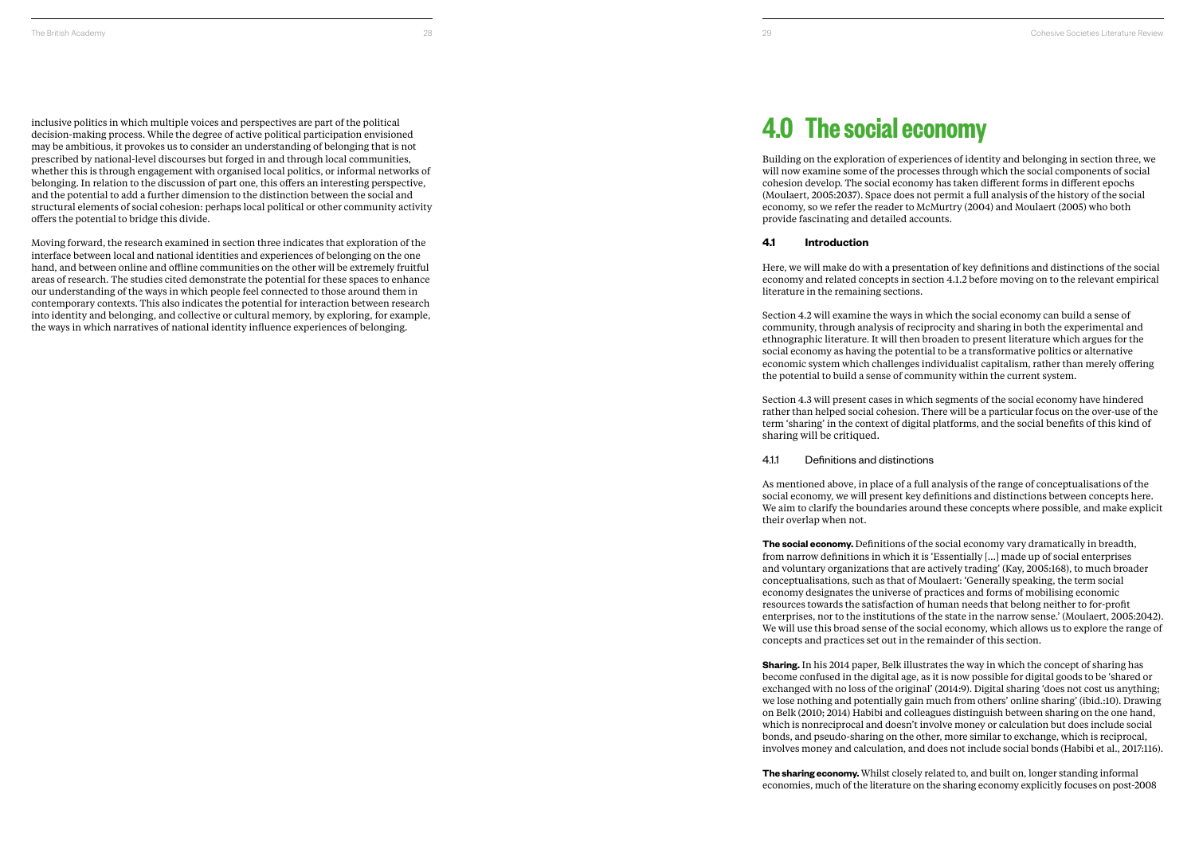inclusive politics in which multiple voices and perspectives are part of the political decision-making process. While the degree of active political participation envisioned may be ambitious, it provokes us to consider an understanding of belonging that is not prescribed by national-level discourses but forged in and through local communities, whether this is through engagement with organised local politics, or informal networks of belonging. In relation to the discussion of part one, this offers an interesting perspective, and the potential to add a further dimension to the distinction between the social and structural elements of social cohesion: perhaps local political or other community activity offers the potential to bridge this divide.

Moving forward, the research examined in section three indicates that exploration of the interface between local and national identities and experiences of belonging on the one hand, and between online and offline communities on the other will be extremely fruitful areas of research. The studies cited demonstrate the potential for these spaces to enhance our understanding of the ways in which people feel connected to those around them in contemporary contexts. This also indicates the potential for interaction between research into identity and belonging, and collective or cultural memory, by exploring, for example, the ways in which narratives of national identity influence experiences of belonging.

# 4.0 The social economy

Building on the exploration of experiences of identity and belonging in section three, we will now examine some of the processes through which the social components of social cohesion develop. The social economy has taken different forms in different epochs (Moulaert, 2005:2037). Space does not permit a full analysis of the history of the social economy, so we refer the reader to McMurtry (2004) and Moulaert (2005) who both provide fascinating and detailed accounts.

## 4.1 Introduction

Here, we will make do with a presentation of key definitions and distinctions of the social economy and related concepts in section 4.1.2 before moving on to the relevant empirical literature in the remaining sections.

Section 4.2 will examine the ways in which the social economy can build a sense of community, through analysis of reciprocity and sharing in both the experimental and ethnographic literature. It will then broaden to present literature which argues for the social economy as having the potential to be a transformative politics or alternative economic system which challenges individualist capitalism, rather than merely offering the potential to build a sense of community within the current system.

Section 4.3 will present cases in which segments of the social economy have hindered rather than helped social cohesion. There will be a particular focus on the over-use of the term 'sharing' in the context of digital platforms, and the social benefits of this kind of sharing will be critiqued.

### 4.1.1 Definitions and distinctions

As mentioned above, in place of a full analysis of the range of conceptualisations of the social economy, we will present key definitions and distinctions between concepts here. We aim to clarify the boundaries around these concepts where possible, and make explicit their overlap when not.

**The social economy.** Definitions of the social economy vary dramatically in breadth, from narrow definitions in which it is 'Essentially [...] made up of social enterprises and voluntary organizations that are actively trading' (Kay, 2005:168), to much broader conceptualisations, such as that of Moulaert: 'Generally speaking, the term social economy designates the universe of practices and forms of mobilising economic resources towards the satisfaction of human needs that belong neither to for-profit enterprises, nor to the institutions of the state in the narrow sense.' (Moulaert, 2005:2042). We will use this broad sense of the social economy, which allows us to explore the range of concepts and practices set out in the remainder of this section.

**Sharing.** In his 2014 paper, Belk illustrates the way in which the concept of sharing has become confused in the digital age, as it is now possible for digital goods to be 'shared or exchanged with no loss of the original' (2014:9). Digital sharing 'does not cost us anything; we lose nothing and potentially gain much from others' online sharing' (ibid.:10). Drawing on Belk (2010; 2014) Habibi and colleagues distinguish between sharing on the one hand, which is nonreciprocal and doesn't involve money or calculation but does include social bonds, and pseudo-sharing on the other, more similar to exchange, which is reciprocal, involves money and calculation, and does not include social bonds (Habibi et al., 2017:116).

**The sharing economy.** Whilst closely related to, and built on, longer standing informal economies, much of the literature on the sharing economy explicitly focuses on post-2008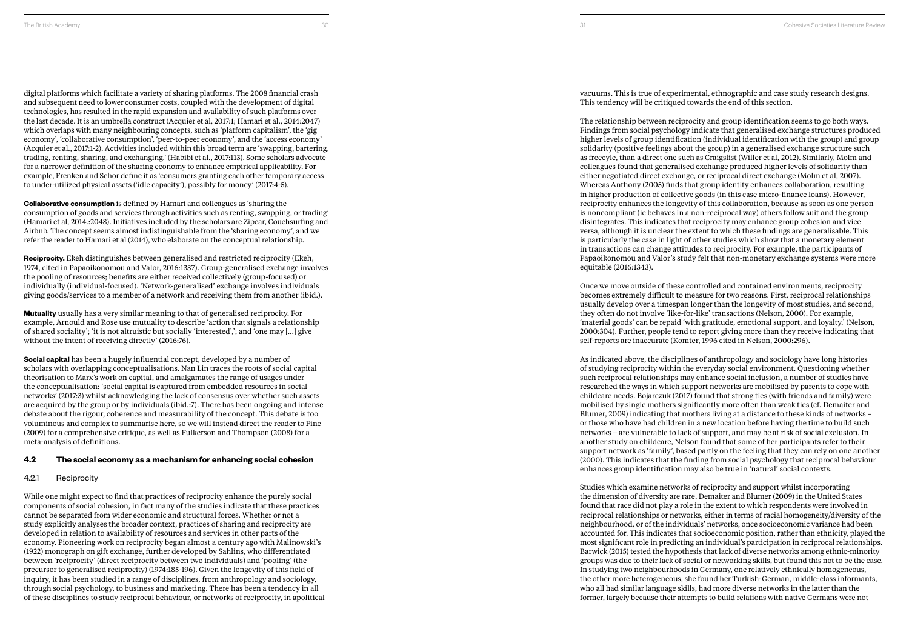digital platforms which facilitate a variety of sharing platforms. The 2008 financial crash and subsequent need to lower consumer costs, coupled with the development of digital technologies, has resulted in the rapid expansion and availability of such platforms over the last decade. It is an umbrella construct (Acquier et al, 2017:1; Hamari et al., 2014:2047) which overlaps with many neighbouring concepts, such as 'platform capitalism', the 'gig economy', 'collaborative consumption', 'peer-to-peer economy', and the 'access economy' (Acquier et al., 2017:1-2). Activities included within this broad term are 'swapping, bartering, trading, renting, sharing, and exchanging.' (Habibi et al., 2017:113). Some scholars advocate for a narrower definition of the sharing economy to enhance empirical applicability. For example, Frenken and Schor define it as 'consumers granting each other temporary access to under-utilized physical assets ('idle capacity'), possibly for money' (2017:4-5).

**Collaborative consumption** is defined by Hamari and colleagues as 'sharing the consumption of goods and services through activities such as renting, swapping, or trading' (Hamari et al, 2014.:2048). Initiatives included by the scholars are Zipcar, Couchsurfing and Airbnb. The concept seems almost indistinguishable from the 'sharing economy', and we refer the reader to Hamari et al (2014), who elaborate on the conceptual relationship.

**Reciprocity.** Ekeh distinguishes between generalised and restricted reciprocity (Ekeh, 1974, cited in Papaoikonomou and Valor, 2016:1337). Group-generalised exchange involves the pooling of resources; benefits are either received collectively (group-focused) or individually (individual-focused). 'Network-generalised' exchange involves individuals giving goods/services to a member of a network and receiving them from another (ibid.).

**Mutuality** usually has a very similar meaning to that of generalised reciprocity. For example, Arnould and Rose use mutuality to describe 'action that signals a relationship of shared sociality'; 'it is not altruistic but socially 'interested','; and 'one may [...] give without the intent of receiving directly' (2016:76).

**Social capital** has been a hugely influential concept, developed by a number of scholars with overlapping conceptualisations. Nan Lin traces the roots of social capital theorisation to Marx's work on capital, and amalgamates the range of usages under the conceptualisation: 'social capital is captured from embedded resources in social networks' (2017:3) whilst acknowledging the lack of consensus over whether such assets are acquired by the group or by individuals (ibid.:7). There has been ongoing and intense debate about the rigour, coherence and measurability of the concept. This debate is too voluminous and complex to summarise here, so we will instead direct the reader to Fine (2009) for a comprehensive critique, as well as Fulkerson and Thompson (2008) for a meta-analysis of definitions.

## 4.2 The social economy as a mechanism for enhancing social cohesion

### 4.2.1 Reciprocity

While one might expect to find that practices of reciprocity enhance the purely social components of social cohesion, in fact many of the studies indicate that these practices cannot be separated from wider economic and structural forces. Whether or not a study explicitly analyses the broader context, practices of sharing and reciprocity are developed in relation to availability of resources and services in other parts of the economy. Pioneering work on reciprocity began almost a century ago with Malinowski's (1922) monograph on gift exchange, further developed by Sahlins, who differentiated between 'reciprocity' (direct reciprocity between two individuals) and 'pooling' (the precursor to generalised reciprocity) (1974:185-196). Given the longevity of this field of inquiry, it has been studied in a range of disciplines, from anthropology and sociology, through social psychology, to business and marketing. There has been a tendency in all of these disciplines to study reciprocal behaviour, or networks of reciprocity, in apolitical vacuums. This is true of experimental, ethnographic and case study research designs. This tendency will be critiqued towards the end of this section.

The relationship between reciprocity and group identification seems to go both ways. Findings from social psychology indicate that generalised exchange structures produced higher levels of group identification (individual identification with the group) and group solidarity (positive feelings about the group) in a generalised exchange structure such as freecycle, than a direct one such as Craigslist (Willer et al, 2012). Similarly, Molm and colleagues found that generalised exchange produced higher levels of solidarity than either negotiated direct exchange, or reciprocal direct exchange (Molm et al, 2007). Whereas Anthony (2005) finds that group identity enhances collaboration, resulting in higher production of collective goods (in this case micro-finance loans). However, reciprocity enhances the longevity of this collaboration, because as soon as one person is noncompliant (ie behaves in a non-reciprocal way) others follow suit and the group disintegrates. This indicates that reciprocity may enhance group cohesion and vice versa, although it is unclear the extent to which these findings are generalisable. This is particularly the case in light of other studies which show that a monetary element in transactions can change attitudes to reciprocity. For example, the participants of Papaoikonomou and Valor's study felt that non-monetary exchange systems were more equitable (2016:1343).

Once we move outside of these controlled and contained environments, reciprocity becomes extremely difficult to measure for two reasons. First, reciprocal relationships usually develop over a timespan longer than the longevity of most studies, and second, they often do not involve 'like-for-like' transactions (Nelson, 2000). For example, 'material goods' can be repaid 'with gratitude, emotional support, and loyalty.' (Nelson, 2000:304). Further, people tend to report giving more than they receive indicating that self-reports are inaccurate (Komter, 1996 cited in Nelson, 2000:296).

As indicated above, the disciplines of anthropology and sociology have long histories of studying reciprocity within the everyday social environment. Questioning whether such reciprocal relationships may enhance social inclusion, a number of studies have researched the ways in which support networks are mobilised by parents to cope with childcare needs. Bojarczuk (2017) found that strong ties (with friends and family) were mobilised by single mothers significantly more often than weak ties (cf. Demaiter and Blumer, 2009) indicating that mothers living at a distance to these kinds of networks – or those who have had children in a new location before having the time to build such networks – are vulnerable to lack of support, and may be at risk of social exclusion. In another study on childcare, Nelson found that some of her participants refer to their support network as 'family', based partly on the feeling that they can rely on one another (2000). This indicates that the finding from social psychology that reciprocal behaviour enhances group identification may also be true in 'natural' social contexts.

Studies which examine networks of reciprocity and support whilst incorporating the dimension of diversity are rare. Demaiter and Blumer (2009) in the United States found that race did not play a role in the extent to which respondents were involved in reciprocal relationships or networks, either in terms of racial homogeneity/diversity of the neighbourhood, or of the individuals' networks, once socioeconomic variance had been accounted for. This indicates that socioeconomic position, rather than ethnicity, played the most significant role in predicting an individual's participation in reciprocal relationships. Barwick (2015) tested the hypothesis that lack of diverse networks among ethnic-minority groups was due to their lack of social or networking skills, but found this not to be the case. In studying two neighbourhoods in Germany, one relatively ethnically homogeneous, the other more heterogeneous, she found her Turkish-German, middle-class informants, who all had similar language skills, had more diverse networks in the latter than the former, largely because their attempts to build relations with native Germans were not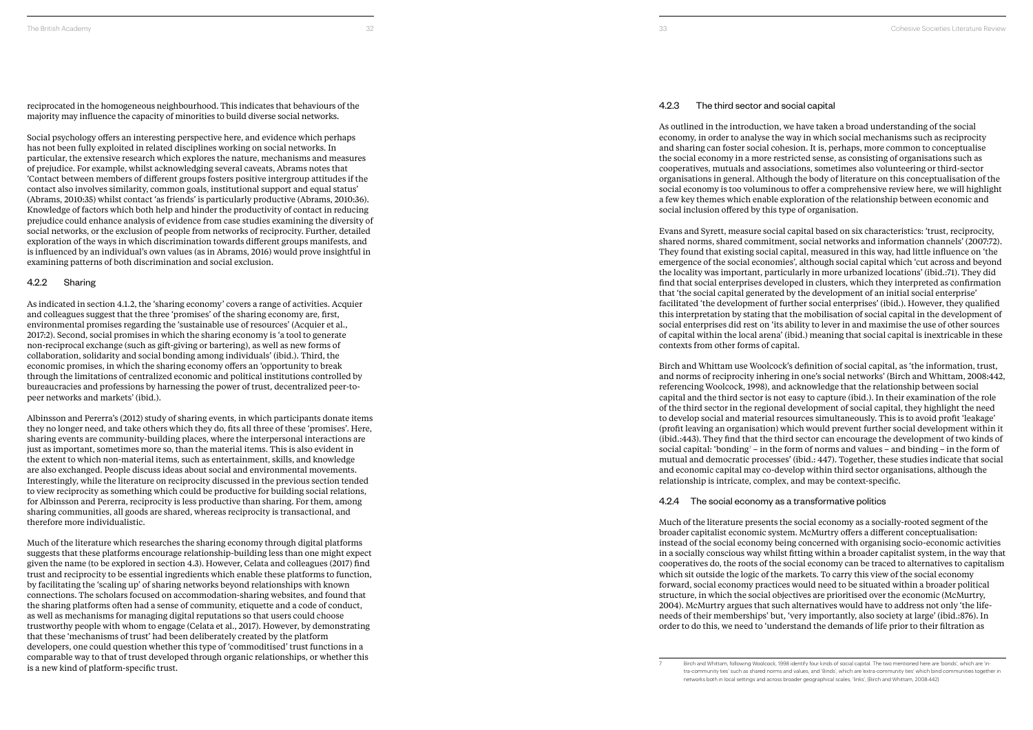reciprocated in the homogeneous neighbourhood. This indicates that behaviours of the majority may influence the capacity of minorities to build diverse social networks.

Social psychology offers an interesting perspective here, and evidence which perhaps has not been fully exploited in related disciplines working on social networks. In particular, the extensive research which explores the nature, mechanisms and measures of prejudice. For example, whilst acknowledging several caveats, Abrams notes that 'Contact between members of different groups fosters positive intergroup attitudes if the contact also involves similarity, common goals, institutional support and equal status' (Abrams, 2010:35) whilst contact 'as friends' is particularly productive (Abrams, 2010:36). Knowledge of factors which both help and hinder the productivity of contact in reducing prejudice could enhance analysis of evidence from case studies examining the diversity of social networks, or the exclusion of people from networks of reciprocity. Further, detailed exploration of the ways in which discrimination towards different groups manifests, and is influenced by an individual's own values (as in Abrams, 2016) would prove insightful in examining patterns of both discrimination and social exclusion.

### 4.2.2 Sharing

As indicated in section 4.1.2, the 'sharing economy' covers a range of activities. Acquier and colleagues suggest that the three 'promises' of the sharing economy are, first, environmental promises regarding the 'sustainable use of resources' (Acquier et al., 2017:2). Second, social promises in which the sharing economy is 'a tool to generate non-reciprocal exchange (such as gift-giving or bartering), as well as new forms of collaboration, solidarity and social bonding among individuals' (ibid.). Third, the economic promises, in which the sharing economy offers an 'opportunity to break through the limitations of centralized economic and political institutions controlled by bureaucracies and professions by harnessing the power of trust, decentralized peer-to-peer networks and markets' (ibid.).

Albinsson and Pererra's (2012) study of sharing events, in which participants donate items they no longer need, and take others which they do, fits all three of these 'promises'. Here, sharing events are community-building places, where the interpersonal interactions are just as important, sometimes more so, than the material items. This is also evident in the extent to which non-material items, such as entertainment, skills, and knowledge are also exchanged. People discuss ideas about social and environmental movements. Interestingly, while the literature on reciprocity discussed in the previous section tended to view reciprocity as something which could be productive for building social relations, for Albinsson and Pererra, reciprocity is less productive than sharing. For them, among sharing communities, all goods are shared, whereas reciprocity is transactional, and therefore more individualistic.

Much of the literature which researches the sharing economy through digital platforms suggests that these platforms encourage relationship-building less than one might expect given the name (to be explored in section 4.3). However, Celata and colleagues (2017) find trust and reciprocity to be essential ingredients which enable these platforms to function, by facilitating the 'scaling up' of sharing networks beyond relationships with known connections. The scholars focused on accommodation-sharing websites, and found that the sharing platforms often had a sense of community, etiquette and a code of conduct, as well as mechanisms for managing digital reputations so that users could choose trustworthy people with whom to engage (Celata et al., 2017). However, by demonstrating that these 'mechanisms of trust' had been deliberately created by the platform developers, one could question whether this type of 'commoditised' trust functions in a comparable way to that of trust developed through organic relationships, or whether this is a new kind of platform-specific trust.

### 4.2.3 The third sector and social capital

As outlined in the introduction, we have taken a broad understanding of the social economy, in order to analyse the way in which social mechanisms such as reciprocity and sharing can foster social cohesion. It is, perhaps, more common to conceptualise the social economy in a more restricted sense, as consisting of organisations such as cooperatives, mutuals and associations, sometimes also volunteering or third-sector organisations in general. Although the body of literature on this conceptualisation of the social economy is too voluminous to offer a comprehensive review here, we will highlight a few key themes which enable exploration of the relationship between economic and social inclusion offered by this type of organisation.

Evans and Syrett, measure social capital based on six characteristics: 'trust, reciprocity, shared norms, shared commitment, social networks and information channels' (2007:72). They found that existing social capital, measured in this way, had little influence on 'the emergence of the social economies', although social capital which 'cut across and beyond the locality was important, particularly in more urbanized locations' (ibid.:71). They did find that social enterprises developed in clusters, which they interpreted as confirmation that 'the social capital generated by the development of an initial social enterprise' facilitated 'the development of further social enterprises' (ibid.). However, they qualified this interpretation by stating that the mobilisation of social capital in the development of social enterprises did rest on 'its ability to lever in and maximise the use of other sources of capital within the local arena' (ibid.) meaning that social capital is inextricable in these contexts from other forms of capital.

Birch and Whittam use Woolcock's definition of social capital, as 'the information, trust, and norms of reciprocity inhering in one's social networks' (Birch and Whittam, 2008:442, referencing Woolcock, 1998), and acknowledge that the relationship between social capital and the third sector is not easy to capture (ibid.). In their examination of the role of the third sector in the regional development of social capital, they highlight the need to develop social and material resources simultaneously. This is to avoid profit 'leakage' (profit leaving an organisation) which would prevent further social development within it (ibid.:443). They find that the third sector can encourage the development of two kinds of social capital: 'bonding[7] – in the form of norms and values – and binding – in the form of mutual and democratic processes' (ibid.: 447). Together, these studies indicate that social and economic capital may co-develop within third sector organisations, although the relationship is intricate, complex, and may be context-specific.

### 4.2.4 The social economy as a transformative politics

Much of the literature presents the social economy as a socially-rooted segment of the broader capitalist economic system. McMurtry offers a different conceptualisation: instead of the social economy being concerned with organising socio-economic activities in a socially conscious way whilst fitting within a broader capitalist system, in the way that cooperatives do, the roots of the social economy can be traced to alternatives to capitalism which sit outside the logic of the markets. To carry this view of the social economy forward, social economy practices would need to be situated within a broader political structure, in which the social objectives are prioritised over the economic (McMurtry, 2004). McMurtry argues that such alternatives would have to address not only 'the life-needs of their memberships' but, 'very importantly, also society at large' (ibid.:876). In order to do this, we need to 'understand the demands of life prior to their filtration as

[7] Birch and Whittam, following Woolcock, 1998 identify four kinds of social capital. The two mentioned here are 'Bonds', which are 'intra-community ties' such as shared norms and values, and 'Binds', which are 'extra-community ties' which bind communities together in networks both in local settings and across broader geographical scales; 'links', (Birch and Whittam, 2008:442)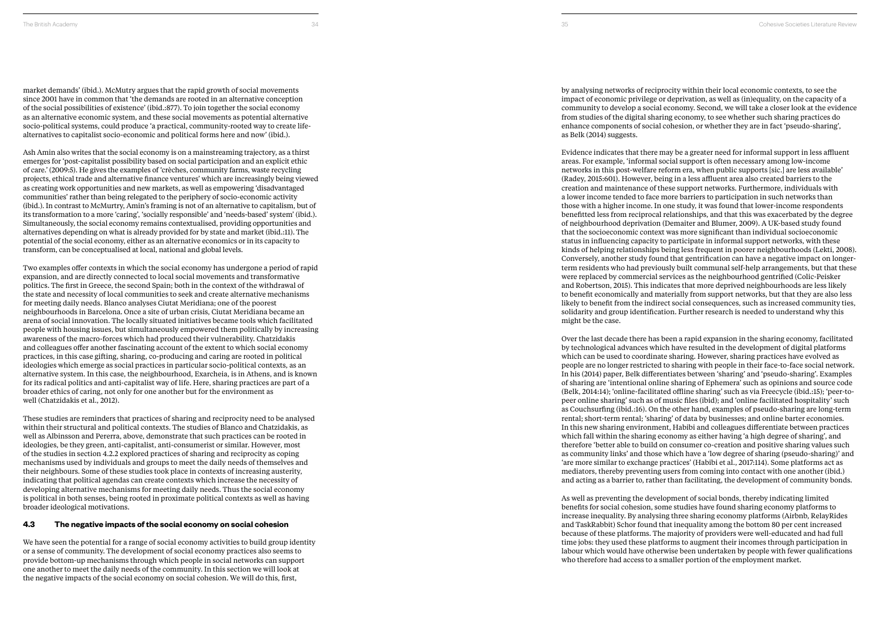market demands' (ibid.). McMutry argues that the rapid growth of social movements since 2001 have in common that 'the demands are rooted in an alternative conception of the social possibilities of existence' (ibid.:877). To join together the social economy as an alternative economic system, and these social movements as potential alternative socio-political systems, could produce 'a practical, community-rooted way to create life-alternatives to capitalist socio-economic and political forms here and now' (ibid.).

Ash Amin also writes that the social economy is on a mainstreaming trajectory, as a thirst emerges for 'post-capitalist possibility based on social participation and an explicit ethic of care.' (2009:5). He gives the examples of 'crèches, community farms, waste recycling projects, ethical trade and alternative finance ventures' which are increasingly being viewed as creating work opportunities and new markets, as well as empowering 'disadvantaged communities' rather than being relegated to the periphery of socio-economic activity (ibid.). In contrast to McMurrry, Amin's framing is not of an alternative to capitalism, but of its transformation to a more 'caring', 'socially responsible' and 'needs-based' system' (ibid.). Simultaneously, the social economy remains contextualised, providing opportunities and alternatives depending on what is already provided for by state and market (ibid.:11). The potential of the social economy, either as an alternative economics or in its capacity to transform, can be conceptualised at local, national and global levels.

Two examples offer contexts in which the social economy has undergone a period of rapid expansion, and are directly connected to local social movements and transformative politics. The first in Greece, the second Spain; both in the context of the withdrawal of the state and necessity of local communities to seek and create alternative mechanisms for meeting daily needs. Blanco analyses Ciutat Meridiana; one of the poorest neighbourhoods in Barcelona. Once a site of urban crisis, Ciutat Meridiana became an arena of social innovation. The locally situated initiatives became tools which facilitated people with housing issues, but simultaneously empowered them politically by increasing awareness of the macro-forces which had produced their vulnerability. Chatzidakis and colleagues offer another fascinating account of the extent to which social economy practices, in this case gifting, sharing, co-producing and caring are rooted in political ideologies which emerge as social practices in particular socio-political contexts, as an alternative system. In this case, the neighbourhood, Exarcheia, is in Athens, and is known for its radical politics and anti-capitalist way of life. Here, sharing practices are part of a broader ethics of caring, not only for one another but for the environment as well (Chatzidakis et al., 2012).

These studies are reminders that practices of sharing and reciprocity need to be analysed within their structural and political contexts. The studies of Blanco and Chatzidakis, as well as Albinsson and Pererra, above, demonstrate that such practices can be rooted in ideologies, be they green, anti-capitalist, anti-consumerist or similar. However, most of the studies in section 4.2.2 explored practices of sharing and reciprocity as coping mechanisms used by individuals and groups to meet the daily needs of themselves and their neighbours. Some of these studies took place in contexts of increasing austerity, indicating that political agendas can create contexts which increase the necessity of developing alternative mechanisms for meeting daily needs. Thus the social economy is political in both senses, being rooted in proximate political contexts as well as having broader ideological motivations.

### 4.3 The negative impacts of the social economy on social cohesion

We have seen the potential for a range of social economy activities to build group identity or a sense of community. The development of social economy practices also seems to provide bottom-up mechanisms through which people in social networks can support one another to meet the daily needs of the community. In this section we will look at the negative impacts of the social economy on social cohesion. We will do this, first, by analysing networks of reciprocity within their local economic contexts, to see the impact of economic privilege or deprivation, as well as (in)equality, on the capacity of a community to develop a social economy. Second, we will take a closer look at the evidence from studies of the digital sharing economy, to see whether such sharing practices do enhance components of social cohesion, or whether they are in fact 'pseudo-sharing', as Belk (2014) suggests.

Evidence indicates that there may be a greater need for informal support in less affluent areas. For example, 'informal social support is often necessary among low-income networks in this post-welfare reform era, when public supports [sic.] are less available' (Radey, 2015:601). However, being in a less affluent area also created barriers to the creation and maintenance of these support networks. Furthermore, individuals with a lower income tended to face more barriers to participation in such networks than those with a higher income. In one study, it was found that lower-income respondents benefitted less from reciprocal relationships, and that this was exacerbated by the degree of neighbourhood deprivation (Demaiter and Blumer, 2009). A UK-based study found that the socioeconomic context was more significant than individual socioeconomic status in influencing capacity to participate in informal support networks, with these kinds of helping relationships being less frequent in poorer neighbourhoods (Lekti, 2008). Conversely, another study found that gentrification can have a negative impact on longer-term residents who had previously built communal self-help arrangements, but that these were replaced by commercial services as the neighbourhood gentrified (Colic-Peisker and Robertson, 2015). This indicates that more deprived neighbourhoods are less likely to benefit economically and materially from support networks, but that they are also less likely to benefit from the indirect social consequences, such as increased community ties, solidarity and group identification. Further research is needed to understand why this might be the case.

Over the last decade there has been a rapid expansion in the sharing economy, facilitated by technological advances which have resulted in the development of digital platforms which can be used to coordinate sharing. However, sharing practices have evolved as people are no longer restricted to sharing with people in their face-to-face social network. In his (2014) paper, Belk differentiates between 'sharing' and 'pseudo-sharing'. Examples of sharing are 'intentional online sharing of Ephemera' such as opinions and source code (Belk, 2014:14); 'online-facilitated offline sharing' such as via Freecycle (ibid.:15); 'peer-to-peer online sharing' such as of music files (ibid); and 'online facilitated hospitality' such as Couchsurfing (ibid.:16). On the other hand, examples of pseudo-sharing are long-term rental; short-term rental; 'sharing' of data by businesses; and online barter economies. In this new sharing environment, Habibi and colleagues differentiate between practices which fall within the sharing economy as either having 'a high degree of sharing', and therefore 'better able to build on consumer co-creation and positive sharing values such as community links' and those which have a 'low degree of sharing (pseudo-sharing)' and 'are more similar to exchange practices' (Habibi et al., 2017:114). Some platforms act as mediators, thereby preventing users from coming into contact with one another (ibid.) and acting as a barrier to, rather than facilitating, the development of community bonds.

As well as preventing the development of social bonds, thereby indicating limited benefits for social cohesion, some studies have found sharing economy platforms to increase inequality. By analysing three sharing economy platforms (Airbnb, RelayRides and TaskRabbit) Schor found that inequality among the bottom 80 per cent increased because of these platforms. The majority of providers were well-educated and had full time jobs: they used these platforms to augment their incomes through participation in labour which would have otherwise been undertaken by people with fewer qualifications who therefore had access to a smaller portion of the employment market.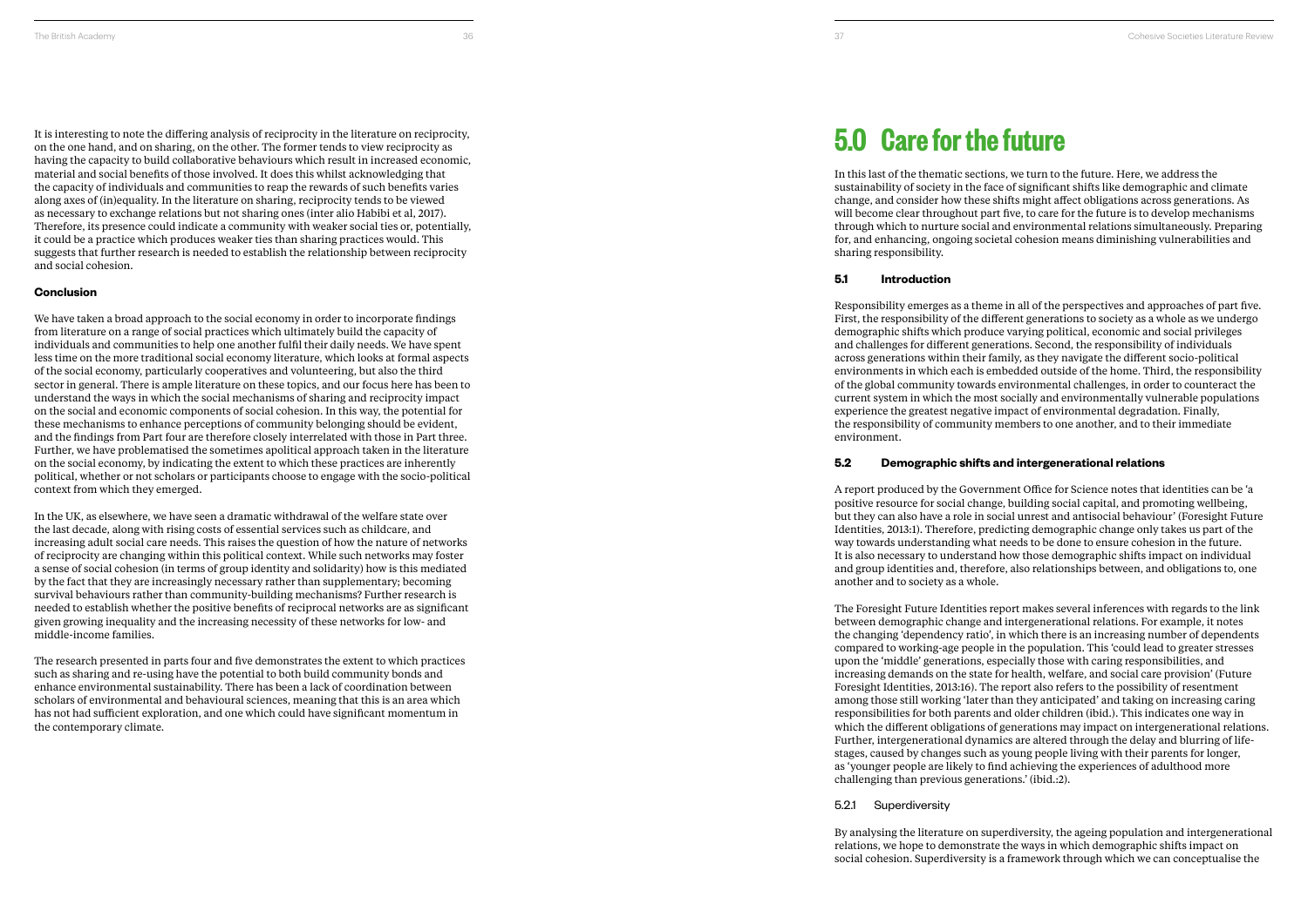It is interesting to note the differing analysis of reciprocity in the literature on reciprocity, on the one hand, and on sharing, on the other. The former tends to view reciprocity as having the capacity to build collaborative behaviours which result in increased economic, material and social benefits of those involved. It does this whilst acknowledging that the capacity of individuals and communities to reap the rewards of such benefits varies along axes of (in)equality. In the literature on sharing, reciprocity tends to be viewed as necessary to exchange relations but not sharing ones (inter alio Habibi et al, 2017). Therefore, its presence could indicate a community with weaker social ties or, potentially, it could be a practice which produces weaker ties than sharing practices would. This suggests that further research is needed to establish the relationship between reciprocity and social cohesion.

### Conclusion

We have taken a broad approach to the social economy in order to incorporate findings from literature on a range of social practices which ultimately build the capacity of individuals and communities to help one another fulfil their daily needs. We have spent less time on the more traditional social economy literature, which looks at formal aspects of the social economy, particularly cooperatives and volunteering, but also the third sector in general. There is ample literature on these topics, and our focus here has been to understand the ways in which the social mechanisms of sharing and reciprocity impact on the social and economic components of social cohesion. In this way, the potential for these mechanisms to enhance perceptions of community belonging should be evident, and the findings from Part four are therefore closely interrelated with those in Part three. Further, we have problematised the sometimes apolitical approach taken in the literature on the social economy, by indicating the extent to which these practices are inherently political, whether or not scholars or participants choose to engage with the socio-political context from which they emerged.

In the UK, as elsewhere, we have seen a dramatic withdrawal of the welfare state over the last decade, along with rising costs of essential services such as childcare, and increasing adult social care needs. This raises the question of how the nature of networks of reciprocity are changing within this political context. While such networks may foster a sense of social cohesion (in terms of group identity and solidarity) how is this mediated by the fact that they are increasingly necessary rather than supplementary; becoming survival behaviours rather than community-building mechanisms? Further research is needed to establish whether the positive benefits of reciprocal networks are as significant given growing inequality and the increasing necessity of these networks for low- and middle-income families.

The research presented in parts four and five demonstrates the extent to which practices such as sharing and re-using have the potential to both build community bonds and enhance environmental sustainability. There has been a lack of coordination between scholars of environmental and behavioural sciences, meaning that this is an area which has not had sufficient exploration, and one which could have significant momentum in the contemporary climate.

# 5.0 Care for the future

In this last of the thematic sections, we turn to the future. Here, we address the sustainability of society in the face of significant shifts like demographic and climate change, and consider how these shifts might affect obligations across generations. As will become clear throughout part five, to care for the future is to develop mechanisms through which to nurture social and environmental relations simultaneously. Preparing for, and enhancing, ongoing societal cohesion means diminishing vulnerabilities and sharing responsibility.

## 5.1 Introduction

Responsibility emerges as a theme in all of the perspectives and approaches of part five. First, the responsibility of the different generations to society as a whole as we undergo demographic shifts which produce varying political, economic and social privileges and challenges for different generations. Second, the responsibility of individuals across generations within their family, as they navigate the different socio-political environments in which each is embedded outside of the home. Third, the responsibility of the global community towards environmental challenges, in order to counteract the current system in which the most socially and environmentally vulnerable populations experience the greatest negative impact of environmental degradation. Finally, the responsibility of community members to one another, and to their immediate environment.

## 5.2 Demographic shifts and intergenerational relations

A report produced by the Government Office for Science notes that identities can be 'a positive resource for social change, building social capital, and promoting wellbeing, but they can also have a role in social unrest and antisocial behaviour' (Foresight Future Identities, 2013:1). Therefore, predicting demographic change only takes us part of the way towards understanding what needs to be done to ensure cohesion in the future. It is also necessary to understand how those demographic shifts impact on individual and group identities and, therefore, also relationships between, and obligations to, one another and to society as a whole.

The Foresight Future Identities report makes several inferences with regards to the link between demographic change and intergenerational relations. For example, it notes the changing 'dependency ratio', in which there is an increasing number of dependents compared to working-age people in the population. This 'could lead to greater stresses upon the 'middle' generations, especially those with caring responsibilities, and increasing demands on the state for health, welfare, and social care provision' (Future Foresight Identities, 2013:16). The report also refers to the possibility of resentment among those still working 'later than they anticipated' and taking on increasing caring responsibilities for both parents and older children (ibid.). This indicates one way in which the different obligations of generations may impact on intergenerational relations. Further, intergenerational dynamics are altered through the delay and blurring of life-stages, caused by changes such as young people living with their parents for longer, as 'younger people are likely to find achieving the experiences of adulthood more challenging than previous generations.' (ibid.:2).

### 5.2.1 Superdiversity

By analysing the literature on superdiversity, the ageing population and intergenerational relations, we hope to demonstrate the ways in which demographic shifts impact on social cohesion. Superdiversity is a framework through which we can conceptualise the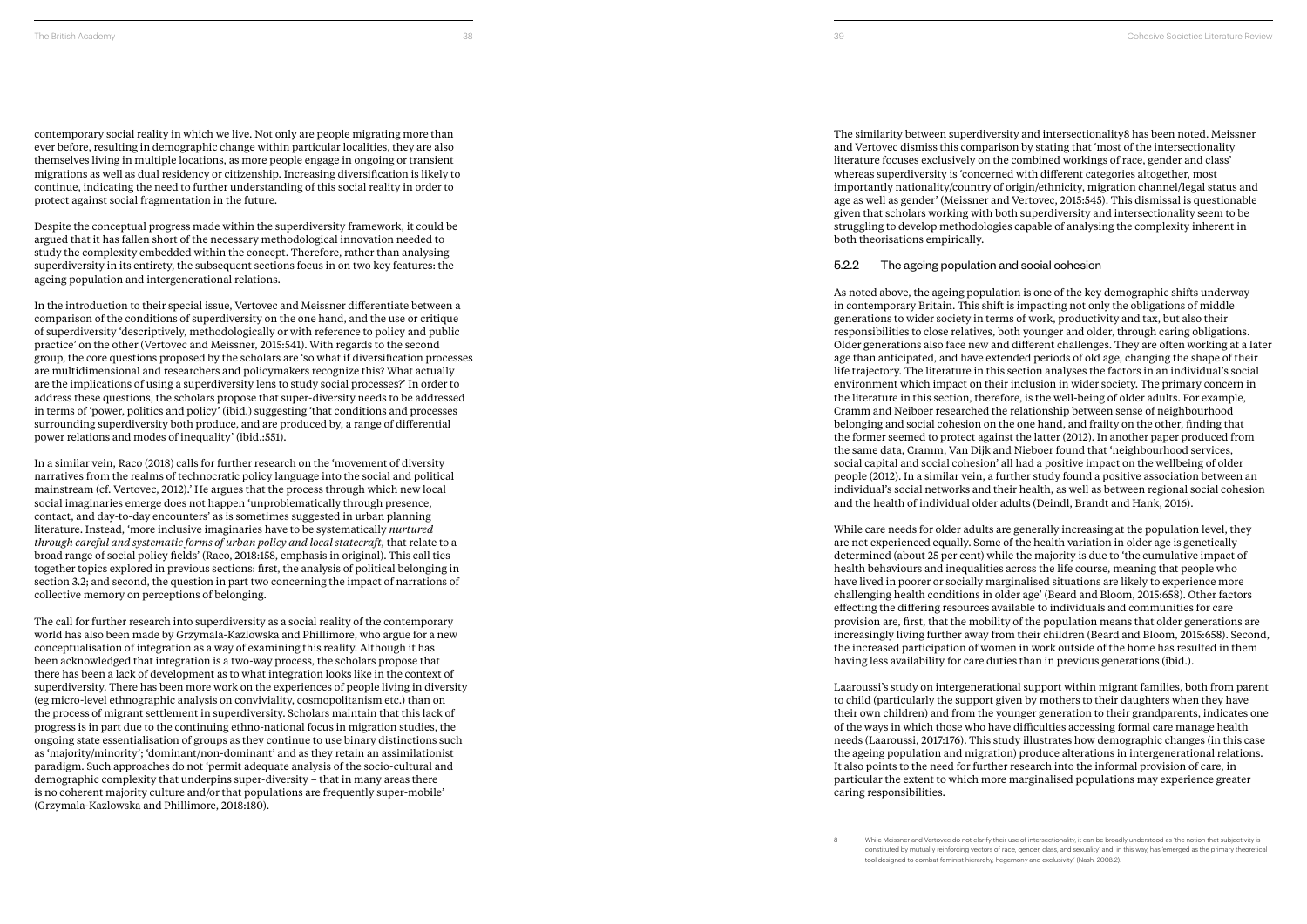contemporary social reality in which we live. Not only are people migrating more than ever before, resulting in demographic change within particular localities, they are also themselves living in multiple locations, as more people engage in ongoing or transient migrations as well as dual residency or citizenship. Increasing diversification is likely to continue, indicating the need to further understanding of this social reality in order to protect against social fragmentation in the future.

Despite the conceptual progress made within the superdiversity framework, it could be argued that it has fallen short of the necessary methodological innovation needed to study the complexity embedded within the concept. Therefore, rather than analysing superdiversity in its entirety, the subsequent sections focus in on two key features: the ageing population and intergenerational relations.

In the introduction to their special issue, Vertovec and Meissner differentiate between a comparison of the conditions of superdiversity on the one hand, and the use or critique of superdiversity 'descriptively, methodologically or with reference to policy and public practice' on the other (Vertovec and Meissner, 2015:541). With regards to the second group, the core questions proposed by the scholars are 'so what if diversification processes are multidimensional and researchers and policymakers recognize this? What actually are the implications of using a superdiversity lens to study social processes?' In order to address these questions, the scholars propose that super-diversity needs to be addressed in terms of 'power, politics and policy' (ibid.) suggesting 'that conditions and processes surrounding superdiversity both produce, and are produced by, a range of differential power relations and modes of inequality' (ibid.:551).

In a similar vein, Raco (2018) calls for further research on the 'movement of diversity narratives from the realms of technocratic policy language into the social and political mainstream (cf. Vertovec, 2012).' He argues that the process through which new local social imaginaries emerge does not happen 'unproblematically through presence, contact, and day-to-day encounters' as is sometimes suggested in urban planning literature. Instead, 'more inclusive imaginaries have to be systematically *nurtured through careful and systematic forms of urban policy and local statecraft*, that relate to a broad range of social policy fields' (Raco, 2018:158, emphasis in original). This call ties together topics explored in previous sections: first, the analysis of political belonging in section 3.2; and second, the question in part two concerning the impact of narrations of collective memory on perceptions of belonging.

The call for further research into superdiversity as a social reality of the contemporary world has also been made by Grzymala-Kazlowska and Phillimore, who argue for a new conceptualisation of integration as a way of examining this reality. Although it has been acknowledged that integration is a two-way process, the scholars propose that there has been a lack of development as to what integration looks like in the context of superdiversity. There has been more work on the experiences of people living in diversity (eg micro-level ethnographic analysis on conviviality, cosmopolitanism etc.) than on the process of migrant settlement in superdiversity. Scholars maintain that this lack of progress is in part due to the continuing ethno-national focus in migration studies, the ongoing state essentialisation of groups as they continue to use binary distinctions such as 'majority/minority'; 'dominant/non-dominant' and as they retain an assimilationist paradigm. Such approaches do not 'permit adequate analysis of the socio-cultural and demographic complexity that underpins super-diversity – that in many areas there is no coherent majority culture and/or that populations are frequently super-mobile' (Grzymala-Kazlowska and Phillimore, 2018:180).

The similarity between superdiversity and intersectionality[8] has been noted. Meissner and Vertovec dismiss this comparison by stating that 'most of the intersectionality literature focuses exclusively on the combined workings of race, gender and class' whereas superdiversity is 'concerned with different categories altogether, most importantly nationality/country of origin/ethnicity, migration channel/legal status and age as well as gender' (Meissner and Vertovec, 2015:545). This dismissal is questionable given that scholars working with both superdiversity and intersectionality seem to be struggling to develop methodologies capable of analysing the complexity inherent in both theorisations empirically.

### 5.2.2 The ageing population and social cohesion

As noted above, the ageing population is one of the key demographic shifts underway in contemporary Britain. This shift is impacting not only the obligations of middle generations to wider society in terms of work, productivity and tax, but also their responsibilities to close relatives, both younger and older, through caring obligations. Older generations also face new and different challenges. They are often working at a later age than anticipated, and have extended periods of old age, changing the shape of their life trajectory. The literature in this section analyses the factors in an individual's social environment which impact on their inclusion in wider society. The primary concern in the literature in this section, therefore, is the well-being of older adults. For example, Cramm and Neiboer researched the relationship between sense of neighbourhood belonging and social cohesion on the one hand, and frailty on the other, finding that the former seemed to protect against the latter (2012). In another paper produced from the same data, Cramm, Van Dijk and Nieboer found that 'neighbourhood services, social capital and social cohesion' all had a positive impact on the wellbeing of older people (2012). In a similar vein, a further study found a positive association between an individual's social networks and their health, as well as between regional social cohesion and the health of individual older adults (Deindl, Brandt and Hank, 2016).

While care needs for older adults are generally increasing at the population level, they are not experienced equally. Some of the health variation in older age is genetically determined (about 25 per cent) while the majority is due to 'the cumulative impact of health behaviours and inequalities across the life course, meaning that people who have lived in poorer or socially marginalised situations are likely to experience more challenging health conditions in older age' (Beard and Bloom, 2015:658). Other factors effecting the differing resources available to individuals and communities for care provision are, first, that the mobility of the population means that older generations are increasingly living further away from their children (Beard and Bloom, 2015:658). Second, the increased participation of women in work outside of the home has resulted in them having less availability for care duties than in previous generations (ibid.).

Laaroussi's study on intergenerational support within migrant families, both from parent to child (particularly the support given by mothers to their daughters when they have their own children) and from the younger generation to their grandparents, indicates one of the ways in which those who have difficulties accessing formal care manage health needs (Laaroussi, 2017:176). This study illustrates how demographic changes (in this case the ageing population and migration) produce alterations in intergenerational relations. It also points to the need for further research into the informal provision of care, in particular the extent to which more marginalised populations may experience greater caring responsibilities.

8 While Meissner and Vertovec do not clarify their use of intersectionality, it can be broadly understood as 'the notion that subjectivity is constituted by mutually reinforcing vectors of race, gender, class, and sexuality' and, in this way, has 'emerged as the primary theoretical tool designed to combat feminist hierarchy, hegemony and exclusivity,' (Nash, 2008:2).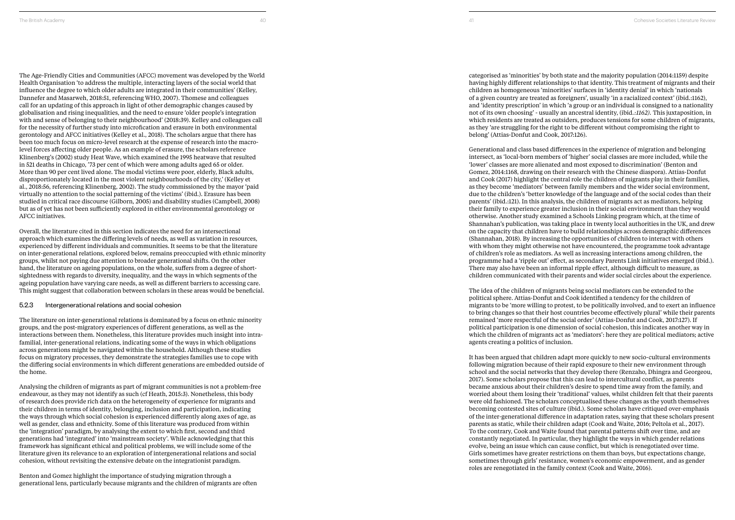The Age-Friendly Cities and Communities (AFCC) movement was developed by the World Health Organisation 'to address the multiple, interacting layers of the social world that influence the degree to which older adults are integrated in their communities' (Kelley, Dannefer and Masarweh, 2018:51, referencing WHO, 2007). Thomese and colleagues call for an updating of this approach in light of other demographic changes caused by globalisation and rising inequalities, and the need to ensure 'older people's integration with and sense of belonging to their neighbourhood' (2018:39). Kelley and colleagues call for the necessity of further study into microfication and erasure in both environmental gerontology and AFCC initiatives (Kelley et al., 2018). The scholars argue that there has been too much focus on micro-level research at the expense of research into the macro-level forces affecting older people. As an example of erasure, the scholars reference Klinenberg's (2002) study Heat Wave, which examined the 1995 heatwave that resulted in 521 deaths in Chicago, '73 per cent of which were among adults aged 65 or older. More than 90 per cent lived alone. The modal victims were poor, elderly, Black adults, disproportionately located in the most violent neighbourhoods of the city,' (Kelley et al., 2018:56, referencing Klinenberg, 2002). The study commissioned by the mayor 'paid virtually no attention to the social patterning of the victims' (ibid.). Erasure has been studied in critical race discourse (Gilborn, 2005) and disability studies (Campbell, 2008) but as of yet has not been sufficiently explored in either environmental gerontology or AFCC initiatives.

Overall, the literature cited in this section indicates the need for an intersectional approach which examines the differing levels of needs, as well as variation in resources, experienced by different individuals and communities. It seems to be that the literature on inter-generational relations, explored below, remains preoccupied with ethnic minority groups, whilst not paying due attention to broader generational shifts. On the other hand, the literature on ageing populations, on the whole, suffers from a degree of short-sightedness with regards to diversity, inequality, and the ways in which segments of the ageing population have varying care needs, as well as different barriers to accessing care. This might suggest that collaboration between scholars in these areas would be beneficial.

### 5.2.3 Intergenerational relations and social cohesion

The literature on inter-generational relations is dominated by a focus on ethnic minority groups, and the post-migratory experiences of different generations, as well as the interactions between them. Nonetheless, this literature provides much insight into intra-familial, inter-generational relations, indicating some of the ways in which obligations across generations might be navigated within the household. Although these studies focus on migratory processes, they demonstrate the strategies families use to cope with the differing social environments in which different generations are embedded outside of the home.

Analysing the children of migrants as part of migrant communities is not a problem-free endeavour, as they may not identify as such (cf Heath, 2015:3). Nonetheless, this body of research does provide rich data on the heterogeneity of experience for migrants and their children in terms of identity, belonging, inclusion and participation, indicating the ways through which social cohesion is experienced differently along axes of age, as well as gender, class and ethnicity. Some of this literature was produced from within the 'integration' paradigm, by analysing the extent to which first, second and third generations had 'integrated' into 'mainstream society'. While acknowledging that this framework has significant ethical and political problems, we will include some of the literature given its relevance to an exploration of intergenerational relations and social cohesion, without revisiting the extensive debate on the integrationist paradigm.

Benton and Gomez highlight the importance of studying migration through a generational lens, particularly because migrants and the children of migrants are often categorised as 'minorities' by both state and the majority population (2014:1159) despite having highly different relationships to that identity. This treatment of migrants and their children as homogeneous 'minorities' surfaces in 'identity denial' in which 'nationals of a given country are treated as foreigners', usually 'in a racialized context' (ibid.:1162), and 'identity prescription' in which 'a group or an individual is consigned to a nationality not of its own choosing' - usually an ancestral identity, (ibid.*:1162).* This juxtaposition, in which residents are treated as outsiders, produces tensions for some children of migrants, as they 'are struggling for the right to be different without compromising the right to belong' (Attias-Donfut and Cook, 2017:126).

Generational and class based differences in the experience of migration and belonging intersect, as 'local-born members of 'higher' social classes are more included, while the 'lower' classes are more alienated and most exposed to discrimination' (Benton and Gomez, 2014:1168, drawing on their research with the Chinese diaspora). Attias-Donfut and Cook (2017) highlight the central role the children of migrants play in their families, as they become 'mediators' between family members and the wider social environment, due to the children's 'better knowledge of the language and of the social codes than their parents' (ibid.:121). In this analysis, the children of migrants act as mediators, helping their family to experience greater inclusion in their social environment than they would otherwise. Another study examined a Schools Linking program which, at the time of Shannahan's publication, was taking place in twenty local authorities in the UK, and drew on the capacity that children have to build relationships across demographic differences (Shannahan, 2018). By increasing the opportunities of children to interact with others with whom they might otherwise not have encountered, the programme took advantage of children's role as mediators. As well as increasing interactions among children, the programme had a 'ripple out' effect, as secondary Parents Link initiatives emerged (ibid.). There may also have been an informal ripple effect, although difficult to measure, as children communicated with their parents and wider social circles about the experience.

The idea of the children of migrants being social mediators can be extended to the political sphere. Attias-Donfut and Cook identified a tendency for the children of migrants to be 'more willing to protest, to be politically involved, and to exert an influence to bring changes so that their host countries become effectively plural' while their parents remained 'more respectful of the social order' (Attias-Donfut and Cook, 2017:127). If political participation is one dimension of social cohesion, this indicates another way in which the children of migrants act as 'mediators': here they are political mediators; active agents creating a politics of inclusion.

It has been argued that children adapt more quickly to new socio-cultural environments following migration because of their rapid exposure to their new environment through school and the social networks that they develop there (Renzaho, Dhingra and Georgeou, 2017). Some scholars propose that this can lead to intercultural conflict, as parents became anxious about their children's desire to spend time away from the family, and worried about them losing their 'traditional' values, whilst children felt that their parents were old fashioned. The scholars conceptualised these changes as the youth themselves becoming contested sites of culture (ibid.). Some scholars have critiqued over-emphasis of the inter-generational difference in adaptation rates, saying that these scholars present parents as static, while their children adapt (Cook and Waite, 2016; Peltola et al., 2017). To the contrary, Cook and Waite found that parental patterns shift over time, and are constantly negotiated. In particular, they highlight the ways in which gender relations evolve, being an issue which can cause conflict, but which is renegotiated over time. Girls sometimes have greater restrictions on them than boys, but expectations change, sometimes through girls' resistance, women's economic empowerment, and as gender roles are renegotiated in the family context (Cook and Waite, 2016).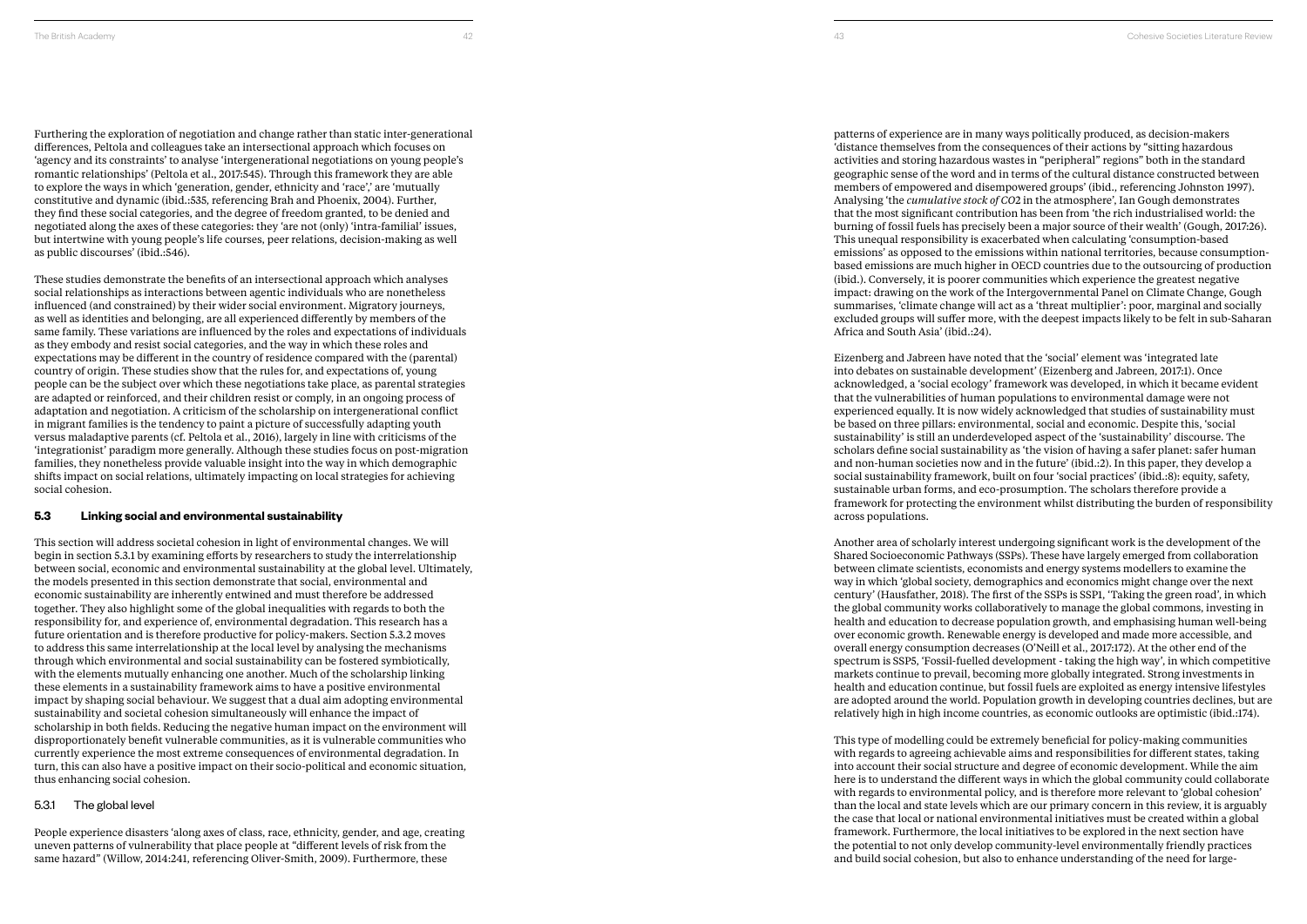Furthering the exploration of negotiation and change rather than static inter-generational differences, Peltola and colleagues take an intersectional approach which focuses on 'agency and its constraints' to analyse 'intergenerational negotiations on young people's romantic relationships' (Peltola et al., 2017:545). Through this framework they are able to explore the ways in which 'generation, gender, ethnicity and 'race',' are 'mutually constitutive and dynamic (ibid.:535, referencing Brah and Phoenix, 2004). Further, they find these social categories, and the degree of freedom granted, to be denied and negotiated along the axes of these categories: they 'are not (only) 'intra-familial' issues, but intertwine with young people's life courses, peer relations, decision-making as well as public discourses' (ibid.:546).

These studies demonstrate the benefits of an intersectional approach which analyses social relationships as interactions between agentic individuals who are nonetheless influenced (and constrained) by their wider social environment. Migratory journeys, as well as identities and belonging, are all experienced differently by members of the same family. These variations are influenced by the roles and expectations of individuals as they embody and resist social categories, and the way in which these roles and expectations may be different in the country of residence compared with the (parental) country of origin. These studies show that the rules for, and expectations of, young people can be the subject over which these negotiations take place, as parental strategies are adapted or reinforced, and their children resist or comply, in an ongoing process of adaptation and negotiation. A criticism of the scholarship on intergenerational conflict in migrant families is the tendency to paint a picture of successfully adapting youth versus maladaptive parents (cf. Peltola et al., 2016), largely in line with criticisms of the 'integrationist' paradigm more generally. Although these studies focus on post-migration families, they nonetheless provide valuable insight into the way in which demographic shifts impact on social relations, ultimately impacting on local strategies for achieving social cohesion.

### 5.3 Linking social and environmental sustainability

This section will address societal cohesion in light of environmental changes. We will begin in section 5.3.1 by examining efforts by researchers to study the interrelationship between social, economic and environmental sustainability at the global level. Ultimately, the models presented in this section demonstrate that social, environmental and economic sustainability are inherently entwined and must therefore be addressed together. They also highlight some of the global inequalities with regards to both the responsibility for, and experience of, environmental degradation. This research has a future orientation and is therefore productive for policy-makers. Section 5.3.2 moves to address this same interrelationship at the local level by analysing the mechanisms through which environmental and social sustainability can be fostered symbiotically, with the elements mutually enhancing one another. Much of the scholarship linking these elements in a sustainability framework aims to have a positive environmental impact by shaping social behaviour. We suggest that a dual aim adopting environmental sustainability and societal cohesion simultaneously will enhance the impact of scholarship in both fields. Reducing the negative human impact on the environment will disproportionately benefit vulnerable communities, as it is vulnerable communities who currently experience the most extreme consequences of environmental degradation. In turn, this can also have a positive impact on their socio-political and economic situation, thus enhancing social cohesion.

#### 5.3.1 The global level

People experience disasters 'along axes of class, race, ethnicity, gender, and age, creating uneven patterns of vulnerability that place people at "different levels of risk from the same hazard" (Willow, 2014:241, referencing Oliver-Smith, 2009). Furthermore, these patterns of experience are in many ways politically produced, as decision-makers 'distance themselves from the consequences of their actions by "sitting hazardous activities and storing hazardous wastes in "peripheral" regions" both in the standard geographic sense of the word and in terms of the cultural distance constructed between members of empowered and disempowered groups' (ibid., referencing Johnston 1997). Analysing 'the *cumulative stock of CO2* in the atmosphere', Ian Gough demonstrates that the most significant contribution has been from 'the rich industrialised world: the burning of fossil fuels has precisely been a major source of their wealth' (Gough, 2017:26). This unequal responsibility is exacerbated when calculating 'consumption-based emissions' as opposed to the emissions within national territories, because consumption-based emissions are much higher in OECD countries due to the outsourcing of production (ibid.). Conversely, it is poorer communities which experience the greatest negative impact: drawing on the work of the Intergovernmental Panel on Climate Change, Gough summarises, 'climate change will act as a 'threat multiplier': poor, marginal and socially excluded groups will suffer more, with the deepest impacts likely to be felt in sub-Saharan Africa and South Asia' (ibid.:24).

Eizenberg and Jabreen have noted that the 'social' element was 'integrated late into debates on sustainable development' (Eizenberg and Jabreen, 2017:1). Once acknowledged, a 'social ecology' framework was developed, in which it became evident that the vulnerabilities of human populations to environmental damage were not experienced equally. It is now widely acknowledged that studies of sustainability must be based on three pillars: environmental, social and economic. Despite this, 'social sustainability' is still an underdeveloped aspect of the 'sustainability' discourse. The scholars define social sustainability as 'the vision of having a safer planet: safer human and non-human societies now and in the future' (ibid.:2). In this paper, they develop a social sustainability framework, built on four 'social practices' (ibid.:8): equity, safety, sustainable urban forms, and eco-prosumption. The scholars therefore provide a framework for protecting the environment whilst distributing the burden of responsibility across populations.

Another area of scholarly interest undergoing significant work is the development of the Shared Socioeconomic Pathways (SSPs). These have largely emerged from collaboration between climate scientists, economists and energy systems modellers to examine the way in which 'global society, demographics and economics might change over the next century' (Hausfather, 2018). The first of the SSPs is SSP1, 'Taking the green road', in which the global community works collaboratively to manage the global commons, investing in health and education to decrease population growth, and emphasising human well-being over economic growth. Renewable energy is developed and made more accessible, and overall energy consumption decreases (O'Neill et al., 2017:172). At the other end of the spectrum is SSP5, 'Fossil-fuelled development - taking the high way', in which competitive markets continue to prevail, becoming more globally integrated. Strong investments in health and education continue, but fossil fuels are exploited as energy intensive lifestyles are adopted around the world. Population growth in developing countries declines, but are relatively high in high income countries, as economic outlooks are optimistic (ibid.:174).

This type of modelling could be extremely beneficial for policy-making communities with regards to agreeing achievable aims and responsibilities for different states, taking into account their social structure and degree of economic development. While the aim here is to understand the different ways in which the global community could collaborate with regards to environmental policy, and is therefore more relevant to 'global cohesion' than the local and state levels which are our primary concern in this review, it is arguably the case that local or national environmental initiatives must be created within a global framework. Furthermore, the local initiatives to be explored in the next section have the potential to not only develop community-level environmentally friendly practices and build social cohesion, but also to enhance understanding of the need for large-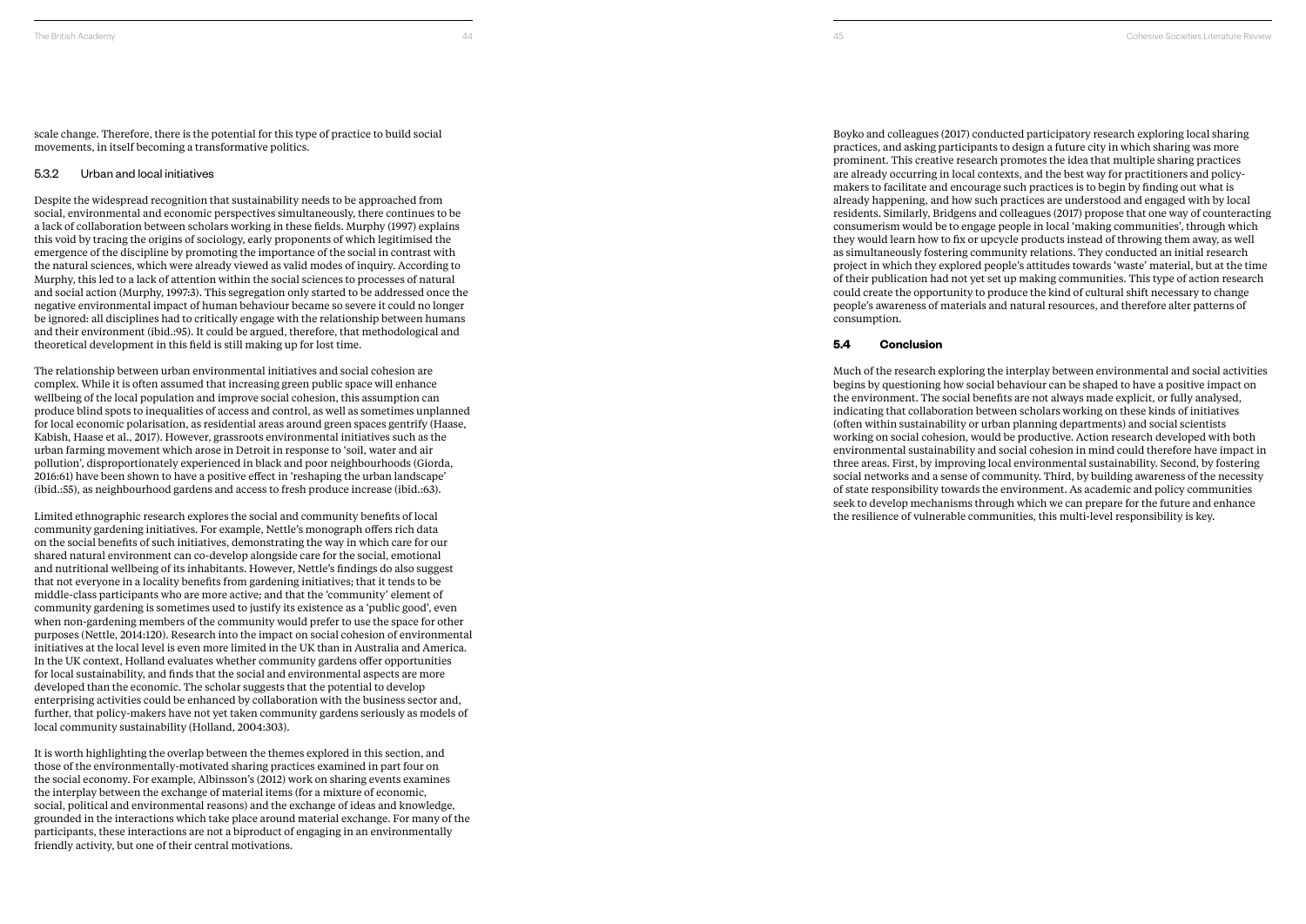scale change. Therefore, there is the potential for this type of practice to build social movements, in itself becoming a transformative politics.

### 5.3.2 Urban and local initiatives

Despite the widespread recognition that sustainability needs to be approached from social, environmental and economic perspectives simultaneously, there continues to be a lack of collaboration between scholars working in these fields. Murphy (1997) explains this void by tracing the origins of sociology, early proponents of which legitimised the emergence of the discipline by promoting the importance of the social in contrast with the natural sciences, which were already viewed as valid modes of inquiry. According to Murphy, this led to a lack of attention within the social sciences to processes of natural and social action (Murphy, 1997:3). This segregation only started to be addressed once the negative environmental impact of human behaviour became so severe it could no longer be ignored: all disciplines had to critically engage with the relationship between humans and their environment (ibid.:95). It could be argued, therefore, that methodological and theoretical development in this field is still making up for lost time.

The relationship between urban environmental initiatives and social cohesion are complex. While it is often assumed that increasing green public space will enhance wellbeing of the local population and improve social cohesion, this assumption can produce blind spots to inequalities of access and control, as well as sometimes unplanned for local economic polarisation, as residential areas around green spaces gentrify (Haase, Kabish, Haase et al., 2017). However, grassroots environmental initiatives such as the urban farming movement which arose in Detroit in response to 'soil, water and air pollution', disproportionately experienced in black and poor neighbourhoods (Giorda, 2016:61) have been shown to have a positive effect in 'reshaping the urban landscape' (ibid.:55), as neighbourhood gardens and access to fresh produce increase (ibid.:63).

Limited ethnographic research explores the social and community benefits of local community gardening initiatives. For example, Nettle's monograph offers rich data on the social benefits of such initiatives, demonstrating the way in which care for our shared natural environment can co-develop alongside care for the social, emotional and nutritional wellbeing of its inhabitants. However, Nettle's findings do also suggest that not everyone in a locality benefits from gardening initiatives; that it tends to be middle-class participants who are more active; and that the 'community' element of community gardening is sometimes used to justify its existence as a 'public good', even when non-gardening members of the community would prefer to use the space for other purposes (Nettle, 2014:120). Research into the impact on social cohesion of environmental initiatives at the local level is even more limited in the UK than in Australia and America. In the UK context, Holland evaluates whether community gardens offer opportunities for local sustainability, and finds that the social and environmental aspects are more developed than the economic. The scholar suggests that the potential to develop enterprising activities could be enhanced by collaboration with the business sector and, further, that policy-makers have not yet taken community gardens seriously as models of local community sustainability (Holland, 2004:303).

It is worth highlighting the overlap between the themes explored in this section, and those of the environmentally-motivated sharing practices examined in part four on the social economy. For example, Albinsson's (2012) work on sharing events examines the interplay between the exchange of material items (for a mixture of economic, social, political and environmental reasons) and the exchange of ideas and knowledge, grounded in the interactions which take place around material exchange. For many of the participants, these interactions are not a biproduct of engaging in an environmentally friendly activity, but one of their central motivations.

Boyko and colleagues (2017) conducted participatory research exploring local sharing practices, and asking participants to design a future city in which sharing was more prominent. This creative research promotes the idea that multiple sharing practices are already occurring in local contexts, and the best way for practitioners and policy-makers to facilitate and encourage such practices is to begin by finding out what is already happening, and how such practices are understood and engaged with by local residents. Similarly, Bridgens and colleagues (2017) propose that one way of counteracting consumerism would be to engage people in local 'making communities', through which they would learn how to fix or upcycle products instead of throwing them away, as well as simultaneously fostering community relations. They conducted an initial research project in which they explored people's attitudes towards 'waste' material, but at the time of their publication had not yet set up making communities. This type of action research could create the opportunity to produce the kind of cultural shift necessary to change people's awareness of materials and natural resources, and therefore alter patterns of consumption.

## 5.4 Conclusion

Much of the research exploring the interplay between environmental and social activities begins by questioning how social behaviour can be shaped to have a positive impact on the environment. The social benefits are not always made explicit, or fully analysed, indicating that collaboration between scholars working on these kinds of initiatives (often within sustainability or urban planning departments) and social scientists working on social cohesion, would be productive. Action research developed with both environmental sustainability and social cohesion in mind could therefore have impact in three areas. First, by improving local environmental sustainability. Second, by fostering social networks and a sense of community. Third, by building awareness of the necessity of state responsibility towards the environment. As academic and policy communities seek to develop mechanisms through which we can prepare for the future and enhance the resilience of vulnerable communities, this multi-level responsibility is key.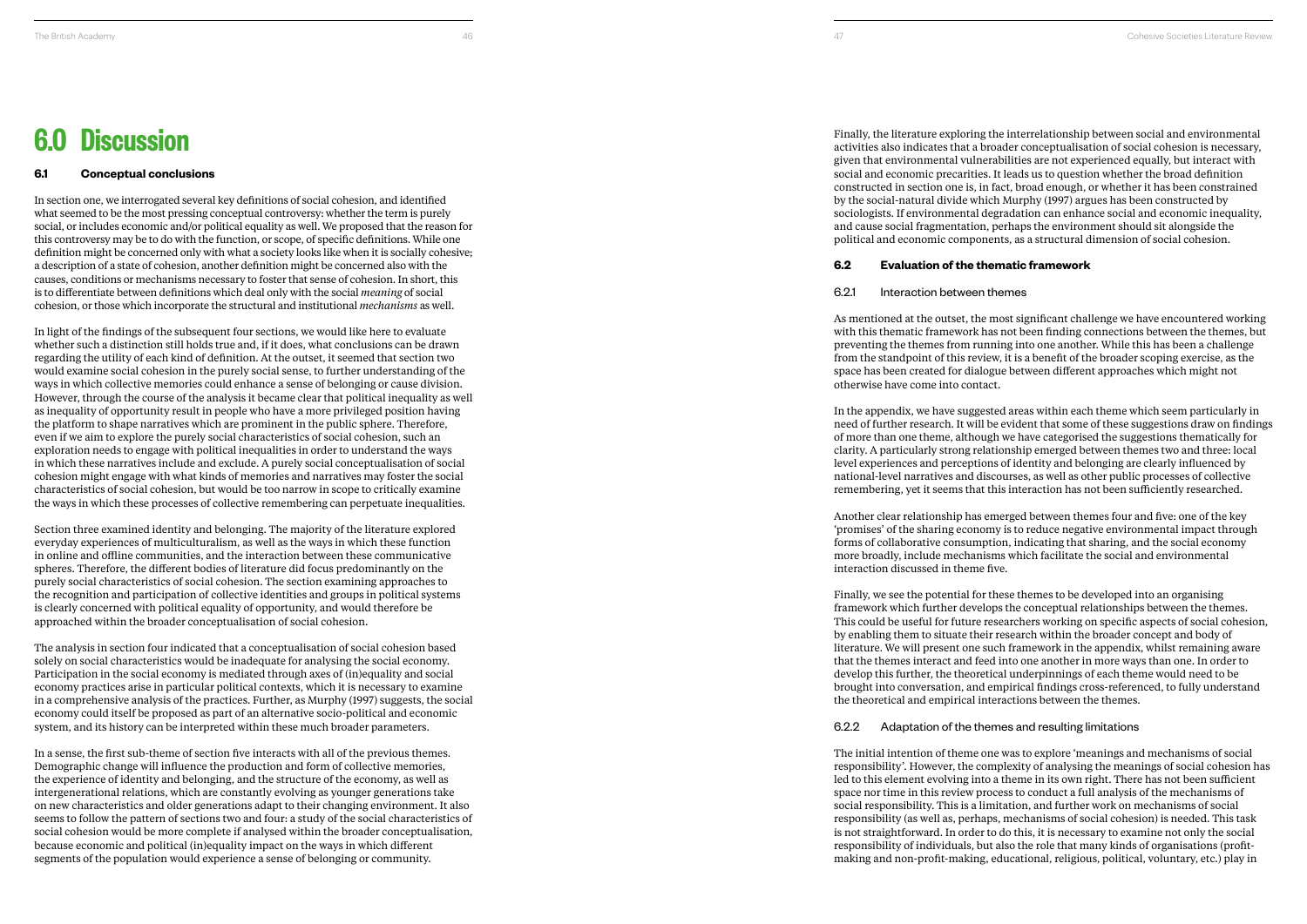# 6.0 Discussion

## 6.1 Conceptual conclusions

In section one, we interrogated several key definitions of social cohesion, and identified what seemed to be the most pressing conceptual controversy: whether the term is purely social, or includes economic and/or political equality as well. We proposed that the reason for this controversy may be to do with the function, or scope, of specific definitions. While one definition might be concerned only with what a society looks like when it is socially cohesive; a description of a state of cohesion, another definition might be concerned also with the causes, conditions or mechanisms necessary to foster that sense of cohesion. In short, this is to differentiate between definitions which deal only with the social *meaning* of social cohesion, or those which incorporate the structural and institutional *mechanisms* as well.

In light of the findings of the subsequent four sections, we would like here to evaluate whether such a distinction still holds true and, if it does, what conclusions can be drawn regarding the utility of each kind of definition. At the outset, it seemed that section two would examine social cohesion in the purely social sense, to further understanding of the ways in which collective memories could enhance a sense of belonging or cause division. However, through the course of the analysis it became clear that political inequality as well as inequality of opportunity result in people who have a more privileged position having the platform to shape narratives which are prominent in the public sphere. Therefore, even if we aim to explore the purely social characteristics of social cohesion, such an exploration needs to engage with political inequalities in order to understand the ways in which these narratives include and exclude. A purely social conceptualisation of social cohesion might engage with what kinds of memories and narratives may foster the social characteristics of social cohesion, but would be too narrow in scope to critically examine the ways in which these processes of collective remembering can perpetuate inequalities.

Section three examined identity and belonging. The majority of the literature explored everyday experiences of multiculturalism, as well as the ways in which these function in online and offline communities, and the interaction between these communicative spheres. Therefore, the different bodies of literature did focus predominantly on the purely social characteristics of social cohesion. The section examining approaches to the recognition and participation of collective identities and groups in political systems is clearly concerned with political equality of opportunity, and would therefore be approached within the broader conceptualisation of social cohesion.

The analysis in section four indicated that a conceptualisation of social cohesion based solely on social characteristics would be inadequate for analysing the social economy. Participation in the social economy is mediated through axes of (in)equality and social economy practices arise in particular political contexts, which it is necessary to examine in a comprehensive analysis of the practices. Further, as Murphy (1997) suggests, the social economy could itself be proposed as part of an alternative socio-political and economic system, and its history can be interpreted within these much broader parameters.

In a sense, the first sub-theme of section five interacts with all of the previous themes. Demographic change will influence the production and form of collective memories, the experience of identity and belonging, and the structure of the economy, as well as intergenerational relations, which are constantly evolving as younger generations take on new characteristics and older generations adapt to their changing environment. It also seems to follow the pattern of sections two and four: a study of the social characteristics of social cohesion would be more complete if analysed within the broader conceptualisation, because economic and political (in)equality impact on the ways in which different segments of the population would experience a sense of belonging or community.

Finally, the literature exploring the interrelationship between social and environmental activities also indicates that a broader conceptualisation of social cohesion is necessary, given that environmental vulnerabilities are not experienced equally, but interact with social and economic precarities. It leads us to question whether the broad definition constructed in section one is, in fact, broad enough, or whether it has been constrained by the social-natural divide which Murphy (1997) argues has been constructed by sociologists. If environmental degradation can enhance social and economic inequality, and cause social fragmentation, perhaps the environment should sit alongside the political and economic components, as a structural dimension of social cohesion.

## 6.2 Evaluation of the thematic framework

### 6.2.1 Interaction between themes

As mentioned at the outset, the most significant challenge we have encountered working with this thematic framework has not been finding connections between the themes, but preventing the themes from running into one another. While this has been a challenge from the standpoint of this review, it is a benefit of the broader scoping exercise, as the space has been created for dialogue between different approaches which might not otherwise have come into contact.

In the appendix, we have suggested areas within each theme which seem particularly in need of further research. It will be evident that some of these suggestions draw on findings of more than one theme, although we have categorised the suggestions thematically for clarity. A particularly strong relationship emerged between themes two and three: local level experiences and perceptions of identity and belonging are clearly influenced by national-level narratives and discourses, as well as other public processes of collective remembering, yet it seems that this interaction has not been sufficiently researched.

Another clear relationship has emerged between themes four and five: one of the key 'promises' of the sharing economy is to reduce negative environmental impact through forms of collaborative consumption, indicating that sharing, and the social economy more broadly, include mechanisms which facilitate the social and environmental interaction discussed in theme five.

Finally, we see the potential for these themes to be developed into an organising framework which further develops the conceptual relationships between the themes. This could be useful for future researchers working on specific aspects of social cohesion, by enabling them to situate their research within the broader concept and body of literature. We will present one such framework in the appendix, whilst remaining aware that the themes interact and feed into one another in more ways than one. In order to develop this further, the theoretical underpinnings of each theme would need to be brought into conversation, and empirical findings cross-referenced, to fully understand the theoretical and empirical interactions between the themes.

### 6.2.2 Adaptation of the themes and resulting limitations

The initial intention of theme one was to explore 'meanings and mechanisms of social responsibility'. However, the complexity of analysing the meanings of social cohesion has led to this element evolving into a theme in its own right. There has not been sufficient space nor time in this review process to conduct a full analysis of the mechanisms of social responsibility. This is a limitation, and further work on mechanisms of social responsibility (as well as, perhaps, mechanisms of social cohesion) is needed. This task is not straightforward. In order to do this, it is necessary to examine not only the social responsibility of individuals, but also the role that many kinds of organisations (profit-making and non-profit-making, educational, religious, political, voluntary, etc.) play in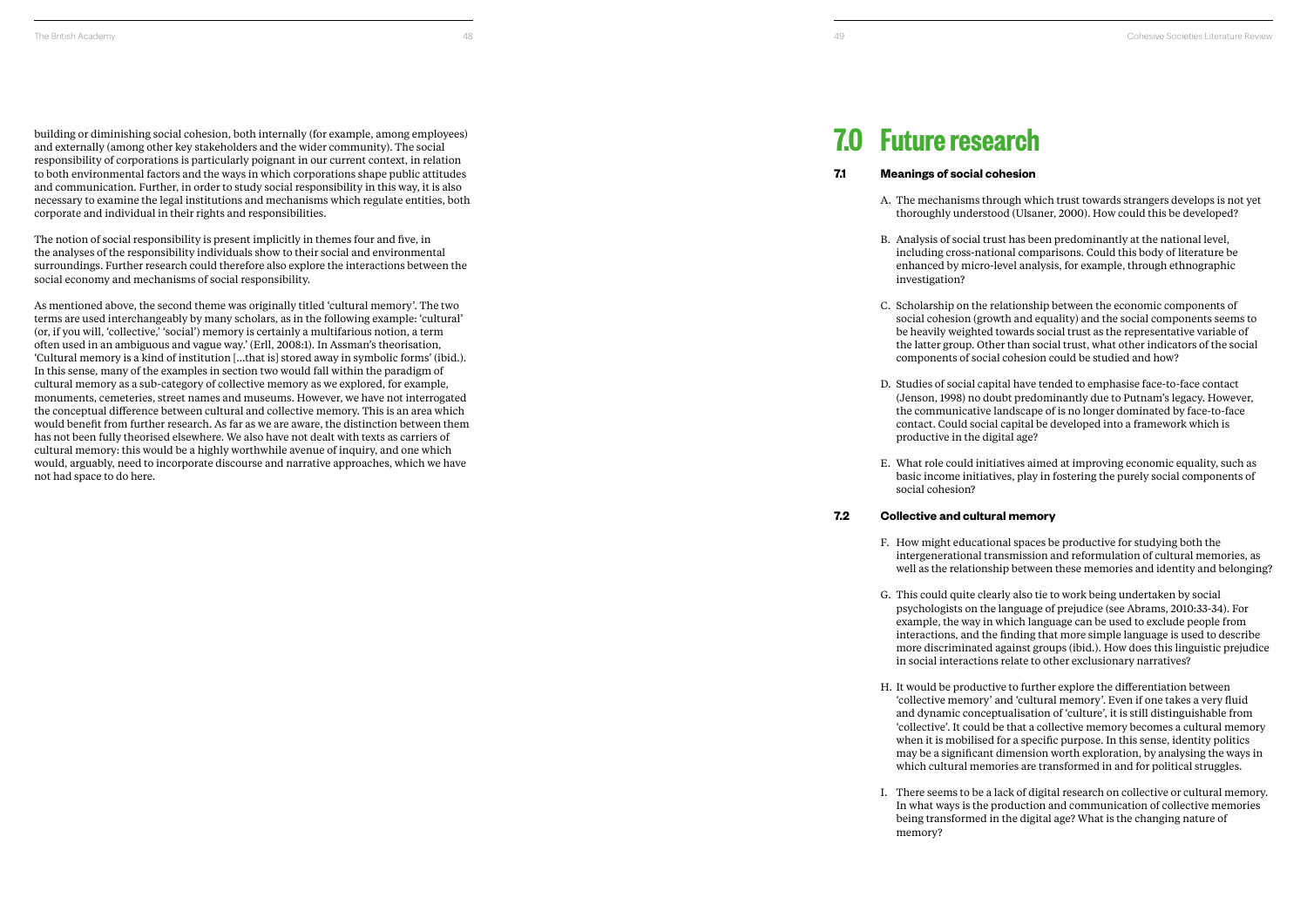building or diminishing social cohesion, both internally (for example, among employees) and externally (among other key stakeholders and the wider community). The social responsibility of corporations is particularly poignant in our current context, in relation to both environmental factors and the ways in which corporations shape public attitudes and communication. Further, in order to study social responsibility in this way, it is also necessary to examine the legal institutions and mechanisms which regulate entities, both corporate and individual in their rights and responsibilities.

The notion of social responsibility is present implicitly in themes four and five, in the analyses of the responsibility individuals show to their social and environmental surroundings. Further research could therefore also explore the interactions between the social economy and mechanisms of social responsibility.

As mentioned above, the second theme was originally titled 'cultural memory'. The two terms are used interchangeably by many scholars, as in the following example: 'cultural' (or, if you will, 'collective,' 'social') memory is certainly a multifarious notion, a term often used in an ambiguous and vague way.' (Erll, 2008:1). In Assman's theorisation, 'Cultural memory is a kind of institution [...that is] stored away in symbolic forms' (ibid.). In this sense, many of the examples in section two would fall within the paradigm of cultural memory as a sub-category of collective memory as we explored, for example, monuments, cemeteries, street names and museums. However, we have not interrogated the conceptual difference between cultural and collective memory. This is an area which would benefit from further research. As far as we are aware, the distinction between them has not been fully theorised elsewhere. We also have not dealt with texts as carriers of cultural memory: this would be a highly worthwhile avenue of inquiry, and one which would, arguably, need to incorporate discourse and narrative approaches, which we have not had space to do here.

# 7.0 Future research

## 7.1 Meanings of social cohesion

A. The mechanisms through which trust towards strangers develops is not yet thoroughly understood (Ulsaner, 2000). How could this be developed?

B. Analysis of social trust has been predominantly at the national level, including cross-national comparisons. Could this body of literature be enhanced by micro-level analysis, for example, through ethnographic investigation?

C. Scholarship on the relationship between the economic components of social cohesion (growth and equality) and the social components seems to be heavily weighted towards social trust as the representative variable of the latter group. Other than social trust, what other indicators of the social components of social cohesion could be studied and how?

D. Studies of social capital have tended to emphasise face-to-face contact (Jenson, 1998) no doubt predominantly due to Putnam's legacy. However, the communicative landscape of is no longer dominated by face-to-face contact. Could social capital be developed into a framework which is productive in the digital age?

E. What role could initiatives aimed at improving economic equality, such as basic income initiatives, play in fostering the purely social components of social cohesion?

## 7.2 Collective and cultural memory

F. How might educational spaces be productive for studying both the intergenerational transmission and reformulation of cultural memories, as well as the relationship between these memories and identity and belonging?

G. This could quite clearly also tie to work being undertaken by social psychologists on the language of prejudice (see Abrams, 2010:33-34). For example, the way in which language can be used to exclude people from interactions, and the finding that more simple language is used to describe more discriminated against groups (ibid.). How does this linguistic prejudice in social interactions relate to other exclusionary narratives?

H. It would be productive to further explore the differentiation between 'collective memory' and 'cultural memory'. Even if one takes a very fluid and dynamic conceptualisation of 'culture', it is still distinguishable from 'collective'. It could be that a collective memory becomes a cultural memory when it is mobilised for a specific purpose. In this sense, identity politics may be a significant dimension worth exploration, by analysing the ways in which cultural memories are transformed in and for political struggles.

I. There seems to be a lack of digital research on collective or cultural memory. In what ways is the production and communication of collective memories being transformed in the digital age? What is the changing nature of memory?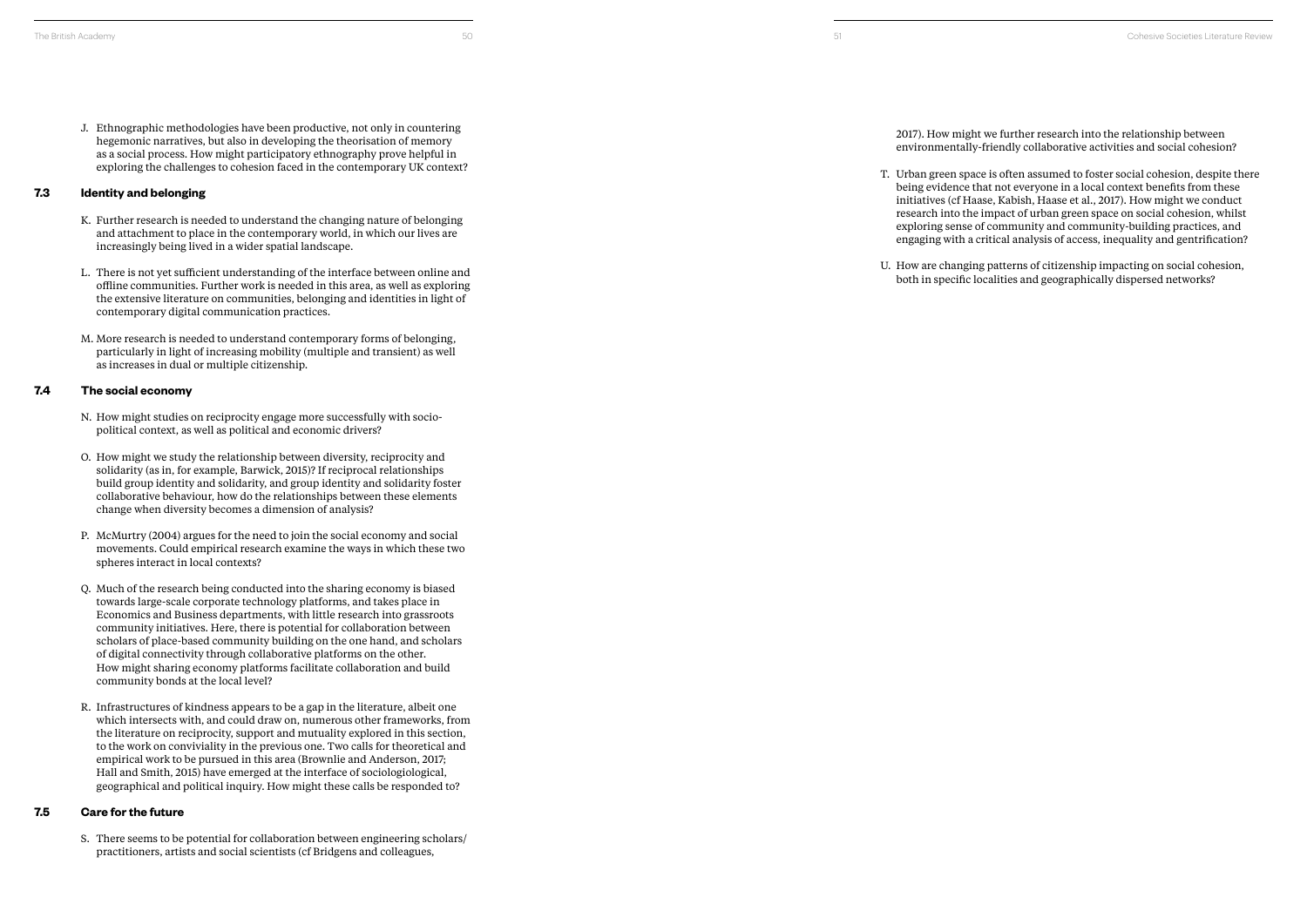J. Ethnographic methodologies have been productive, not only in countering hegemonic narratives, but also in developing the theorisation of memory as a social process. How might participatory ethnography prove helpful in exploring the challenges to cohesion faced in the contemporary UK context?

### 7.3 Identity and belonging

K. Further research is needed to understand the changing nature of belonging and attachment to place in the contemporary world, in which our lives are increasingly being lived in a wider spatial landscape.

L. There is not yet sufficient understanding of the interface between online and offline communities. Further work is needed in this area, as well as exploring the extensive literature on communities, belonging and identities in light of contemporary digital communication practices.

M. More research is needed to understand contemporary forms of belonging, particularly in light of increasing mobility (multiple and transient) as well as increases in dual or multiple citizenship.

### 7.4 The social economy

N. How might studies on reciprocity engage more successfully with socio-political context, as well as political and economic drivers?

O. How might we study the relationship between diversity, reciprocity and solidarity (as in, for example, Barwick, 2015)? If reciprocal relationships build group identity and solidarity, and group identity and solidarity foster collaborative behaviour, how do the relationships between these elements change when diversity becomes a dimension of analysis?

P. McMurtry (2004) argues for the need to join the social economy and social movements. Could empirical research examine the ways in which these two spheres interact in local contexts?

Q. Much of the research being conducted into the sharing economy is biased towards large-scale corporate technology platforms, and takes place in Economics and Business departments, with little research into grassroots community initiatives. Here, there is potential for collaboration between scholars of place-based community building on the one hand, and scholars of digital connectivity through collaborative platforms on the other. How might sharing economy platforms facilitate collaboration and build community bonds at the local level?

R. Infrastructures of kindness appears to be a gap in the literature, albeit one which intersects with, and could draw on, numerous other frameworks, from the literature on reciprocity, support and mutuality explored in this section, to the work on conviviality in the previous one. Two calls for theoretical and empirical work to be pursued in this area (Brownlie and Anderson, 2017; Hall and Smith, 2015) have emerged at the interface of sociologiological, geographical and political inquiry. How might these calls be responded to?

### 7.5 Care for the future

S. There seems to be potential for collaboration between engineering scholars/practitioners, artists and social scientists (cf Bridgens and colleagues, 2017). How might we further research into the relationship between environmentally-friendly collaborative activities and social cohesion?

T. Urban green space is often assumed to foster social cohesion, despite there being evidence that not everyone in a local context benefits from these initiatives (cf Haase, Kabish, Haase et al., 2017). How might we conduct research into the impact of urban green space on social cohesion, whilst exploring sense of community and community-building practices, and engaging with a critical analysis of access, inequality and gentrification?

U. How are changing patterns of citizenship impacting on social cohesion, both in specific localities and geographically dispersed networks?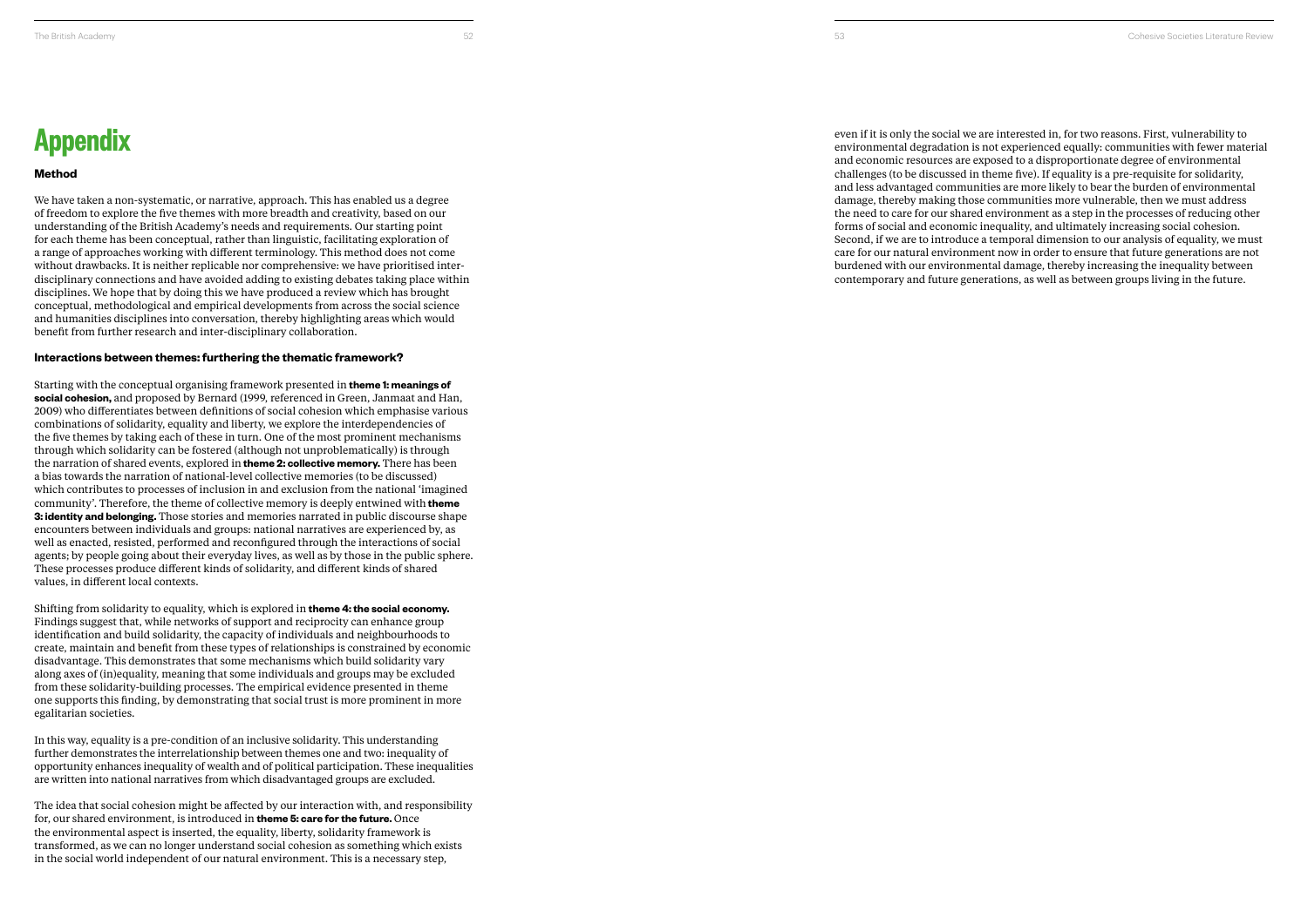# Appendix

### Method

We have taken a non-systematic, or narrative, approach. This has enabled us a degree of freedom to explore the five themes with more breadth and creativity, based on our understanding of the British Academy's needs and requirements. Our starting point for each theme has been conceptual, rather than linguistic, facilitating exploration of a range of approaches working with different terminology. This method does not come without drawbacks. It is neither replicable nor comprehensive: we have prioritised inter-disciplinary connections and have avoided adding to existing debates taking place within disciplines. We hope that by doing this we have produced a review which has brought conceptual, methodological and empirical developments from across the social science and humanities disciplines into conversation, thereby highlighting areas which would benefit from further research and inter-disciplinary collaboration.

### Interactions between themes: furthering the thematic framework?

Starting with the conceptual organising framework presented in **theme 1: meanings of social cohesion,** and proposed by Bernard (1999, referenced in Green, Janmaat and Han, 2009) who differentiates between definitions of social cohesion which emphasise various combinations of solidarity, equality and liberty, we explore the interdependencies of the five themes by taking each of these in turn. One of the most prominent mechanisms through which solidarity can be fostered (although not unproblematically) is through the narration of shared events, explored in **theme 2: collective memory.** There has been a bias towards the narration of national-level collective memories (to be discussed) which contributes to processes of inclusion in and exclusion from the national 'imagined community'. Therefore, the theme of collective memory is deeply entwined with **theme 3: identity and belonging.** Those stories and memories narrated in public discourse shape encounters between individuals and groups: national narratives are experienced by, as well as enacted, resisted, performed and reconfigured through the interactions of social agents; by people going about their everyday lives, as well as by those in the public sphere. These processes produce different kinds of solidarity, and different kinds of shared values, in different local contexts.

Shifting from solidarity to equality, which is explored in **theme 4: the social economy.** Findings suggest that, while networks of support and reciprocity can enhance group identification and build solidarity, the capacity of individuals and neighbourhoods to create, maintain and benefit from these types of relationships is constrained by economic disadvantage. This demonstrates that some mechanisms which build solidarity vary along axes of (in)equality, meaning that some individuals and groups may be excluded from these solidarity-building processes. The empirical evidence presented in theme one supports this finding, by demonstrating that social trust is more prominent in more egalitarian societies.

In this way, equality is a pre-condition of an inclusive solidarity. This understanding further demonstrates the interrelationship between themes one and two: inequality of opportunity enhances inequality of wealth and of political participation. These inequalities are written into national narratives from which disadvantaged groups are excluded.

The idea that social cohesion might be affected by our interaction with, and responsibility for, our shared environment, is introduced in **theme 5: care for the future.** Once the environmental aspect is inserted, the equality, liberty, solidarity framework is transformed, as we can no longer understand social cohesion as something which exists in the social world independent of our natural environment. This is a necessary step, even if it is only the social we are interested in, for two reasons. First, vulnerability to environmental degradation is not experienced equally: communities with fewer material and economic resources are exposed to a disproportionate degree of environmental challenges (to be discussed in theme five). If equality is a pre-requisite for solidarity, and less advantaged communities are more likely to bear the burden of environmental damage, thereby making those communities more vulnerable, then we must address the need to care for our shared environment as a step in the processes of reducing other forms of social and economic inequality, and ultimately increasing social cohesion. Second, if we are to introduce a temporal dimension to our analysis of equality, we must care for our natural environment now in order to ensure that future generations are not burdened with our environmental damage, thereby increasing the inequality between contemporary and future generations, as well as between groups living in the future.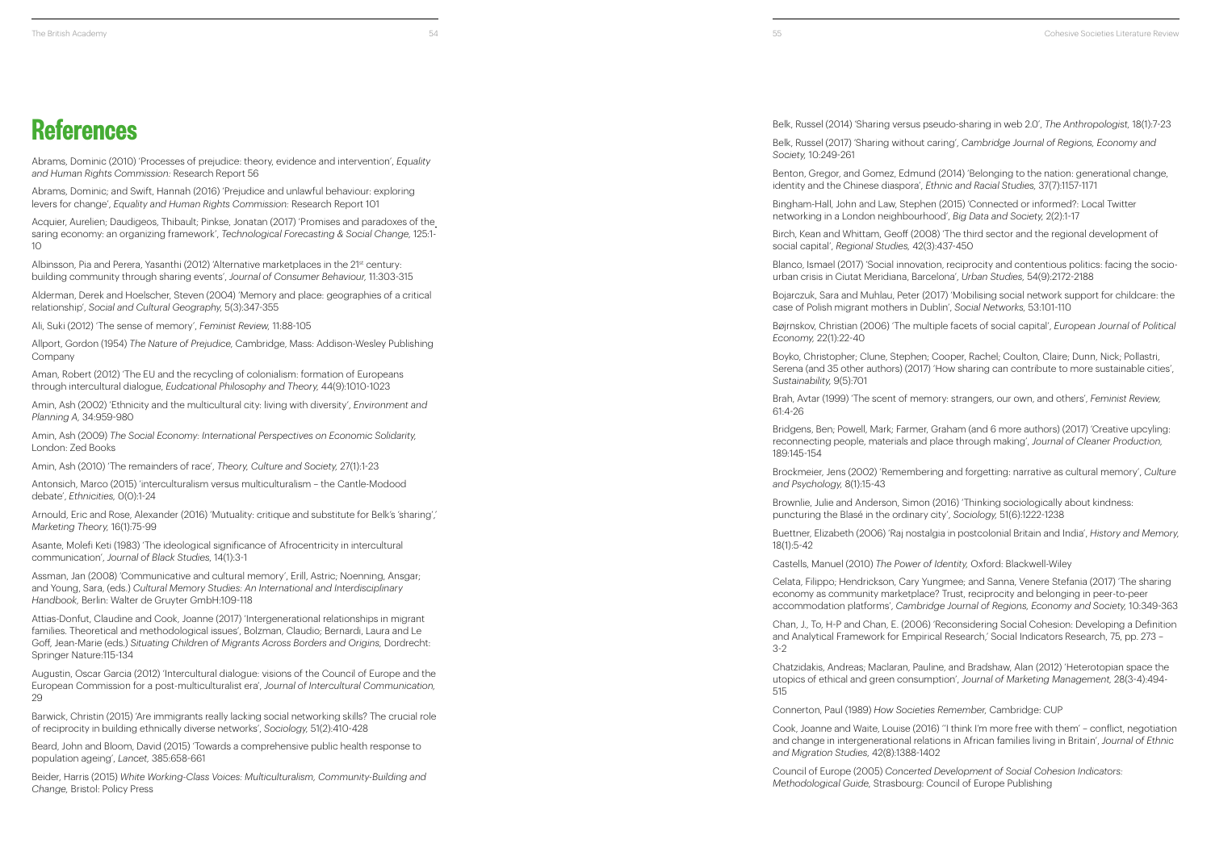# References

Abrams, Dominic (2010) 'Processes of prejudice: theory, evidence and intervention', *Equality and Human Rights Commission:* Research Report 56

Abrams, Dominic; and Swift, Hannah (2016) 'Prejudice and unlawful behaviour: exploring levers for change', *Equality and Human Rights Commission:* Research Report 101

Acquier, Aurelien; Daudigeos, Thibault; Pinkse, Jonatan (2017) 'Promises and paradoxes of the saring economy: an organizing framework', *Technological Forecasting & Social Change,* 125:1-10

Albinsson, Pia and Perera, Yasanthi (2012) 'Alternative marketplaces in the 21st century: building community through sharing events', *Journal of Consumer Behaviour,* 11:303-315

Alderman, Derek and Hoelscher, Steven (2004) 'Memory and place: geographies of a critical relationship', *Social and Cultural Geography,* 5(3):347-355

Ali, Suki (2012) 'The sense of memory', *Feminist Review,* 11:88-105

Allport, Gordon (1954) *The Nature of Prejudice,* Cambridge, Mass: Addison-Wesley Publishing Company

Aman, Robert (2012) 'The EU and the recycling of colonialism: formation of Europeans through intercultural dialogue, *Eudcational Philosophy and Theory,* 44(9):1010-1023

Amin, Ash (2002) 'Ethnicity and the multicultural city: living with diversity', *Environment and Planning A,* 34:959-980

Amin, Ash (2009) *The Social Economy: International Perspectives on Economic Solidarity,* London: Zed Books

Amin, Ash (2010) 'The remainders of race', *Theory, Culture and Society,* 27(1):1-23

Antonsich, Marco (2015) 'interculturalism versus multiculturalism – the Cantle-Modood debate', *Ethnicities,* 0(0):1-24

Arnould, Eric and Rose, Alexander (2016) 'Mutuality: critique and substitute for Belk's 'sharing',' *Marketing Theory,* 16(1):75-99

Asante, Molefi Keti (1983) 'The ideological significance of Afrocentricity in intercultural communication', *Journal of Black Studies,* 14(1):3-1

Assman, Jan (2008) 'Communicative and cultural memory', Erill, Astric; Noenning, Ansgar; and Young, Sara, (eds.) *Cultural Memory Studies: An International and Interdisciplinary Handbook,* Berlin: Walter de Gruyter GmbH:109-118

Attias-Donfut, Claudine and Cook, Joanne (2017) 'Intergenerational relationships in migrant families. Theoretical and methodological issues', Bolzman, Claudio; Bernardi, Laura and Le Goff, Jean-Marie (eds.) *Situating Children of Migrants Across Borders and Origins,* Dordrecht: Springer Nature:115-134

Augustin, Oscar Garcia (2012) 'Intercultural dialogue: visions of the Council of Europe and the European Commission for a post-multiculturalist era', *Journal of Intercultural Communication,* 29

Barwick, Christin (2015) 'Are immigrants really lacking social networking skills? The crucial role of reciprocity in building ethnically diverse networks', *Sociology,* 51(2):410-428

Beard, John and Bloom, David (2015) 'Towards a comprehensive public health response to population ageing', *Lancet,* 385:658-661

Beider, Harris (2015) *White Working-Class Voices: Multiculturalism, Community-Building and Change,* Bristol: Policy Press

Belk, Russel (2014) 'Sharing versus pseudo-sharing in web 2.0', *The Anthropologist,* 18(1):7-23

Belk, Russel (2017) 'Sharing without caring', *Cambridge Journal of Regions, Economy and Society,* 10:249-261

Benton, Gregor, and Gomez, Edmund (2014) 'Belonging to the nation: generational change, identity and the Chinese diaspora', *Ethnic and Racial Studies,* 37(7):1157-1171

Bingham-Hall, John and Law, Stephen (2015) 'Connected or informed?: Local Twitter networking in a London neighbourhood', *Big Data and Society,* 2(2):1-17

Birch, Kean and Whittam, Geoff (2008) 'The third sector and the regional development of social capital', *Regional Studies,* 42(3):437-450

Blanco, Ismael (2017) 'Social innovation, reciprocity and contentious politics: facing the socio-urban crisis in Ciutat Meridiana, Barcelona', *Urban Studies,* 54(9):2172-2188

Bojarczuk, Sara and Muhlau, Peter (2017) 'Mobilising social network support for childcare: the case of Polish migrant mothers in Dublin', *Social Networks,* 53:101-110

Bøjrnskov, Christian (2006) 'The multiple facets of social capital', *European Journal of Political Economy,* 22(1):22-40

Boyko, Christopher; Clune, Stephen; Cooper, Rachel; Coulton, Claire; Dunn, Nick; Pollastri, Serena (and 35 other authors) (2017) 'How sharing can contribute to more sustainable cities', *Sustainability,* 9(5):701

Brah, Avtar (1999) 'The scent of memory: strangers, our own, and others', *Feminist Review,* 61:4-26

Bridgens, Ben; Powell, Mark; Farmer, Graham (and 6 more authors) (2017) 'Creative upcyling: reconnecting people, materials and place through making', *Journal of Cleaner Production,* 189:145-154

Brockmeier, Jens (2002) 'Remembering and forgetting: narrative as cultural memory', *Culture and Psychology,* 8(1):15-43

Brownlie, Julie and Anderson, Simon (2016) 'Thinking sociologically about kindness: puncturing the Blasé in the ordinary city', *Sociology,* 51(6):1222-1238

Buettner, Elizabeth (2006) 'Raj nostalgia in postcolonial Britain and India', *History and Memory,* 18(1):5-42

Castells, Manuel (2010) *The Power of Identity,* Oxford: Blackwell-Wiley

Celata, Filippo; Hendrickson, Cary Yungmee; and Sanna, Venere Stefania (2017) 'The sharing economy as community marketplace? Trust, reciprocity and belonging in peer-to-peer accommodation platforms', *Cambridge Journal of Regions, Economy and Society,* 10:349-363

Chan, J., To, H-P and Chan, E. (2006) 'Reconsidering Social Cohesion: Developing a Definition and Analytical Framework for Empirical Research,' Social Indicators Research, 75, pp. 273 – 3-2

Chatzidakis, Andreas; Maclaran, Pauline, and Bradshaw, Alan (2012) 'Heterotopian space the utopics of ethical and green consumption', *Journal of Marketing Management,* 28(3-4):494-515

Connerton, Paul (1989) *How Societies Remember,* Cambridge: CUP

Cook, Joanne and Waite, Louise (2016) ''I think I'm more free with them' – conflict, negotiation and change in intergenerational relations in African families living in Britain', *Journal of Ethnic and Migration Studies,* 42(8):1388-1402

Council of Europe (2005) *Concerted Development of Social Cohesion Indicators: Methodological Guide,* Strasbourg: Council of Europe Publishing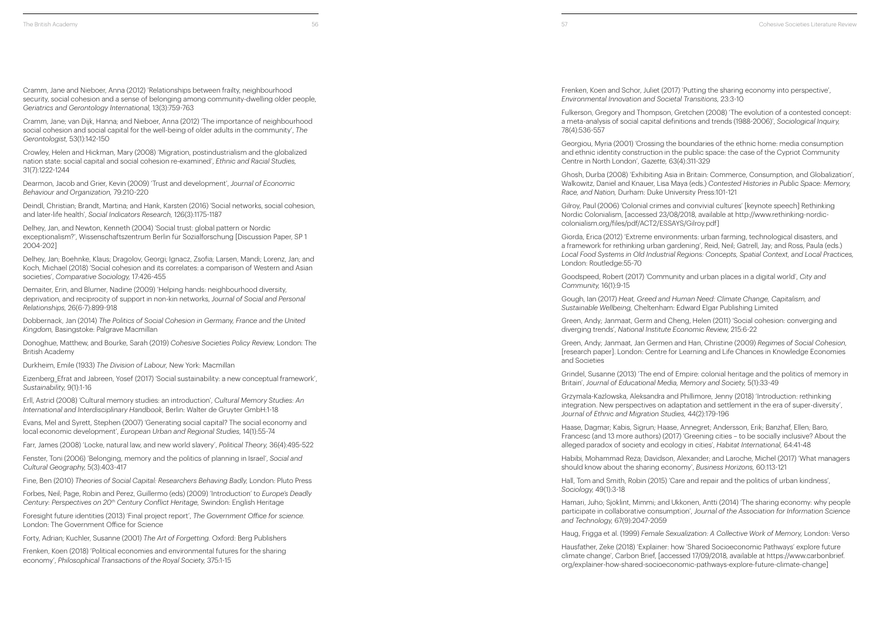Cramm, Jane and Nieboer, Anna (2012) 'Relationships between frailty, neighbourhood security, social cohesion and a sense of belonging among community-dwelling older people, *Geriatrics and Gerontology International,* 13(3):759-763

Cramm, Jane; van Dijk, Hanna; and Nieboer, Anna (2012) 'The importance of neighbourhood social cohesion and social capital for the well-being of older adults in the community', *The Gerontologist,* 53(1):142-150

Crowley, Helen and Hickman, Mary (2008) 'Migration, postindustrialism and the globalized nation state: social capital and social cohesion re-examined', *Ethnic and Racial Studies,* 31(7):1222-1244

Dearmon, Jacob and Grier, Kevin (2009) 'Trust and development', *Journal of Economic Behaviour and Organization,* 79:210-220

Deindl, Christian; Brandt, Martina; and Hank, Karsten (2016) 'Social networks, social cohesion, and later-life health', *Social Indicators Research,* 126(3):1175-1187

Delhey, Jan, and Newton, Kenneth (2004) 'Social trust: global pattern or Nordic exceptionalism?', Wissenschaftszentrum Berlin für Sozialforschung [Discussion Paper, SP 1 2004-202]

Delhey, Jan; Boehnke, Klaus; Dragolov, Georgi; Ignacz, Zsofia; Larsen, Mandi; Lorenz, Jan; and Koch, Michael (2018) 'Social cohesion and its correlates: a comparison of Western and Asian societies', *Comparative Sociology,* 17:426-455

Demaiter, Erin, and Blumer, Nadine (2009) 'Helping hands: neighbourhood diversity, deprivation, and reciprocity of support in non-kin networks, *Journal of Social and Personal Relationships,* 26(6-7):899-918

Dobbernack, Jan (2014) *The Politics of Social Cohesion in Germany, France and the United Kingdom,* Basingstoke: Palgrave Macmillan

Donoghue, Matthew, and Bourke, Sarah (2019) *Cohesive Societies Policy Review,* London: The British Academy

Durkheim, Emile (1933) *The Division of Labour,* New York: Macmillan

Eizenberg_Efrat and Jabreen, Yosef (2017) 'Social sustainability: a new conceptual framework', *Sustainability,* 9(1):1-16

Erll, Astrid (2008) 'Cultural memory studies: an introduction', *Cultural Memory Studies: An International and Interdisciplinary Handbook,* Berlin: Walter de Gruyter GmbH:1-18

Evans, Mel and Syrett, Stephen (2007) 'Generating social capital? The social economy and local economic development', *European Urban and Regional Studies,* 14(1):55-74

Farr, James (2008) 'Locke, natural law, and new world slavery', *Political Theory,* 36(4):495-522

Fenster, Toni (2006) 'Belonging, memory and the politics of planning in Israel', *Social and Cultural Geography,* 5(3):403-417

Fine, Ben (2010) *Theories of Social Capital: Researchers Behaving Badly,* London: Pluto Press

Forbes, Neil; Page, Robin and Perez, Guillermo (eds) (2009) 'Introduction' to *Europe's Deadly Century: Perspectives on 20th Century Conflict Heritage,* Swindon: English Heritage

Foresight future identities (2013) 'Final project report', *The Government Office for science.* London: The Government Office for Science

Forty, Adrian; Kuchler, Susanne (2001) *The Art of Forgetting.* Oxford: Berg Publishers

Frenken, Koen (2018) 'Political economies and environmental futures for the sharing economy', *Philosophical Transactions of the Royal Society,* 375:1-15

Frenken, Koen and Schor, Juliet (2017) 'Putting the sharing economy into perspective', *Environmental Innovation and Societal Transitions,* 23:3-10

Fulkerson, Gregory and Thompson, Gretchen (2008) 'The evolution of a contested concept: a meta-analysis of social capital definitions and trends (1988-2006)', *Sociological Inquiry,* 78(4):536-557

Georgiou, Myria (2001) 'Crossing the boundaries of the ethnic home: media consumption and ethnic identity construction in the public space: the case of the Cypriot Community Centre in North London', *Gazette,* 63(4):311-329

Ghosh, Durba (2008) 'Exhibiting Asia in Britain: Commerce, Consumption, and Globalization', Walkowitz, Daniel and Knauer, Lisa Maya (eds.) *Contested Histories in Public Space: Memory, Race, and Nation,* Durham: Duke University Press:101-121

Gilroy, Paul (2006) 'Colonial crimes and convivial cultures' [keynote speech] Rethinking Nordic Colonialism, [accessed 23/08/2018, available at http://www.rethinking-nordic-colonialism.org/files/pdf/ACT2/ESSAYS/Gilroy.pdf]

Giorda, Erica (2012) 'Extreme environments: urban farming, technological disasters, and a framework for rethinking urban gardening', Reid, Neil; Gatrell, Jay; and Ross, Paula (eds.) *Local Food Systems in Old Industrial Regions: Concepts, Spatial Context, and Local Practices,* London: Routledge:55-70

Goodspeed, Robert (2017) 'Community and urban places in a digital world', *City and Community,* 16(1):9-15

Gough, Ian (2017) *Heat, Greed and Human Need: Climate Change, Capitalism, and Sustainable Wellbeing,* Cheltenham: Edward Elgar Publishing Limited

Green, Andy; Janmaat, Germ and Cheng, Helen (2011) 'Social cohesion: converging and diverging trends', *National Institute Economic Review,* 215:6-22

Green, Andy; Janmaat, Jan Germen and Han, Christine (2009) *Regimes of Social Cohesion,* [research paper]. London: Centre for Learning and Life Chances in Knowledge Economies and Societies

Grindel, Susanne (2013) 'The end of Empire: colonial heritage and the politics of memory in Britain', *Journal of Educational Media, Memory and Society,* 5(1):33-49

Grzymala-Kazlowska, Aleksandra and Phillimore, Jenny (2018) 'Introduction: rethinking integration. New perspectives on adaptation and settlement in the era of super-diversity', *Journal of Ethnic and Migration Studies,* 44(2):179-196

Haase, Dagmar; Kabis, Sigrun; Haase, Annegret; Andersson, Erik; Banzhaf, Ellen; Baro, Francesc (and 13 more authors) (2017) 'Greening cities – to be socially inclusive? About the alleged paradox of society and ecology in cities', *Habitat International,* 64:41-48

Habibi, Mohammad Reza; Davidson, Alexander; and Laroche, Michel (2017) 'What managers should know about the sharing economy', *Business Horizons,* 60:113-121

Hall, Tom and Smith, Robin (2015) 'Care and repair and the politics of urban kindness', *Sociology,* 49(1):3-18

Hamari, Juho; Sjoklint, Mimmi; and Ukkonen, Antti (2014) 'The sharing economy: why people participate in collaborative consumption', *Journal of the Association for Information Science and Technology,* 67(9):2047-2059

Haug, Frigga et al. (1999) *Female Sexualization: A Collective Work of Memory,* London: Verso

Hausfather, Zeke (2018) 'Explainer: how 'Shared Socioeconomic Pathways' explore future climate change', Carbon Brief, [accessed 17/09/2018, available at https://www.carbonbrief.org/explainer-how-shared-socioeconomic-pathways-explore-future-climate-change]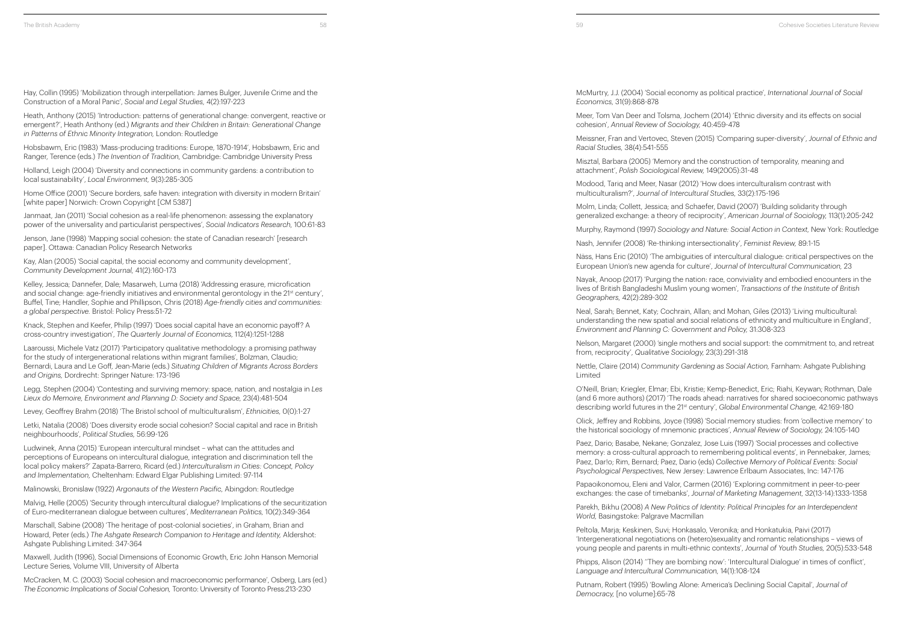Hay, Collin (1995) 'Mobilization through interpellation: James Bulger, Juvenile Crime and the Construction of a Moral Panic', *Social and Legal Studies,* 4(2):197-223

Heath, Anthony (2015) 'Introduction: patterns of generational change: convergent, reactive or emergent?', Heath Anthony (ed.) *Migrants and their Children in Britain: Generational Change in Patterns of Ethnic Minority Integration,* London: Routledge

Hobsbawm, Eric (1983) 'Mass-producing traditions: Europe, 1870-1914', Hobsbawm, Eric and Ranger, Terence (eds.) *The Invention of Tradition,* Cambridge: Cambridge University Press

Holland, Leigh (2004) 'Diversity and connections in community gardens: a contribution to local sustainability', *Local Environment,* 9(3):285-305

Home Office (2001) 'Secure borders, safe haven: integration with diversity in modern Britain' [white paper] Norwich: Crown Copyright [CM 5387]

Janmaat, Jan (2011) 'Social cohesion as a real-life phenomenon: assessing the explanatory power of the universality and particularist perspectives', *Social Indicators Research,* 100:61-83

Jenson, Jane (1998) 'Mapping social cohesion: the state of Canadian research' [research paper]. Ottawa: Canadian Policy Research Networks

Kay, Alan (2005) 'Social capital, the social economy and community development', *Community Development Journal,* 41(2):160-173

Kelley, Jessica; Dannefer, Dale; Masarweh, Luma (2018) 'Addressing erasure, microfication and social change: age-friendly initiatives and environmental gerontology in the 21st century', Buffel, Tine; Handler, Sophie and Phillipson, Chris (2018) *Age-friendly cities and communities: a global perspective.* Bristol: Policy Press:51-72

Knack, Stephen and Keefer, Philip (1997) 'Does social capital have an economic payoff? A cross-country investigation', *The Quarterly Journal of Economics,* 112(4):1251-1288

Laaroussi, Michele Vatz (2017) 'Participatory qualitative methodology: a promising pathway for the study of intergenerational relations within migrant families', Bolzman, Claudio; Bernardi, Laura and Le Goff, Jean-Marie (eds.) *Situating Children of Migrants Across Borders and Origins,* Dordrecht: Springer Nature: 173-196

Legg, Stephen (2004) 'Contesting and surviving memory: space, nation, and nostalgia in *Les Lieux do Memoire*, *Environment and Planning D: Society and Space,* 23(4):481-504

Levey, Geoffrey Brahm (2018) 'The Bristol school of multiculturalism', *Ethnicities,* 0(0):1-27

Letki, Natalia (2008) 'Does diversity erode social cohesion? Social capital and race in British neighbourhoods', *Political Studies,* 56:99-126

Ludwinek, Anna (2015) 'European intercultural mindset – what can the attitudes and perceptions of Europeans on intercultural dialogue, integration and discrimination tell the local policy makers?' Zapata-Barrero, Ricard (ed.) *Interculturalism in Cities: Concept, Policy and Implementation,* Cheltenham: Edward Elgar Publishing Limited: 97-114

Malinowski, Bronislaw (1922) *Argonauts of the Western Pacific,* Abingdon: Routledge

Malvig, Helle (2005) 'Security through intercultural dialogue? Implications of the securitization of Euro-mediterranean dialogue between cultures', *Mediterranean Politics,* 10(2):349-364

Marschall, Sabine (2008) 'The heritage of post-colonial societies', in Graham, Brian and Howard, Peter (eds.) *The Ashgate Research Companion to Heritage and Identity,* Aldershot: Ashgate Publishing Limited: 347-364

Maxwell, Judith (1996), Social Dimensions of Economic Growth, Eric John Hanson Memorial Lecture Series, Volume VIII, University of Alberta

McCracken, M. C. (2003) 'Social cohesion and macroeconomic performance', Osberg, Lars (ed.) *The Economic Implications of Social Cohesion,* Toronto: University of Toronto Press:213-230

McMurtry, J.J. (2004) 'Social economy as political practice', *International Journal of Social Economics,* 31(9):868-878

Meer, Tom Van Deer and Tolsma, Jochem (2014) 'Ethnic diversity and its effects on social cohesion', *Annual Review of Sociology,* 40:459-478

Meissner, Fran and Vertovec, Steven (2015) 'Comparing super-diversity', *Journal of Ethnic and Racial Studies,* 38(4):541-555

Misztal, Barbara (2005) 'Memory and the construction of temporality, meaning and attachment', *Polish Sociological Review,* 149(2005):31-48

Modood, Tariq and Meer, Nasar (2012) 'How does interculturalism contrast with multiculturalism?', *Journal of Intercultural Studies,* 33(2):175-196

Molm, Linda; Collett, Jessica; and Schaefer, David (2007) 'Building solidarity through generalized exchange: a theory of reciprocity', *American Journal of Sociology,* 113(1):205-242

Murphy, Raymond (1997) *Sociology and Nature: Social Action in Context,* New York: Routledge

Nash, Jennifer (2008) 'Re-thinking intersectionality', *Feminist Review,* 89:1-15

Nāss, Hans Eric (2010) 'The ambiguities of intercultural dialogue: critical perspectives on the European Union's new agenda for culture', *Journal of Intercultural Communication,* 23

Nayak, Anoop (2017) 'Purging the nation: race, conviviality and embodied encounters in the lives of British Bangladeshi Muslim young women', *Transactions of the Institute of British Geographers,* 42(2):289-302

Neal, Sarah; Bennet, Katy; Cochrain, Allan; and Mohan, Giles (2013) 'Living multicultural: understanding the new spatial and social relations of ethnicity and multiculture in England', *Environment and Planning C: Government and Policy,* 31:308-323

Nelson, Margaret (2000) 'single mothers and social support: the commitment to, and retreat from, reciprocity', *Qualitative Sociology,* 23(3):291-318

Nettle, Claire (2014) *Community Gardening as Social Action,* Farnham: Ashgate Publishing Limited

O'Neill, Brian; Kriegler, Elmar; Ebi, Kristie; Kemp-Benedict, Eric; Riahi, Keywan; Rothman, Dale (and 6 more authors) (2017) 'The roads ahead: narratives for shared socioeconomic pathways describing world futures in the 21st century', *Global Environmental Change,* 42:169-180

Olick, Jeffrey and Robbins, Joyce (1998) 'Social memory studies: from 'collective memory' to the historical sociology of mnemonic practices', *Annual Review of Sociology,* 24:105-140

Paez, Dario; Basabe, Nekane; Gonzalez, Jose Luis (1997) 'Social processes and collective memory: a cross-cultural approach to remembering political events', in Pennebaker, James; Paez, Dar!o; Rim, Bernard; Paez, Dario (eds) *Collective Memory of Political Events: Social Psychological Perspectives,* New Jersey: Lawrence Erlbaum Associates, Inc: 147-176

Papaoikonomou, Eleni and Valor, Carmen (2016) 'Exploring commitment in peer-to-peer exchanges: the case of timebanks', *Journal of Marketing Management,* 32(13-14):1333-1358

Parekh, Bikhu (2008) *A New Politics of Identity: Political Principles for an Interdependent World,* Basingstoke: Palgrave Macmillan

Peltola, Marja; Keskinen, Suvi; Honkasalo, Veronika; and Honkatukia, Paivi (2017) 'Intergenerational negotiations on (hetero)sexuality and romantic relationships – views of young people and parents in multi-ethnic contexts', *Journal of Youth Studies,* 20(5):533-548

Phipps, Alison (2014) ''They are bombing now': 'Intercultural Dialogue' in times of conflict', *Language and Intercultural Communication,* 14(1):108-124

Putnam, Robert (1995) 'Bowling Alone: America's Declining Social Capital', *Journal of Democracy,* [no volume]:65-78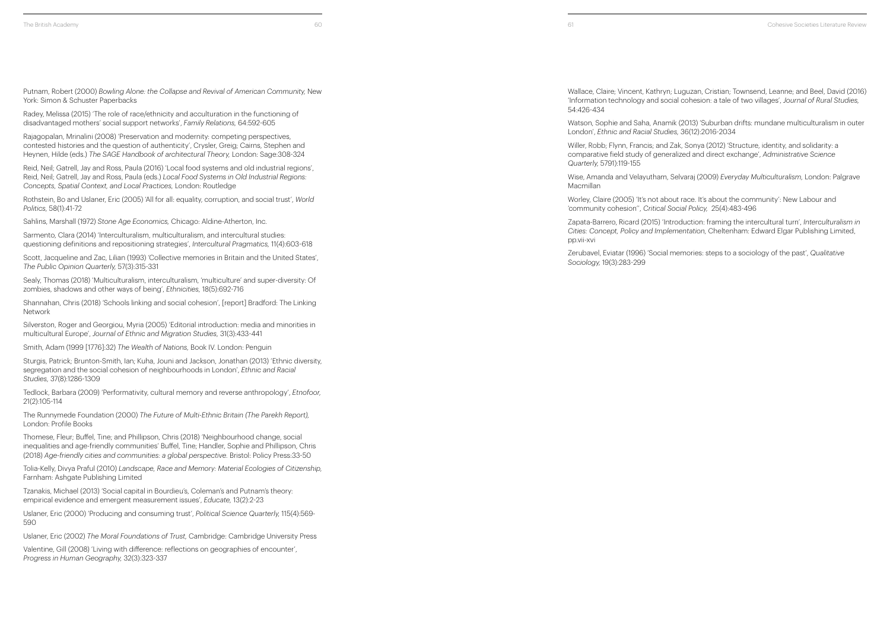Putnam, Robert (2000) *Bowling Alone: the Collapse and Revival of American Community,* New York: Simon & Schuster Paperbacks

Radey, Melissa (2015) 'The role of race/ethnicity and acculturation in the functioning of disadvantaged mothers' social support networks', *Family Relations,* 64:592-605

Rajagopalan, Mrinalini (2008) 'Preservation and modernity: competing perspectives, contested histories and the question of authenticity', Crysler, Greig; Cairns, Stephen and Heynen, Hilde (eds.) *The SAGE Handbook of architectural Theory,* London: Sage:308-324

Reid, Neil; Gatrell, Jay and Ross, Paula (2016) 'Local food systems and old industrial regions', Reid, Neil; Gatrell, Jay and Ross, Paula (eds.) *Local Food Systems in Old Industrial Regions: Concepts, Spatial Context, and Local Practices,* London: Routledge

Rothstein, Bo and Uslaner, Eric (2005) 'All for all: equality, corruption, and social trust', *World Politics,* 58(1):41-72

Sahlins, Marshall (1972) *Stone Age Economics,* Chicago: Aldine-Atherton, Inc.

Sarmento, Clara (2014) 'Interculturalism, multiculturalism, and intercultural studies: questioning definitions and repositioning strategies', *Intercultural Pragmatics,* 11(4):603-618

Scott, Jacqueline and Zac, Lilian (1993) 'Collective memories in Britain and the United States', *The Public Opinion Quarterly,* 57(3):315-331

Sealy, Thomas (2018) 'Multiculturalism, interculturalism, 'multiculture' and super-diversity: Of zombies, shadows and other ways of being', *Ethnicities,* 18(5):692-716

Shannahan, Chris (2018) 'Schools linking and social cohesion', [report] Bradford: The Linking Network

Silverston, Roger and Georgiou, Myria (2005) 'Editorial introduction: media and minorities in multicultural Europe', *Journal of Ethnic and Migration Studies,* 31(3):433-441

Smith, Adam (1999 [1776]:32) *The Wealth of Nations,* Book IV. London: Penguin

Sturgis, Patrick; Brunton-Smith, Ian; Kuha, Jouni and Jackson, Jonathan (2013) 'Ethnic diversity, segregation and the social cohesion of neighbourhoods in London', *Ethnic and Racial Studies,* 37(8):1286-1309

Tedlock, Barbara (2009) 'Performativity, cultural memory and reverse anthropology', *Etnofoor,* 21(2):105-114

The Runnymede Foundation (2000) *The Future of Multi-Ethnic Britain (The Parekh Report),* London: Profile Books

Thomese, Fleur; Buffel, Tine; and Phillipson, Chris (2018) 'Neighbourhood change, social inequalities and age-friendly communities' Buffel, Tine; Handler, Sophie and Phillipson, Chris (2018) *Age-friendly cities and communities: a global perspective.* Bristol: Policy Press:33-50

Tolia-Kelly, Divya Praful (2010) *Landscape, Race and Memory: Material Ecologies of Citizenship,* Farnham: Ashgate Publishing Limited

Tzanakis, Michael (2013) 'Social capital in Bourdieu's, Coleman's and Putnam's theory: empirical evidence and emergent measurement issues', *Educate,* 13(2):2-23

Uslaner, Eric (2000) 'Producing and consuming trust', *Political Science Quarterly,* 115(4):569-590

Uslaner, Eric (2002) *The Moral Foundations of Trust,* Cambridge: Cambridge University Press

Valentine, Gill (2008) 'Living with difference: reflections on geographies of encounter', *Progress in Human Geography,* 32(3):323-337

Wallace, Claire; Vincent, Kathryn; Luguzan, Cristian; Townsend, Leanne; and Beel, David (2016) 'Information technology and social cohesion: a tale of two villages', *Journal of Rural Studies,* 54:426-434

Watson, Sophie and Saha, Anamik (2013) 'Suburban drifts: mundane multiculturalism in outer London', *Ethnic and Racial Studies,* 36(12):2016-2034

Willer, Robb; Flynn, Francis; and Zak, Sonya (2012) 'Structure, identity, and solidarity: a comparative field study of generalized and direct exchange', *Administrative Science Quarterly,* 5791):119-155

Wise, Amanda and Velayutham, Selvaraj (2009) *Everyday Multiculturalism,* London: Palgrave Macmillan

Worley, Claire (2005) 'It's not about race. It's about the community': New Labour and 'community cohesion'', *Critical Social Policy,* 25(4):483-496

Zapata-Barrero, Ricard (2015) 'Introduction: framing the intercultural turn', *Interculturalism in Cities: Concept, Policy and Implementation,* Cheltenham: Edward Elgar Publishing Limited, pp.vii-xvi

Zerubavel, Eviatar (1996) 'Social memories: steps to a sociology of the past', *Qualitative Sociology,* 19(3):283-299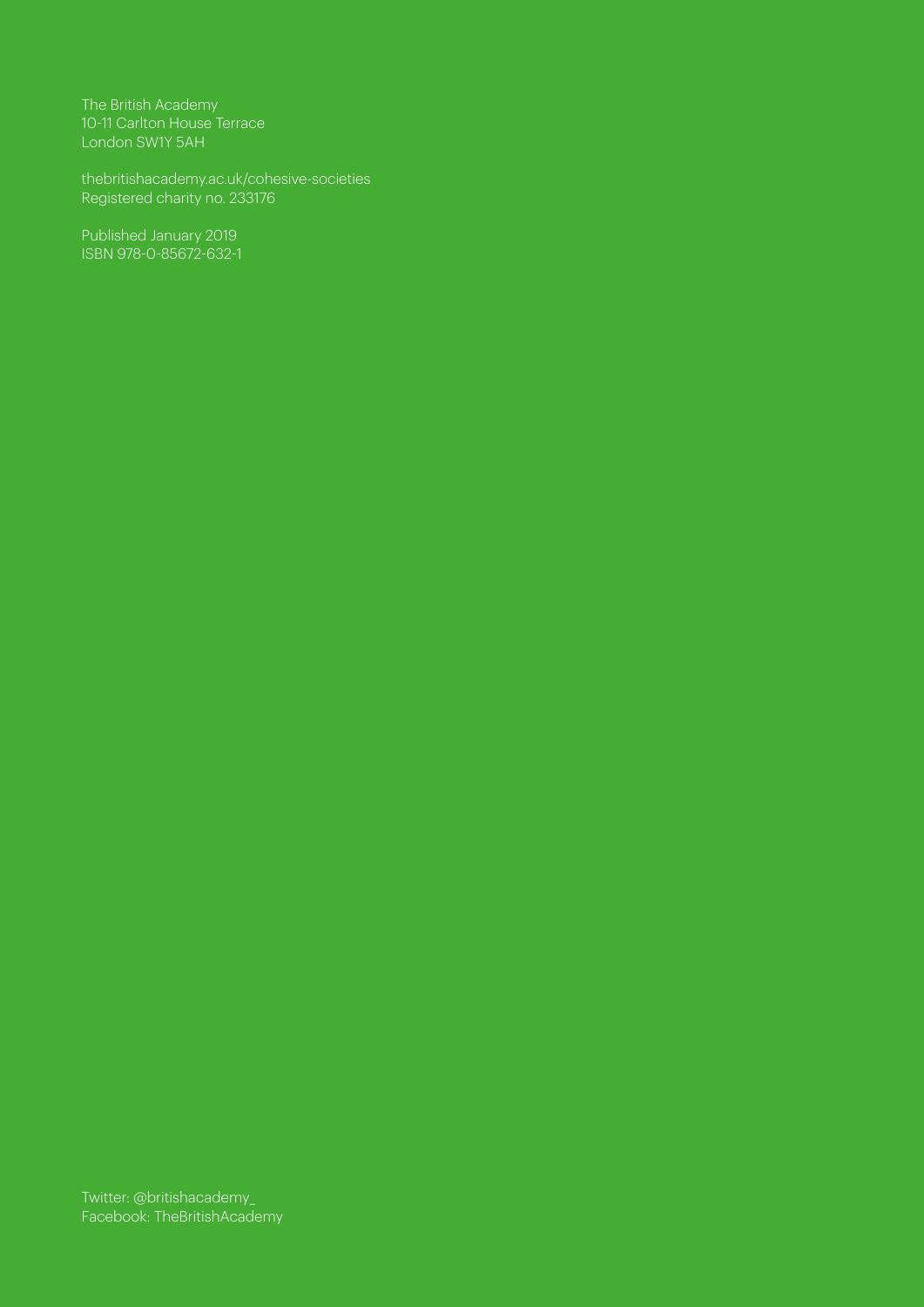The British Academy
10-11 Carlton House Terrace
London SW1Y 5AH

thebritishacademy.ac.uk/cohesive-societies
Registered charity no. 233176

Published January 2019
ISBN 978-0-85672-632-1

Twitter: @britishacademy_
Facebook: TheBritishAcademy